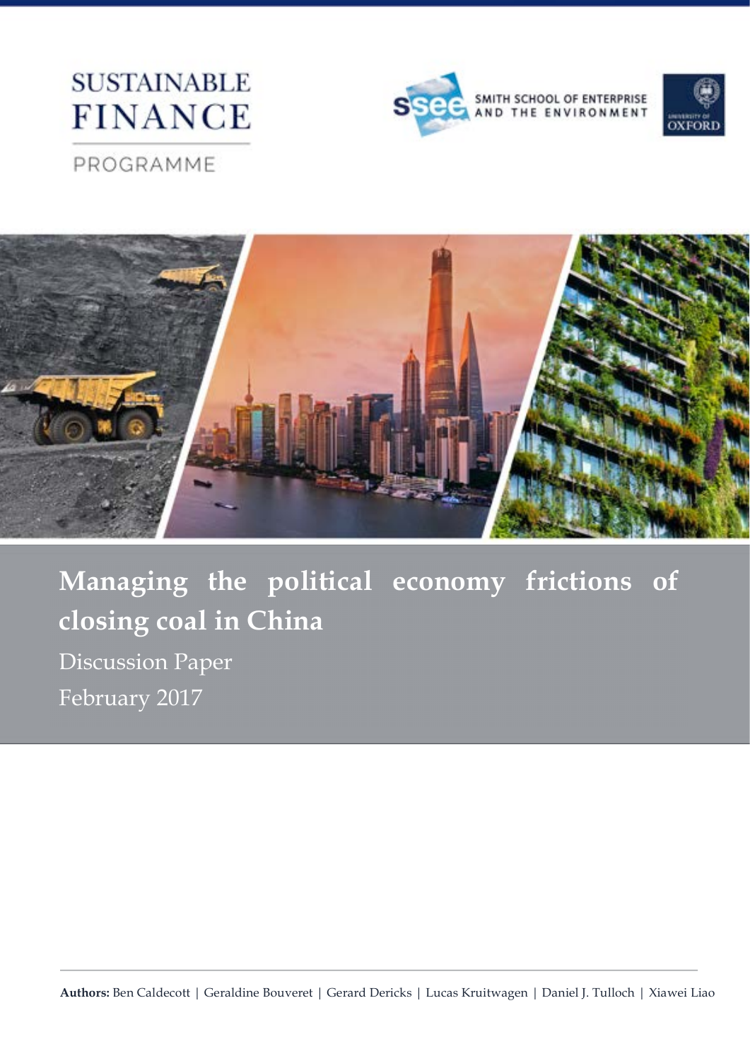SUSTAINABLE FINANCE

PROGRAMME

SMITH SCHOOL OF ENTERPRISE AND THE ENVIRONMENT

UNIVERSITY OF OXFORD

# Managing the political economy frictions of closing coal in China

Discussion Paper

February 2017

**Authors:** Ben Caldecott | Geraldine Bouveret | Gerard Dericks | Lucas Kruitwagen | Daniel J. Tulloch | Xiawei Liao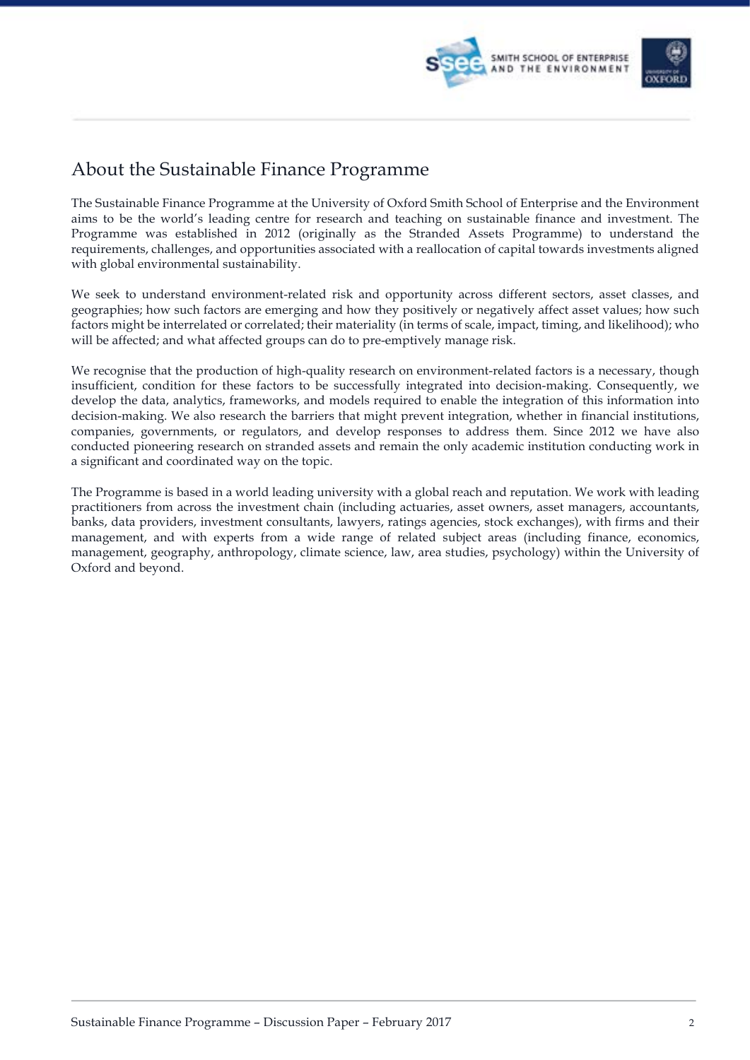## About the Sustainable Finance Programme

The Sustainable Finance Programme at the University of Oxford Smith School of Enterprise and the Environment aims to be the world's leading centre for research and teaching on sustainable finance and investment. The Programme was established in 2012 (originally as the Stranded Assets Programme) to understand the requirements, challenges, and opportunities associated with a reallocation of capital towards investments aligned with global environmental sustainability.

We seek to understand environment-related risk and opportunity across different sectors, asset classes, and geographies; how such factors are emerging and how they positively or negatively affect asset values; how such factors might be interrelated or correlated; their materiality (in terms of scale, impact, timing, and likelihood); who will be affected; and what affected groups can do to pre-emptively manage risk.

We recognise that the production of high-quality research on environment-related factors is a necessary, though insufficient, condition for these factors to be successfully integrated into decision-making. Consequently, we develop the data, analytics, frameworks, and models required to enable the integration of this information into decision-making. We also research the barriers that might prevent integration, whether in financial institutions, companies, governments, or regulators, and develop responses to address them. Since 2012 we have also conducted pioneering research on stranded assets and remain the only academic institution conducting work in a significant and coordinated way on the topic.

The Programme is based in a world leading university with a global reach and reputation. We work with leading practitioners from across the investment chain (including actuaries, asset owners, asset managers, accountants, banks, data providers, investment consultants, lawyers, ratings agencies, stock exchanges), with firms and their management, and with experts from a wide range of related subject areas (including finance, economics, management, geography, anthropology, climate science, law, area studies, psychology) within the University of Oxford and beyond.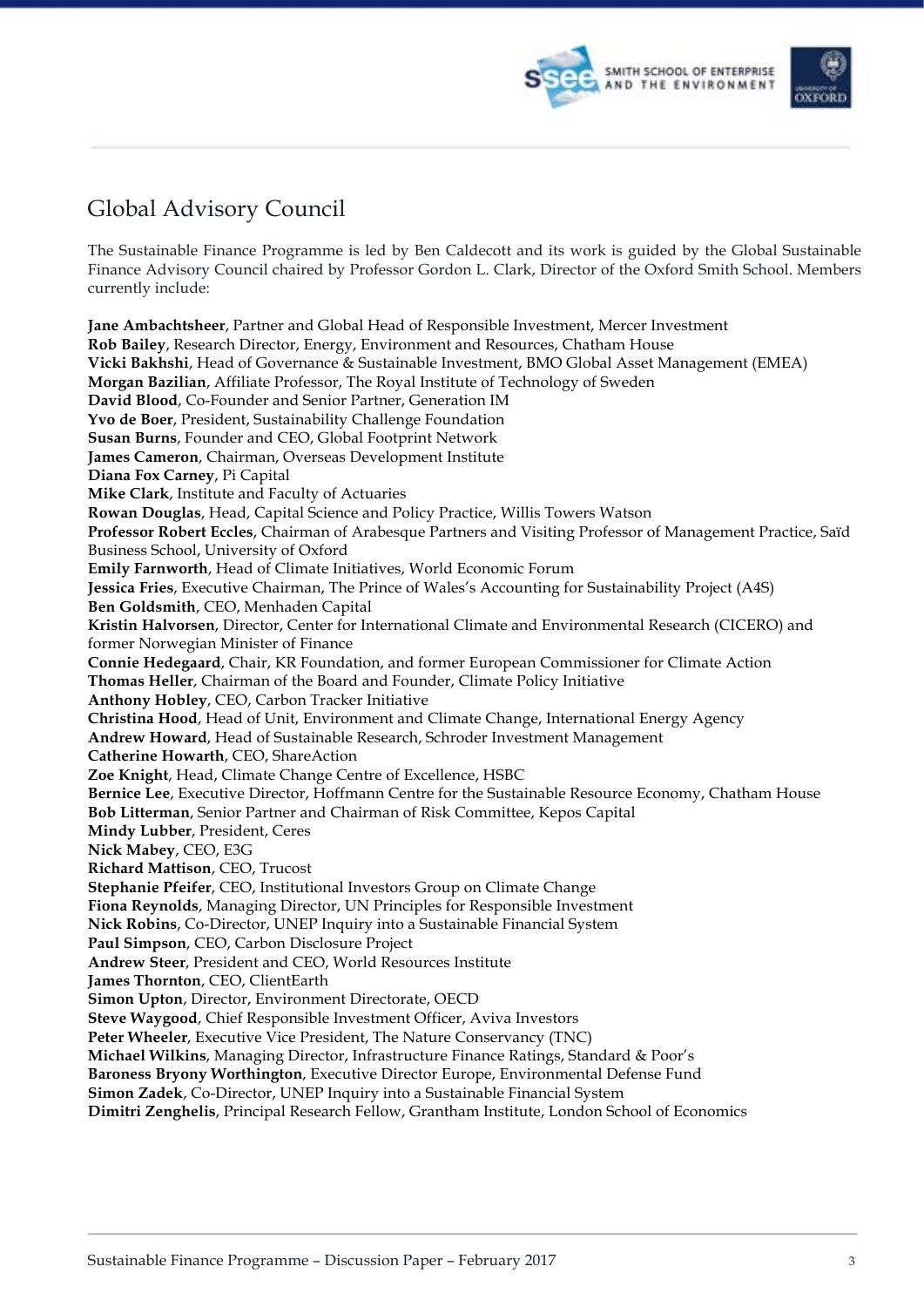## Global Advisory Council

The Sustainable Finance Programme is led by Ben Caldecott and its work is guided by the Global Sustainable Finance Advisory Council chaired by Professor Gordon L. Clark, Director of the Oxford Smith School. Members currently include:

**Jane Ambachtsheer**, Partner and Global Head of Responsible Investment, Mercer Investment
**Rob Bailey**, Research Director, Energy, Environment and Resources, Chatham House
**Vicki Bakhshi**, Head of Governance & Sustainable Investment, BMO Global Asset Management (EMEA)
**Morgan Bazilian**, Affiliate Professor, The Royal Institute of Technology of Sweden
**David Blood**, Co-Founder and Senior Partner, Generation IM
**Yvo de Boer**, President, Sustainability Challenge Foundation
**Susan Burns**, Founder and CEO, Global Footprint Network
**James Cameron**, Chairman, Overseas Development Institute
**Diana Fox Carney**, Pi Capital
**Mike Clark**, Institute and Faculty of Actuaries
**Rowan Douglas**, Head, Capital Science and Policy Practice, Willis Towers Watson
**Professor Robert Eccles**, Chairman of Arabesque Partners and Visiting Professor of Management Practice, Saïd Business School, University of Oxford
**Emily Farnworth**, Head of Climate Initiatives, World Economic Forum
**Jessica Fries**, Executive Chairman, The Prince of Wales's Accounting for Sustainability Project (A4S)
**Ben Goldsmith**, CEO, Menhaden Capital
**Kristin Halvorsen**, Director, Center for International Climate and Environmental Research (CICERO) and former Norwegian Minister of Finance
**Connie Hedegaard**, Chair, KR Foundation, and former European Commissioner for Climate Action
**Thomas Heller**, Chairman of the Board and Founder, Climate Policy Initiative
**Anthony Hobley**, CEO, Carbon Tracker Initiative
**Christina Hood**, Head of Unit, Environment and Climate Change, International Energy Agency
**Andrew Howard**, Head of Sustainable Research, Schroder Investment Management
**Catherine Howarth**, CEO, ShareAction
**Zoe Knight**, Head, Climate Change Centre of Excellence, HSBC
**Bernice Lee**, Executive Director, Hoffmann Centre for the Sustainable Resource Economy, Chatham House
**Bob Litterman**, Senior Partner and Chairman of Risk Committee, Kepos Capital
**Mindy Lubber**, President, Ceres
**Nick Mabey**, CEO, E3G
**Richard Mattison**, CEO, Trucost
**Stephanie Pfeifer**, CEO, Institutional Investors Group on Climate Change
**Fiona Reynolds**, Managing Director, UN Principles for Responsible Investment
**Nick Robins**, Co-Director, UNEP Inquiry into a Sustainable Financial System
**Paul Simpson**, CEO, Carbon Disclosure Project
**Andrew Steer**, President and CEO, World Resources Institute
**James Thornton**, CEO, ClientEarth
**Simon Upton**, Director, Environment Directorate, OECD
**Steve Waygood**, Chief Responsible Investment Officer, Aviva Investors
**Peter Wheeler**, Executive Vice President, The Nature Conservancy (TNC)
**Michael Wilkins**, Managing Director, Infrastructure Finance Ratings, Standard & Poor's
**Baroness Bryony Worthington**, Executive Director Europe, Environmental Defense Fund
**Simon Zadek**, Co-Director, UNEP Inquiry into a Sustainable Financial System
**Dimitri Zenghelis**, Principal Research Fellow, Grantham Institute, London School of Economics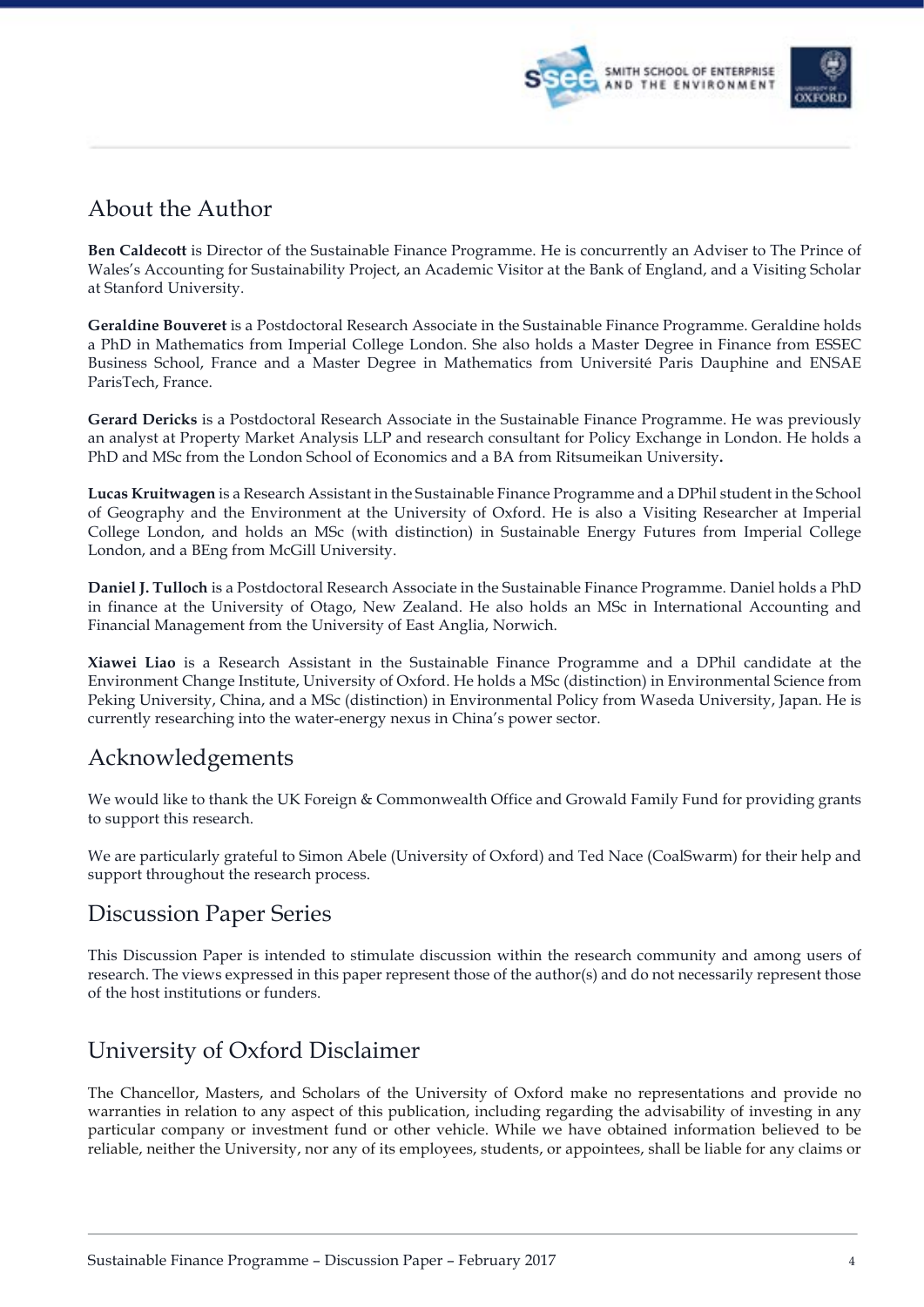## About the Author

**Ben Caldecott** is Director of the Sustainable Finance Programme. He is concurrently an Adviser to The Prince of Wales's Accounting for Sustainability Project, an Academic Visitor at the Bank of England, and a Visiting Scholar at Stanford University.

**Geraldine Bouveret** is a Postdoctoral Research Associate in the Sustainable Finance Programme. Geraldine holds a PhD in Mathematics from Imperial College London. She also holds a Master Degree in Finance from ESSEC Business School, France and a Master Degree in Mathematics from Université Paris Dauphine and ENSAE ParisTech, France.

**Gerard Dericks** is a Postdoctoral Research Associate in the Sustainable Finance Programme. He was previously an analyst at Property Market Analysis LLP and research consultant for Policy Exchange in London. He holds a PhD and MSc from the London School of Economics and a BA from Ritsumeikan University.

**Lucas Kruitwagen** is a Research Assistant in the Sustainable Finance Programme and a DPhil student in the School of Geography and the Environment at the University of Oxford. He is also a Visiting Researcher at Imperial College London, and holds an MSc (with distinction) in Sustainable Energy Futures from Imperial College London, and a BEng from McGill University.

**Daniel J. Tulloch** is a Postdoctoral Research Associate in the Sustainable Finance Programme. Daniel holds a PhD in finance at the University of Otago, New Zealand. He also holds an MSc in International Accounting and Financial Management from the University of East Anglia, Norwich.

**Xiawei Liao** is a Research Assistant in the Sustainable Finance Programme and a DPhil candidate at the Environment Change Institute, University of Oxford. He holds a MSc (distinction) in Environmental Science from Peking University, China, and a MSc (distinction) in Environmental Policy from Waseda University, Japan. He is currently researching into the water-energy nexus in China's power sector.

## Acknowledgements

We would like to thank the UK Foreign & Commonwealth Office and Growald Family Fund for providing grants to support this research.

We are particularly grateful to Simon Abele (University of Oxford) and Ted Nace (CoalSwarm) for their help and support throughout the research process.

## Discussion Paper Series

This Discussion Paper is intended to stimulate discussion within the research community and among users of research. The views expressed in this paper represent those of the author(s) and do not necessarily represent those of the host institutions or funders.

## University of Oxford Disclaimer

The Chancellor, Masters, and Scholars of the University of Oxford make no representations and provide no warranties in relation to any aspect of this publication, including regarding the advisability of investing in any particular company or investment fund or other vehicle. While we have obtained information believed to be reliable, neither the University, nor any of its employees, students, or appointees, shall be liable for any claims or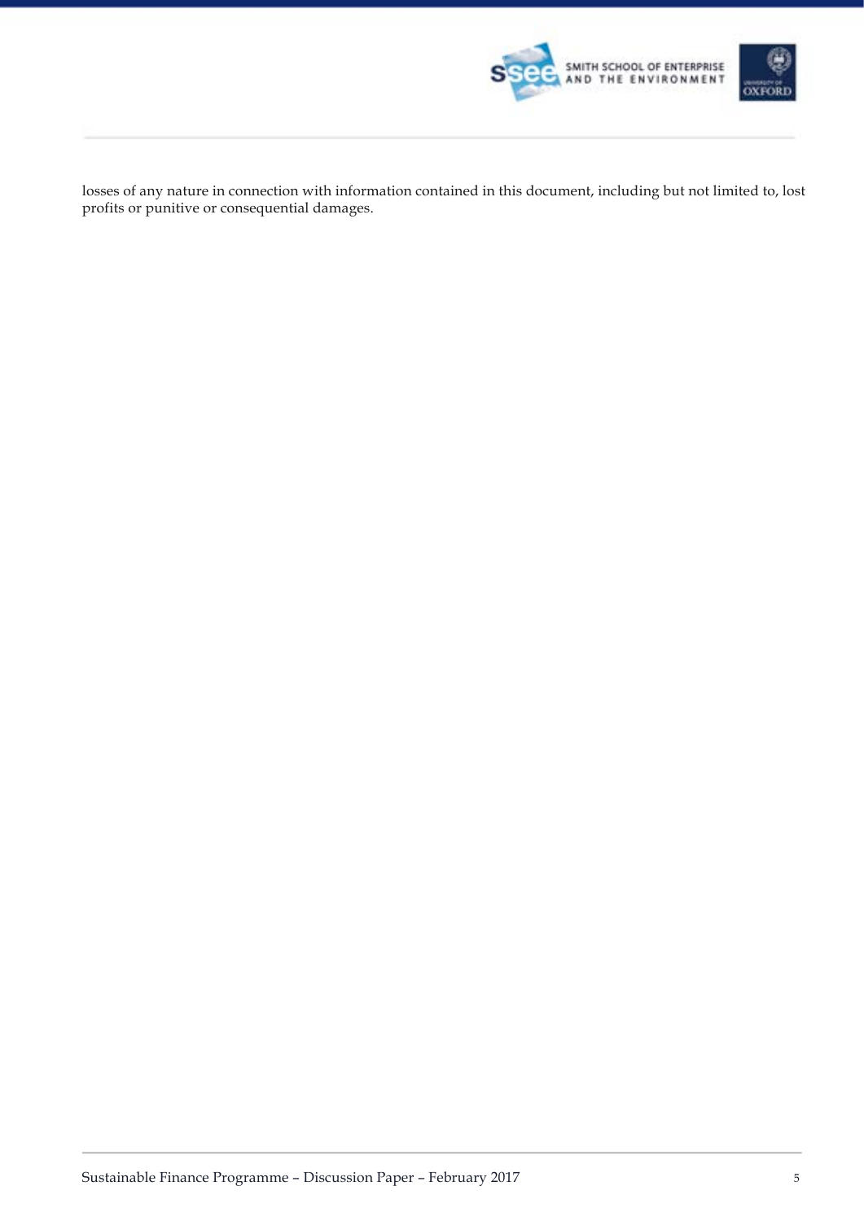losses of any nature in connection with information contained in this document, including but not limited to, lost profits or punitive or consequential damages.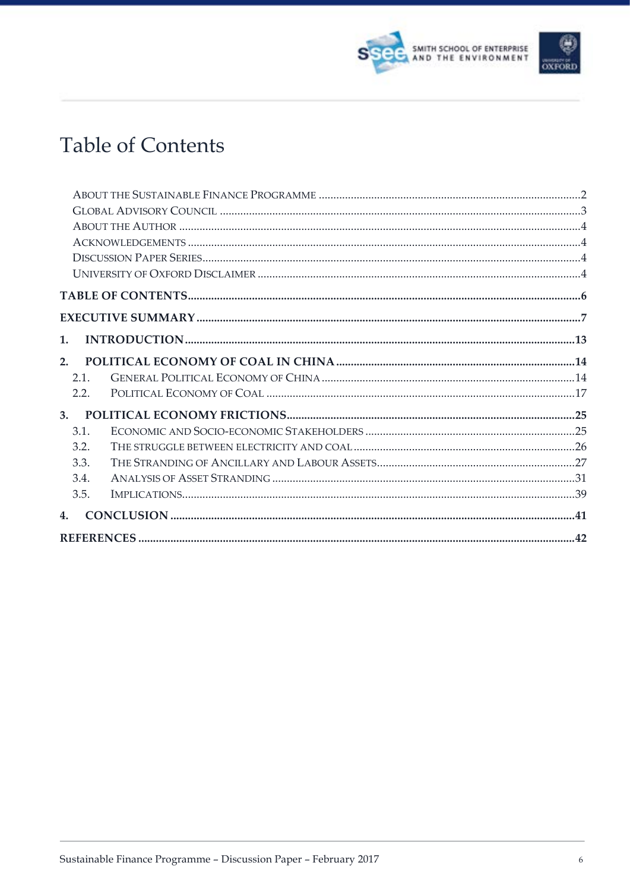# Table of Contents

About the Sustainable Finance Programme ........................................................................................2
Global Advisory Council ..........................................................................................................3
About the Author ......................................................................................................................4
Acknowledgements ...................................................................................................................4
Discussion Paper Series............................................................................................................4
University of Oxford Disclaimer ...............................................................................................4

**TABLE OF CONTENTS**......................................................................................................6

**EXECUTIVE SUMMARY**...................................................................................................7

**1. INTRODUCTION**...........................................................................................................13

**2. POLITICAL ECONOMY OF COAL IN CHINA** ...............................................................14

2.1. General Political Economy of China .................................................................................14
2.2. Political Economy of Coal .................................................................................................17

**3. POLITICAL ECONOMY FRICTIONS**................................................................................25

3.1. Economic and Socio-economic Stakeholders .......................................................................25
3.2. The struggle between electricity and coal ..........................................................................26
3.3. The Stranding of Ancillary and Labour Assets....................................................................27
3.4. Analysis of Asset Stranding ...............................................................................................31
3.5. Implications.......................................................................................................................39

**4. CONCLUSION** ...............................................................................................................41

**REFERENCES** ..................................................................................................................42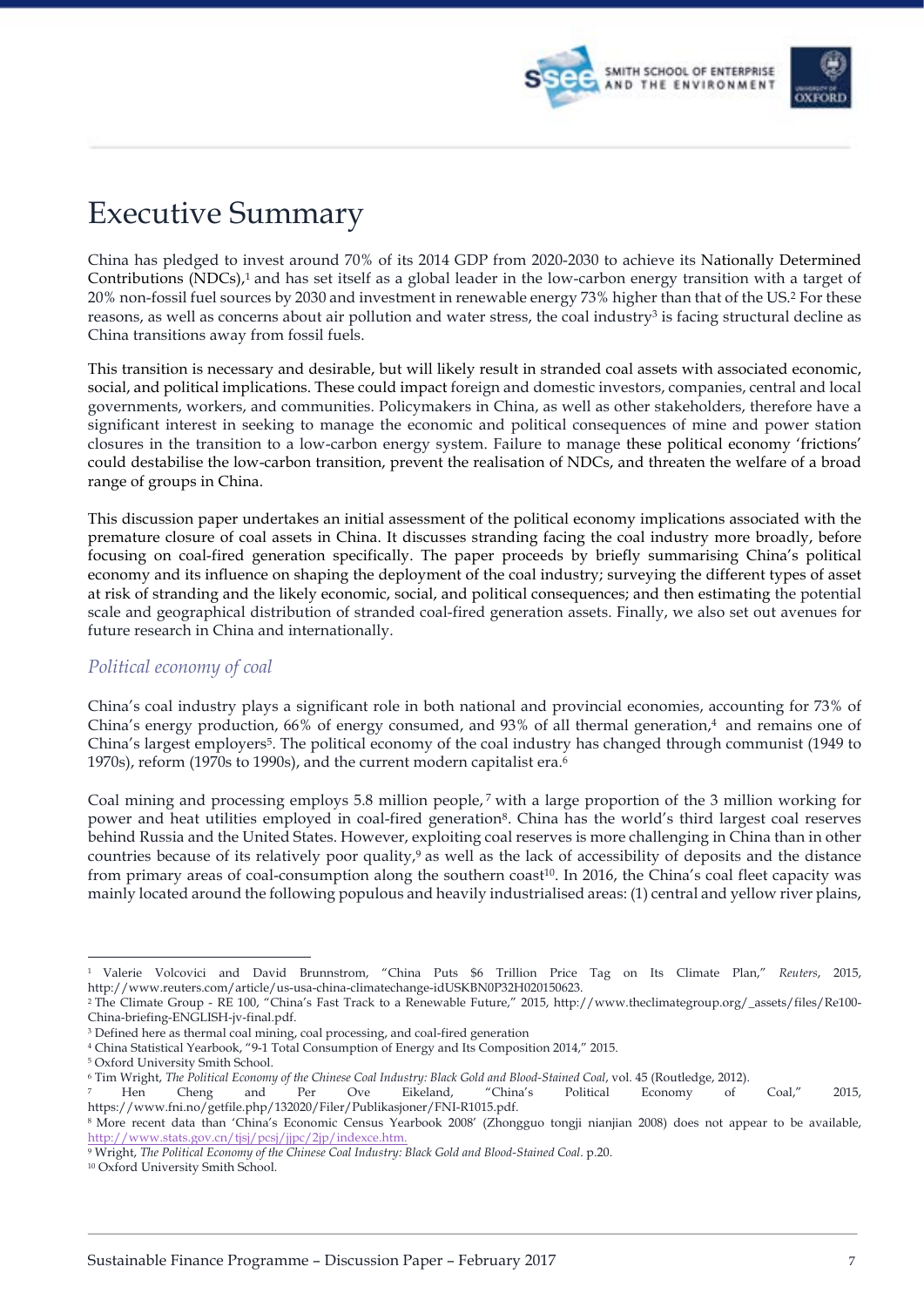# Executive Summary

China has pledged to invest around 70% of its 2014 GDP from 2020-2030 to achieve its Nationally Determined Contributions (NDCs),[1] and has set itself as a global leader in the low-carbon energy transition with a target of 20% non-fossil fuel sources by 2030 and investment in renewable energy 73% higher than that of the US.[2] For these reasons, as well as concerns about air pollution and water stress, the coal industry[3] is facing structural decline as China transitions away from fossil fuels.

This transition is necessary and desirable, but will likely result in stranded coal assets with associated economic, social, and political implications. These could impact foreign and domestic investors, companies, central and local governments, workers, and communities. Policymakers in China, as well as other stakeholders, therefore have a significant interest in seeking to manage the economic and political consequences of mine and power station closures in the transition to a low-carbon energy system. Failure to manage these political economy 'frictions' could destabilise the low-carbon transition, prevent the realisation of NDCs, and threaten the welfare of a broad range of groups in China.

This discussion paper undertakes an initial assessment of the political economy implications associated with the premature closure of coal assets in China. It discusses stranding facing the coal industry more broadly, before focusing on coal-fired generation specifically. The paper proceeds by briefly summarising China's political economy and its influence on shaping the deployment of the coal industry; surveying the different types of asset at risk of stranding and the likely economic, social, and political consequences; and then estimating the potential scale and geographical distribution of stranded coal-fired generation assets. Finally, we also set out avenues for future research in China and internationally.

## *Political economy of coal*

China's coal industry plays a significant role in both national and provincial economies, accounting for 73% of China's energy production, 66% of energy consumed, and 93% of all thermal generation,[4] and remains one of China's largest employers[5]. The political economy of the coal industry has changed through communist (1949 to 1970s), reform (1970s to 1990s), and the current modern capitalist era.[6]

Coal mining and processing employs 5.8 million people,[7] with a large proportion of the 3 million working for power and heat utilities employed in coal-fired generation[8]. China has the world's third largest coal reserves behind Russia and the United States. However, exploiting coal reserves is more challenging in China than in other countries because of its relatively poor quality,[9] as well as the lack of accessibility of deposits and the distance from primary areas of coal-consumption along the southern coast[10]. In 2016, the China's coal fleet capacity was mainly located around the following populous and heavily industrialised areas: (1) central and yellow river plains,

---

[1] Valerie Volcovici and David Brunnstrom, "China Puts $6 Trillion Price Tag on Its Climate Plan," *Reuters*, 2015, http://www.reuters.com/article/us-usa-china-climatechange-idUSKBN0P32H020150623.

[2] The Climate Group - RE 100, "China's Fast Track to a Renewable Future," 2015, http://www.theclimategroup.org/_assets/files/Re100-China-briefing-ENGLISH-jv-final.pdf.

[3] Defined here as thermal coal mining, coal processing, and coal-fired generation

[4] China Statistical Yearbook, "9-1 Total Consumption of Energy and Its Composition 2014," 2015.

[5] Oxford University Smith School.

[6] Tim Wright, *The Political Economy of the Chinese Coal Industry: Black Gold and Blood-Stained Coal*, vol. 45 (Routledge, 2012).

[7] Hen Cheng and Per Ove Eikeland, "China's Political Economy of Coal," 2015, https://www.fni.no/getfile.php/132020/Filer/Publikasjoner/FNI-R1015.pdf.

[8] More recent data than 'China's Economic Census Yearbook 2008' (Zhongguo tongji nianjian 2008) does not appear to be available, http://www.stats.gov.cn/tjsj/pcsj/jjpc/2jp/indexce.htm.

[9] Wright, *The Political Economy of the Chinese Coal Industry: Black Gold and Blood-Stained Coal*. p.20.

[10] Oxford University Smith School.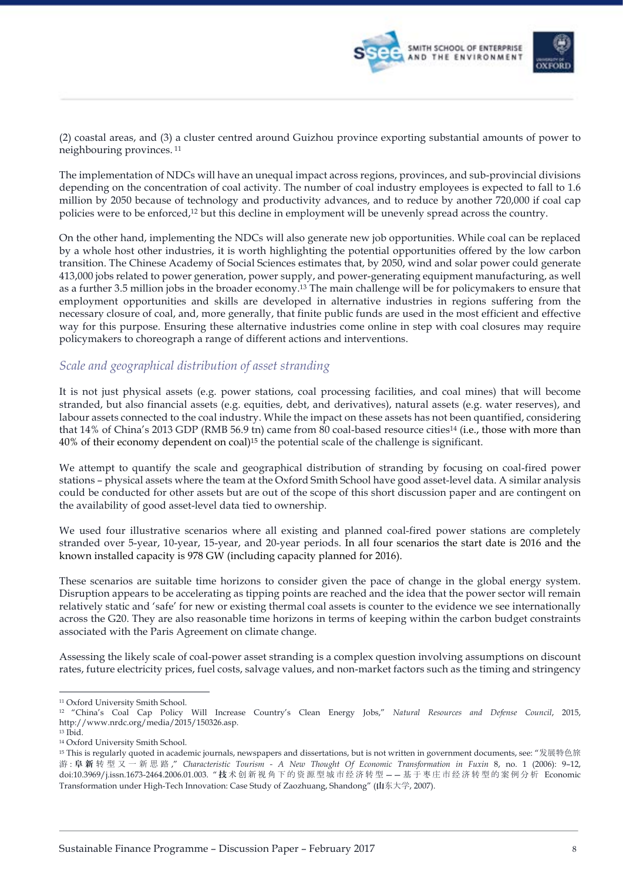(2) coastal areas, and (3) a cluster centred around Guizhou province exporting substantial amounts of power to neighbouring provinces.[11]

The implementation of NDCs will have an unequal impact across regions, provinces, and sub-provincial divisions depending on the concentration of coal activity. The number of coal industry employees is expected to fall to 1.6 million by 2050 because of technology and productivity advances, and to reduce by another 720,000 if coal cap policies were to be enforced,[12] but this decline in employment will be unevenly spread across the country.

On the other hand, implementing the NDCs will also generate new job opportunities. While coal can be replaced by a whole host other industries, it is worth highlighting the potential opportunities offered by the low carbon transition. The Chinese Academy of Social Sciences estimates that, by 2050, wind and solar power could generate 413,000 jobs related to power generation, power supply, and power-generating equipment manufacturing, as well as a further 3.5 million jobs in the broader economy.[13] The main challenge will be for policymakers to ensure that employment opportunities and skills are developed in alternative industries in regions suffering from the necessary closure of coal, and, more generally, that finite public funds are used in the most efficient and effective way for this purpose. Ensuring these alternative industries come online in step with coal closures may require policymakers to choreograph a range of different actions and interventions.

## *Scale and geographical distribution of asset stranding*

It is not just physical assets (e.g. power stations, coal processing facilities, and coal mines) that will become stranded, but also financial assets (e.g. equities, debt, and derivatives), natural assets (e.g. water reserves), and labour assets connected to the coal industry. While the impact on these assets has not been quantified, considering that 14% of China's 2013 GDP (RMB 56.9 tn) came from 80 coal-based resource cities[14] (i.e., those with more than 40% of their economy dependent on coal)[15] the potential scale of the challenge is significant.

We attempt to quantify the scale and geographical distribution of stranding by focusing on coal-fired power stations – physical assets where the team at the Oxford Smith School have good asset-level data. A similar analysis could be conducted for other assets but are out of the scope of this short discussion paper and are contingent on the availability of good asset-level data tied to ownership.

We used four illustrative scenarios where all existing and planned coal-fired power stations are completely stranded over 5-year, 10-year, 15-year, and 20-year periods. In all four scenarios the start date is 2016 and the known installed capacity is 978 GW (including capacity planned for 2016).

These scenarios are suitable time horizons to consider given the pace of change in the global energy system. Disruption appears to be accelerating as tipping points are reached and the idea that the power sector will remain relatively static and 'safe' for new or existing thermal coal assets is counter to the evidence we see internationally across the G20. They are also reasonable time horizons in terms of keeping within the carbon budget constraints associated with the Paris Agreement on climate change.

Assessing the likely scale of coal-power asset stranding is a complex question involving assumptions on discount rates, future electricity prices, fuel costs, salvage values, and non-market factors such as the timing and stringency

---

[11] Oxford University Smith School.

[12] "China's Coal Cap Policy Will Increase Country's Clean Energy Jobs," *Natural Resources and Defense Council*, 2015, http://www.nrdc.org/media/2015/150326.asp.

[13] Ibid.

[14] Oxford University Smith School.

[15] This is regularly quoted in academic journals, newspapers and dissertations, but is not written in government documents, see: "发展特色旅游：阜新转型又一新思路," *Characteristic Tourism - A New Thought Of Economic Transformation in Fuxin* 8, no. 1 (2006): 9–12, doi:10.3969/j.issn.1673-2464.2006.01.003. "技术创新视角下的资源型城市经济转型——基于枣庄市经济转型的案例分析 Economic Transformation under High-Tech Innovation: Case Study of Zaozhuang, Shandong" (山东大学, 2007).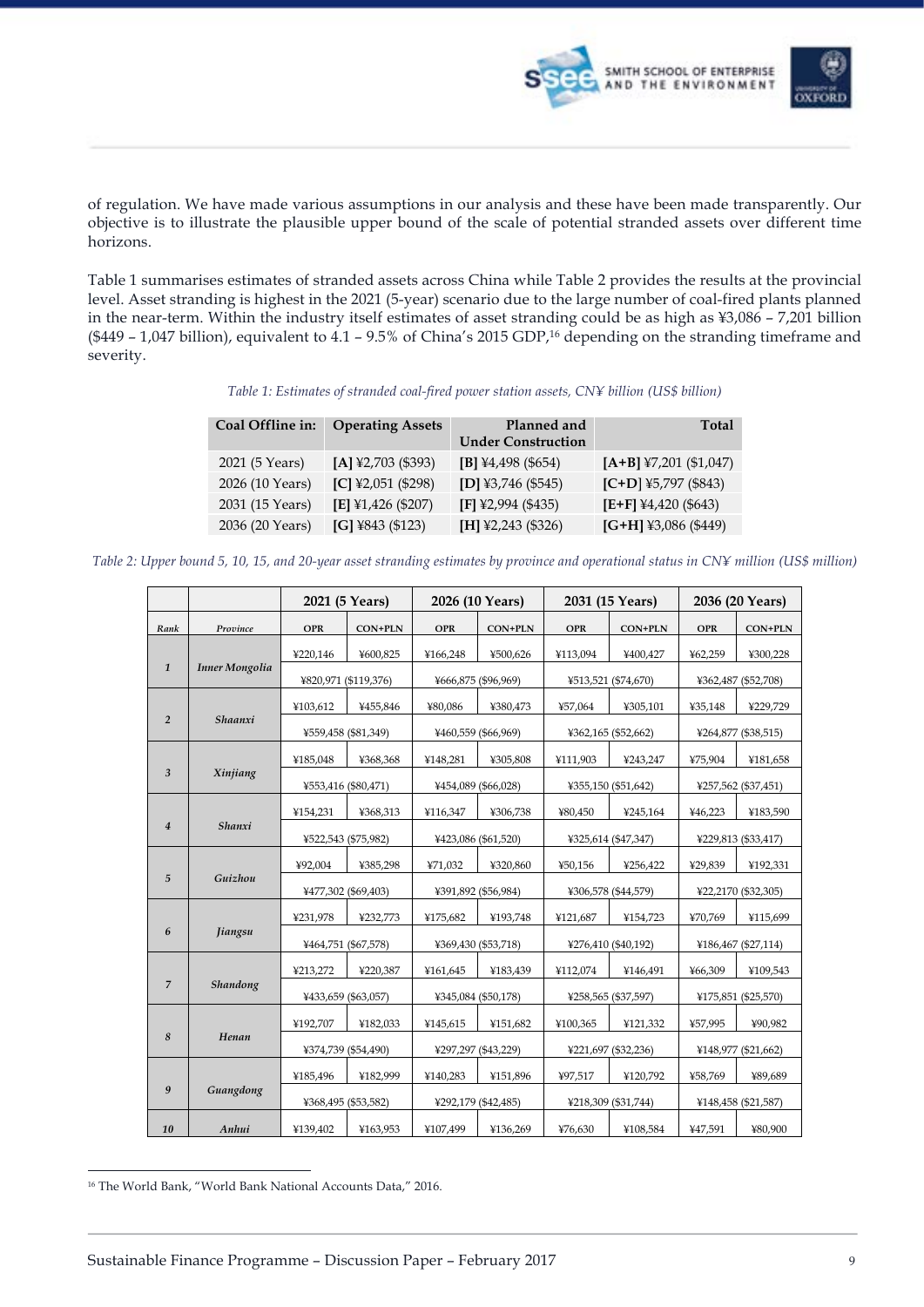of regulation. We have made various assumptions in our analysis and these have been made transparently. Our objective is to illustrate the plausible upper bound of the scale of potential stranded assets over different time horizons.

Table 1 summarises estimates of stranded assets across China while Table 2 provides the results at the provincial level. Asset stranding is highest in the 2021 (5-year) scenario due to the large number of coal-fired plants planned in the near-term. Within the industry itself estimates of asset stranding could be as high as ¥3,086 – 7,201 billion ($449 – 1,047 billion), equivalent to 4.1 – 9.5% of China's 2015 GDP,[16] depending on the stranding timeframe and severity.

*Table 1: Estimates of stranded coal-fired power station assets, CN¥ billion (US$ billion)*

| Coal Offline in: | Operating Assets | Planned and Under Construction | Total |
|---|---|---|---|
| 2021 (5 Years) | **[A]** ¥2,703 ($393) | **[B]** ¥4,498 ($654) | **[A+B]** ¥7,201 ($1,047) |
| 2026 (10 Years) | **[C]** ¥2,051 ($298) | **[D]** ¥3,746 ($545) | **[C+D]** ¥5,797 ($843) |
| 2031 (15 Years) | **[E]** ¥1,426 ($207) | **[F]** ¥2,994 ($435) | **[E+F]** ¥4,420 ($643) |
| 2036 (20 Years) | **[G]** ¥843 ($123) | **[H]** ¥2,243 ($326) | **[G+H]** ¥3,086 ($449) |

*Table 2: Upper bound 5, 10, 15, and 20-year asset stranding estimates by province and operational status in CN¥ million (US$ million)*

| | | 2021 (5 Years) | | 2026 (10 Years) | | 2031 (15 Years) | | 2036 (20 Years) | |
|---|---|---|---|---|---|---|---|---|---|
| *Rank* | *Province* | **OPR** | **CON+PLN** | **OPR** | **CON+PLN** | **OPR** | **CON+PLN** | **OPR** | **CON+PLN** |
| ***1*** | ***Inner Mongolia*** | ¥220,146 | ¥600,825 | ¥166,248 | ¥500,626 | ¥113,094 | ¥400,427 | ¥62,259 | ¥300,228 |
| | | ¥820,971 ($119,376) | | ¥666,875 ($96,969) | | ¥513,521 ($74,670) | | ¥362,487 ($52,708) | |
| ***2*** | ***Shaanxi*** | ¥103,612 | ¥455,846 | ¥80,086 | ¥380,473 | ¥57,064 | ¥305,101 | ¥35,148 | ¥229,729 |
| | | ¥559,458 ($81,349) | | ¥460,559 ($66,969) | | ¥362,165 ($52,662) | | ¥264,877 ($38,515) | |
| ***3*** | ***Xinjiang*** | ¥185,048 | ¥368,368 | ¥148,281 | ¥305,808 | ¥111,903 | ¥243,247 | ¥75,904 | ¥181,658 |
| | | ¥553,416 ($80,471) | | ¥454,089 ($66,028) | | ¥355,150 ($51,642) | | ¥257,562 ($37,451) | |
| ***4*** | ***Shanxi*** | ¥154,231 | ¥368,313 | ¥116,347 | ¥306,738 | ¥80,450 | ¥245,164 | ¥46,223 | ¥183,590 |
| | | ¥522,543 ($75,982) | | ¥423,086 ($61,520) | | ¥325,614 ($47,347) | | ¥229,813 ($33,417) | |
| ***5*** | ***Guizhou*** | ¥92,004 | ¥385,298 | ¥71,032 | ¥320,860 | ¥50,156 | ¥256,422 | ¥29,839 | ¥192,331 |
| | | ¥477,302 ($69,403) | | ¥391,892 ($56,984) | | ¥306,578 ($44,579) | | ¥22,2170 ($32,305) | |
| ***6*** | ***Jiangsu*** | ¥231,978 | ¥232,773 | ¥175,682 | ¥193,748 | ¥121,687 | ¥154,723 | ¥70,769 | ¥115,699 |
| | | ¥464,751 ($67,578) | | ¥369,430 ($53,718) | | ¥276,410 ($40,192) | | ¥186,467 ($27,114) | |
| ***7*** | ***Shandong*** | ¥213,272 | ¥220,387 | ¥161,645 | ¥183,439 | ¥112,074 | ¥146,491 | ¥66,309 | ¥109,543 |
| | | ¥433,659 ($63,057) | | ¥345,084 ($50,178) | | ¥258,565 ($37,597) | | ¥175,851 ($25,570) | |
| ***8*** | ***Henan*** | ¥192,707 | ¥182,033 | ¥145,615 | ¥151,682 | ¥100,365 | ¥121,332 | ¥57,995 | ¥90,982 |
| | | ¥374,739 ($54,490) | | ¥297,297 ($43,229) | | ¥221,697 ($32,236) | | ¥148,977 ($21,662) | |
| ***9*** | ***Guangdong*** | ¥185,496 | ¥182,999 | ¥140,283 | ¥151,896 | ¥97,517 | ¥120,792 | ¥58,769 | ¥89,689 |
| | | ¥368,495 ($53,582) | | ¥292,179 ($42,485) | | ¥218,309 ($31,744) | | ¥148,458 ($21,587) | |
| ***10*** | ***Anhui*** | ¥139,402 | ¥163,953 | ¥107,499 | ¥136,269 | ¥76,630 | ¥108,584 | ¥47,591 | ¥80,900 |

[16] The World Bank, "World Bank National Accounts Data," 2016.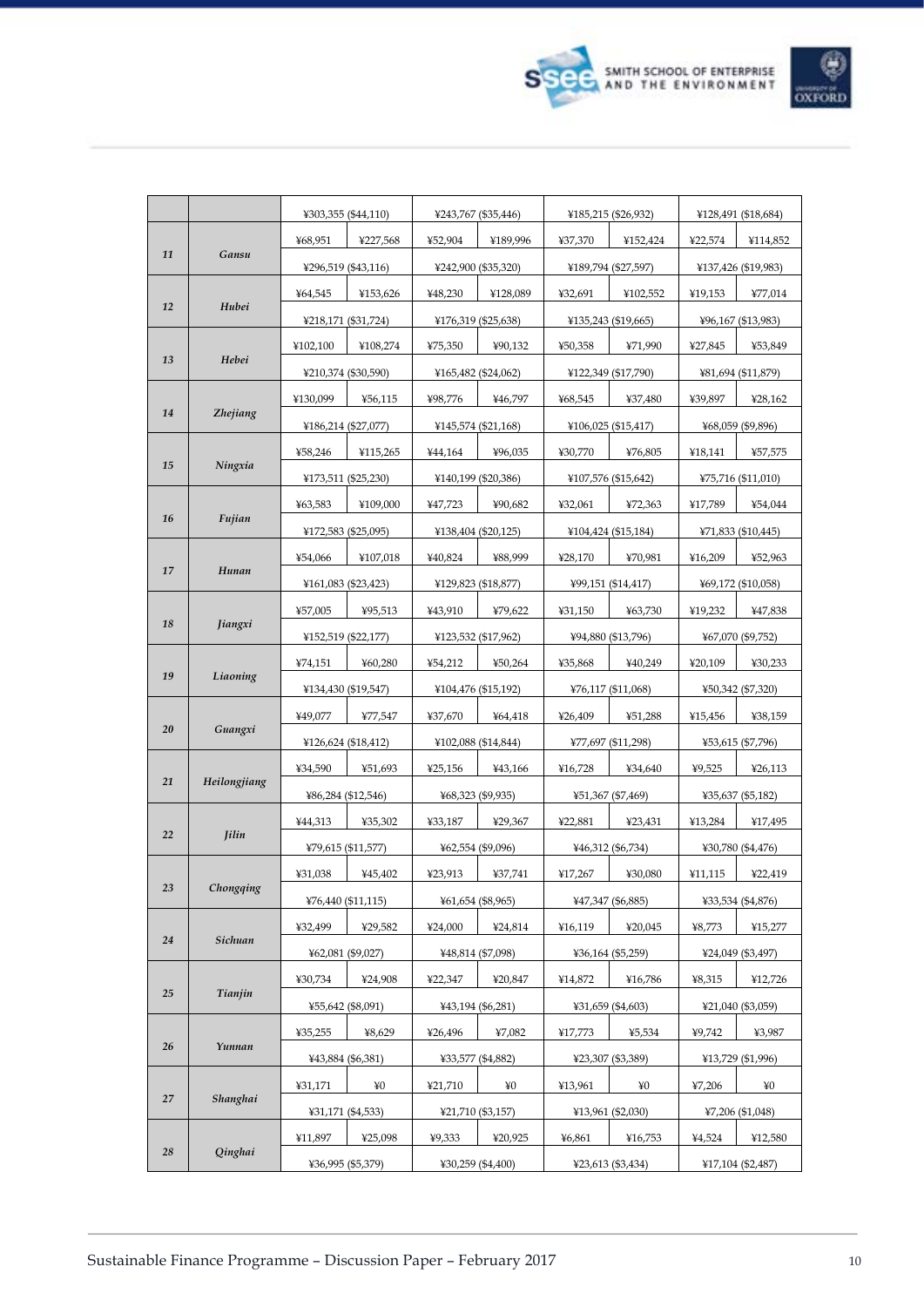| | | | | | | | | | |
|---|---|---|---|---|---|---|---|---|---|
| | | ¥303,355 ($44,110) | | ¥243,767 ($35,446) | | ¥185,215 ($26,932) | | ¥128,491 ($18,684) | |
| 11 | Gansu | ¥68,951 | ¥227,568 | ¥52,904 | ¥189,996 | ¥37,370 | ¥152,424 | ¥22,574 | ¥114,852 |
| | | ¥296,519 ($43,116) | | ¥242,900 ($35,320) | | ¥189,794 ($27,597) | | ¥137,426 ($19,983) | |
| 12 | Hubei | ¥64,545 | ¥153,626 | ¥48,230 | ¥128,089 | ¥32,691 | ¥102,552 | ¥19,153 | ¥77,014 |
| | | ¥218,171 ($31,724) | | ¥176,319 ($25,638) | | ¥135,243 ($19,665) | | ¥96,167 ($13,983) | |
| 13 | Hebei | ¥102,100 | ¥108,274 | ¥75,350 | ¥90,132 | ¥50,358 | ¥71,990 | ¥27,845 | ¥53,849 |
| | | ¥210,374 ($30,590) | | ¥165,482 ($24,062) | | ¥122,349 ($17,790) | | ¥81,694 ($11,879) | |
| 14 | Zhejiang | ¥130,099 | ¥56,115 | ¥98,776 | ¥46,797 | ¥68,545 | ¥37,480 | ¥39,897 | ¥28,162 |
| | | ¥186,214 ($27,077) | | ¥145,574 ($21,168) | | ¥106,025 ($15,417) | | ¥68,059 ($9,896) | |
| 15 | Ningxia | ¥58,246 | ¥115,265 | ¥44,164 | ¥96,035 | ¥30,770 | ¥76,805 | ¥18,141 | ¥57,575 |
| | | ¥173,511 ($25,230) | | ¥140,199 ($20,386) | | ¥107,576 ($15,642) | | ¥75,716 ($11,010) | |
| 16 | Fujian | ¥63,583 | ¥109,000 | ¥47,723 | ¥90,682 | ¥32,061 | ¥72,363 | ¥17,789 | ¥54,044 |
| | | ¥172,583 ($25,095) | | ¥138,404 ($20,125) | | ¥104,424 ($15,184) | | ¥71,833 ($10,445) | |
| 17 | Hunan | ¥54,066 | ¥107,018 | ¥40,824 | ¥88,999 | ¥28,170 | ¥70,981 | ¥16,209 | ¥52,963 |
| | | ¥161,083 ($23,423) | | ¥129,823 ($18,877) | | ¥99,151 ($14,417) | | ¥69,172 ($10,058) | |
| 18 | Jiangxi | ¥57,005 | ¥95,513 | ¥43,910 | ¥79,622 | ¥31,150 | ¥63,730 | ¥19,232 | ¥47,838 |
| | | ¥152,519 ($22,177) | | ¥123,532 ($17,962) | | ¥94,880 ($13,796) | | ¥67,070 ($9,752) | |
| 19 | Liaoning | ¥74,151 | ¥60,280 | ¥54,212 | ¥50,264 | ¥35,868 | ¥40,249 | ¥20,109 | ¥30,233 |
| | | ¥134,430 ($19,547) | | ¥104,476 ($15,192) | | ¥76,117 ($11,068) | | ¥50,342 ($7,320) | |
| 20 | Guangxi | ¥49,077 | ¥77,547 | ¥37,670 | ¥64,418 | ¥26,409 | ¥51,288 | ¥15,456 | ¥38,159 |
| | | ¥126,624 ($18,412) | | ¥102,088 ($14,844) | | ¥77,697 ($11,298) | | ¥53,615 ($7,796) | |
| 21 | Heilongjiang | ¥34,590 | ¥51,693 | ¥25,156 | ¥43,166 | ¥16,728 | ¥34,640 | ¥9,525 | ¥26,113 |
| | | ¥86,284 ($12,546) | | ¥68,323 ($9,935) | | ¥51,367 ($7,469) | | ¥35,637 ($5,182) | |
| 22 | Jilin | ¥44,313 | ¥35,302 | ¥33,187 | ¥29,367 | ¥22,881 | ¥23,431 | ¥13,284 | ¥17,495 |
| | | ¥79,615 ($11,577) | | ¥62,554 ($9,096) | | ¥46,312 ($6,734) | | ¥30,780 ($4,476) | |
| 23 | Chongqing | ¥31,038 | ¥45,402 | ¥23,913 | ¥37,741 | ¥17,267 | ¥30,080 | ¥11,115 | ¥22,419 |
| | | ¥76,440 ($11,115) | | ¥61,654 ($8,965) | | ¥47,347 ($6,885) | | ¥33,534 ($4,876) | |
| 24 | Sichuan | ¥32,499 | ¥29,582 | ¥24,000 | ¥24,814 | ¥16,119 | ¥20,045 | ¥8,773 | ¥15,277 |
| | | ¥62,081 ($9,027) | | ¥48,814 ($7,098) | | ¥36,164 ($5,259) | | ¥24,049 ($3,497) | |
| 25 | Tianjin | ¥30,734 | ¥24,908 | ¥22,347 | ¥20,847 | ¥14,872 | ¥16,786 | ¥8,315 | ¥12,726 |
| | | ¥55,642 ($8,091) | | ¥43,194 ($6,281) | | ¥31,659 ($4,603) | | ¥21,040 ($3,059) | |
| 26 | Yunnan | ¥35,255 | ¥8,629 | ¥26,496 | ¥7,082 | ¥17,773 | ¥5,534 | ¥9,742 | ¥3,987 |
| | | ¥43,884 ($6,381) | | ¥33,577 ($4,882) | | ¥23,307 ($3,389) | | ¥13,729 ($1,996) | |
| 27 | Shanghai | ¥31,171 | ¥0 | ¥21,710 | ¥0 | ¥13,961 | ¥0 | ¥7,206 | ¥0 |
| | | ¥31,171 ($4,533) | | ¥21,710 ($3,157) | | ¥13,961 ($2,030) | | ¥7,206 ($1,048) | |
| 28 | Qinghai | ¥11,897 | ¥25,098 | ¥9,333 | ¥20,925 | ¥6,861 | ¥16,753 | ¥4,524 | ¥12,580 |
| | | ¥36,995 ($5,379) | | ¥30,259 ($4,400) | | ¥23,613 ($3,434) | | ¥17,104 ($2,487) | |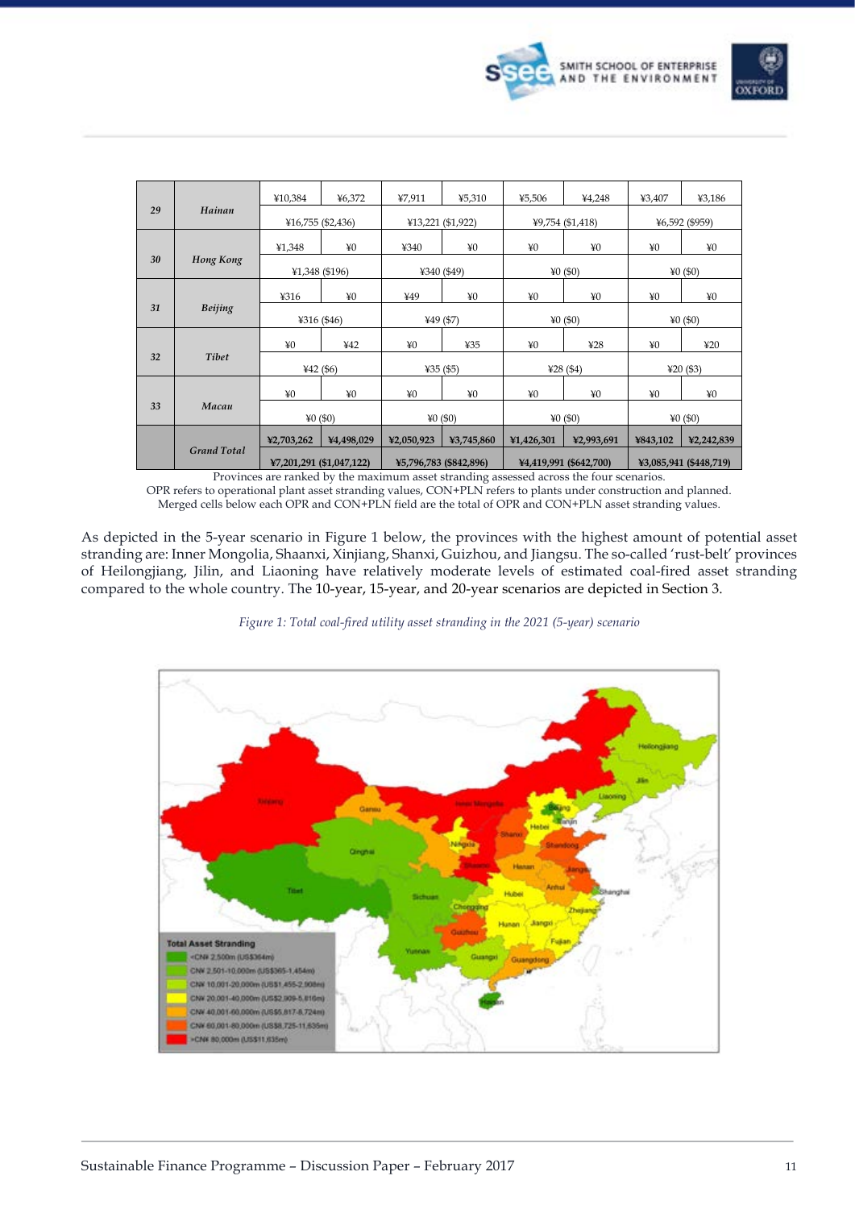| | | | | | | | | | |
|---|---|---|---|---|---|---|---|---|---|
| **29** | ***Hainan*** | ¥10,384 | ¥6,372 | ¥7,911 | ¥5,310 | ¥5,506 | ¥4,248 | ¥3,407 | ¥3,186 |
| | | ¥16,755 ($2,436) | | ¥13,221 ($1,922) | | ¥9,754 ($1,418) | | ¥6,592 ($959) | |
| **30** | ***Hong Kong*** | ¥1,348 | ¥0 | ¥340 | ¥0 | ¥0 | ¥0 | ¥0 | ¥0 |
| | | ¥1,348 ($196) | | ¥340 ($49) | | ¥0 ($0) | | ¥0 ($0) | |
| **31** | ***Beijing*** | ¥316 | ¥0 | ¥49 | ¥0 | ¥0 | ¥0 | ¥0 | ¥0 |
| | | ¥316 ($46) | | ¥49 ($7) | | ¥0 ($0) | | ¥0 ($0) | |
| **32** | ***Tibet*** | ¥0 | ¥42 | ¥0 | ¥35 | ¥0 | ¥28 | ¥0 | ¥20 |
| | | ¥42 ($6) | | ¥35 ($5) | | ¥28 ($4) | | ¥20 ($3) | |
| **33** | ***Macau*** | ¥0 | ¥0 | ¥0 | ¥0 | ¥0 | ¥0 | ¥0 | ¥0 |
| | | ¥0 ($0) | | ¥0 ($0) | | ¥0 ($0) | | ¥0 ($0) | |
| | ***Grand Total*** | **¥2,703,262** | **¥4,498,029** | **¥2,050,923** | **¥3,745,860** | **¥1,426,301** | **¥2,993,691** | **¥843,102** | **¥2,242,839** |
| | | **¥7,201,291 ($1,047,122)** | | **¥5,796,783 ($842,896)** | | **¥4,419,991 ($642,700)** | | **¥3,085,941 ($448,719)** | |

Provinces are ranked by the maximum asset stranding assessed across the four scenarios.
OPR refers to operational plant asset stranding values, CON+PLN refers to plants under construction and planned.
Merged cells below each OPR and CON+PLN field are the total of OPR and CON+PLN asset stranding values.

As depicted in the 5-year scenario in Figure 1 below, the provinces with the highest amount of potential asset stranding are: Inner Mongolia, Shaanxi, Xinjiang, Shanxi, Guizhou, and Jiangsu. The so-called 'rust-belt' provinces of Heilongjiang, Jilin, and Liaoning have relatively moderate levels of estimated coal-fired asset stranding compared to the whole country. The 10-year, 15-year, and 20-year scenarios are depicted in Section 3.

*Figure 1: Total coal-fired utility asset stranding in the 2021 (5-year) scenario*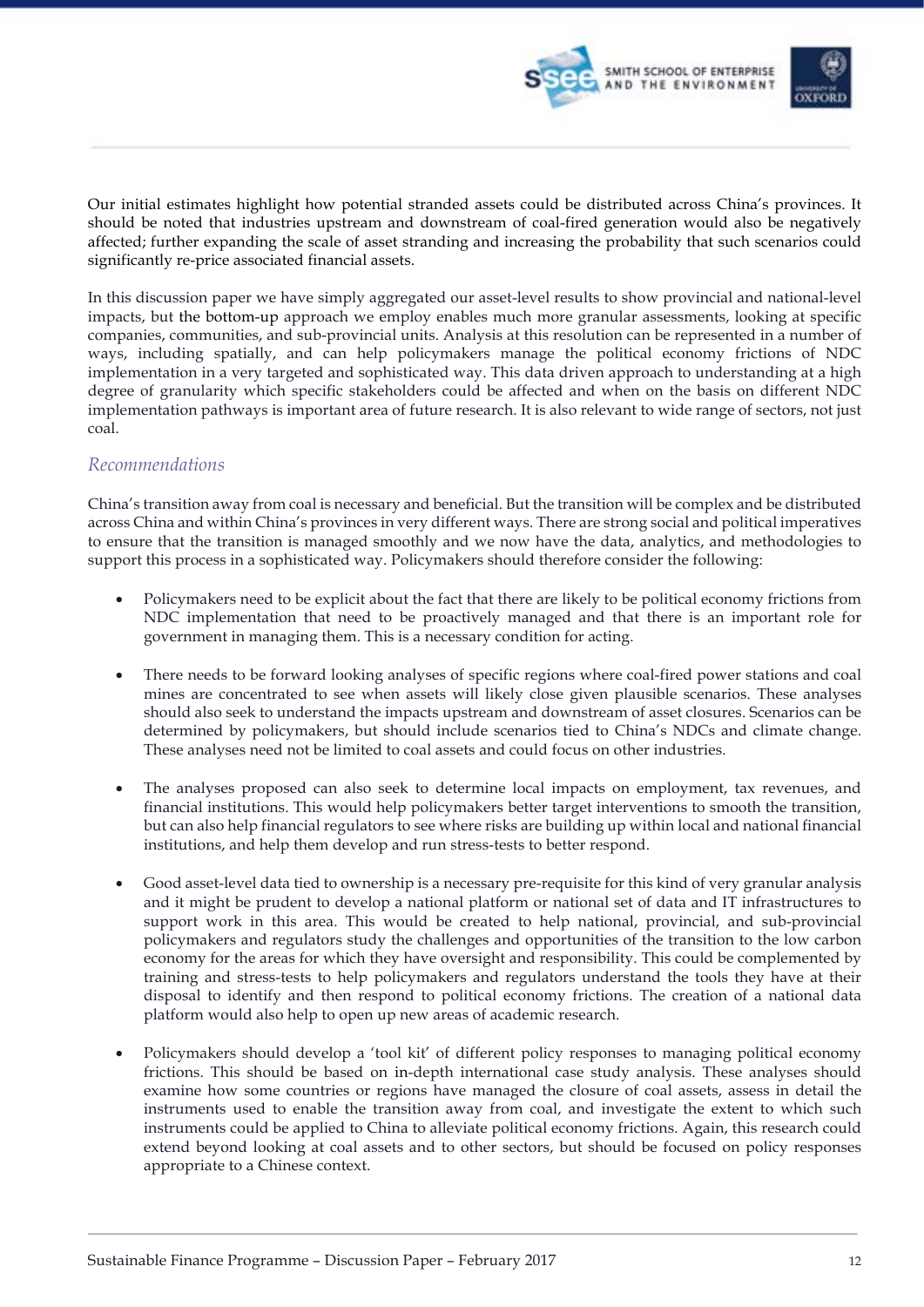Our initial estimates highlight how potential stranded assets could be distributed across China's provinces. It should be noted that industries upstream and downstream of coal-fired generation would also be negatively affected; further expanding the scale of asset stranding and increasing the probability that such scenarios could significantly re-price associated financial assets.

In this discussion paper we have simply aggregated our asset-level results to show provincial and national-level impacts, but the bottom-up approach we employ enables much more granular assessments, looking at specific companies, communities, and sub-provincial units. Analysis at this resolution can be represented in a number of ways, including spatially, and can help policymakers manage the political economy frictions of NDC implementation in a very targeted and sophisticated way. This data driven approach to understanding at a high degree of granularity which specific stakeholders could be affected and when on the basis on different NDC implementation pathways is important area of future research. It is also relevant to wide range of sectors, not just coal.

### *Recommendations*

China's transition away from coal is necessary and beneficial. But the transition will be complex and be distributed across China and within China's provinces in very different ways. There are strong social and political imperatives to ensure that the transition is managed smoothly and we now have the data, analytics, and methodologies to support this process in a sophisticated way. Policymakers should therefore consider the following:

- Policymakers need to be explicit about the fact that there are likely to be political economy frictions from NDC implementation that need to be proactively managed and that there is an important role for government in managing them. This is a necessary condition for acting.
- There needs to be forward looking analyses of specific regions where coal-fired power stations and coal mines are concentrated to see when assets will likely close given plausible scenarios. These analyses should also seek to understand the impacts upstream and downstream of asset closures. Scenarios can be determined by policymakers, but should include scenarios tied to China's NDCs and climate change. These analyses need not be limited to coal assets and could focus on other industries.
- The analyses proposed can also seek to determine local impacts on employment, tax revenues, and financial institutions. This would help policymakers better target interventions to smooth the transition, but can also help financial regulators to see where risks are building up within local and national financial institutions, and help them develop and run stress-tests to better respond.
- Good asset-level data tied to ownership is a necessary pre-requisite for this kind of very granular analysis and it might be prudent to develop a national platform or national set of data and IT infrastructures to support work in this area. This would be created to help national, provincial, and sub-provincial policymakers and regulators study the challenges and opportunities of the transition to the low carbon economy for the areas for which they have oversight and responsibility. This could be complemented by training and stress-tests to help policymakers and regulators understand the tools they have at their disposal to identify and then respond to political economy frictions. The creation of a national data platform would also help to open up new areas of academic research.
- Policymakers should develop a 'tool kit' of different policy responses to managing political economy frictions. This should be based on in-depth international case study analysis. These analyses should examine how some countries or regions have managed the closure of coal assets, assess in detail the instruments used to enable the transition away from coal, and investigate the extent to which such instruments could be applied to China to alleviate political economy frictions. Again, this research could extend beyond looking at coal assets and to other sectors, but should be focused on policy responses appropriate to a Chinese context.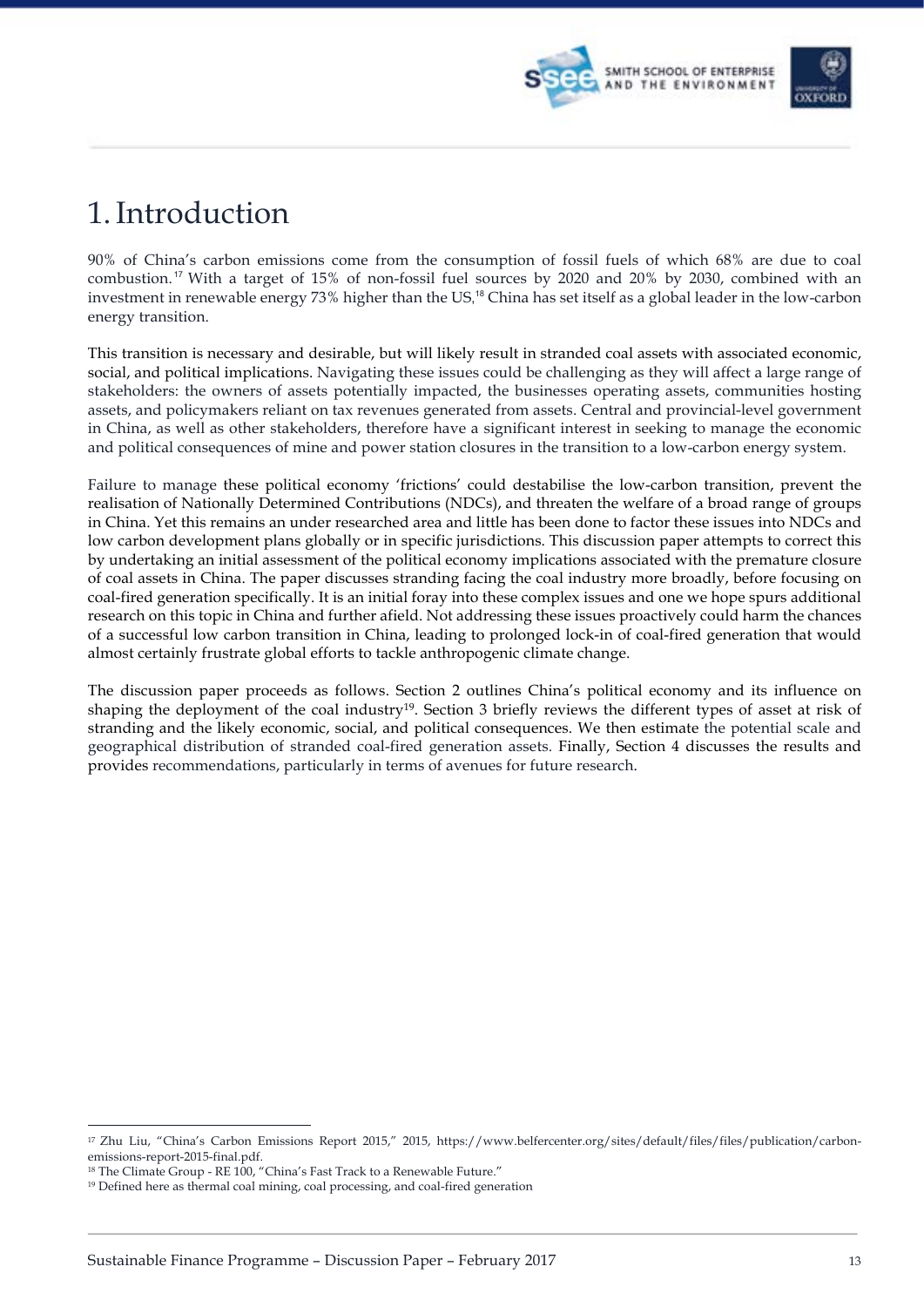# 1. Introduction

90% of China's carbon emissions come from the consumption of fossil fuels of which 68% are due to coal combustion.[17] With a target of 15% of non-fossil fuel sources by 2020 and 20% by 2030, combined with an investment in renewable energy 73% higher than the US,[18] China has set itself as a global leader in the low-carbon energy transition.

This transition is necessary and desirable, but will likely result in stranded coal assets with associated economic, social, and political implications. Navigating these issues could be challenging as they will affect a large range of stakeholders: the owners of assets potentially impacted, the businesses operating assets, communities hosting assets, and policymakers reliant on tax revenues generated from assets. Central and provincial-level government in China, as well as other stakeholders, therefore have a significant interest in seeking to manage the economic and political consequences of mine and power station closures in the transition to a low-carbon energy system.

Failure to manage these political economy 'frictions' could destabilise the low-carbon transition, prevent the realisation of Nationally Determined Contributions (NDCs), and threaten the welfare of a broad range of groups in China. Yet this remains an under researched area and little has been done to factor these issues into NDCs and low carbon development plans globally or in specific jurisdictions. This discussion paper attempts to correct this by undertaking an initial assessment of the political economy implications associated with the premature closure of coal assets in China. The paper discusses stranding facing the coal industry more broadly, before focusing on coal-fired generation specifically. It is an initial foray into these complex issues and one we hope spurs additional research on this topic in China and further afield. Not addressing these issues proactively could harm the chances of a successful low carbon transition in China, leading to prolonged lock-in of coal-fired generation that would almost certainly frustrate global efforts to tackle anthropogenic climate change.

The discussion paper proceeds as follows. Section 2 outlines China's political economy and its influence on shaping the deployment of the coal industry[19]. Section 3 briefly reviews the different types of asset at risk of stranding and the likely economic, social, and political consequences. We then estimate the potential scale and geographical distribution of stranded coal-fired generation assets. Finally, Section 4 discusses the results and provides recommendations, particularly in terms of avenues for future research.

---

[17] Zhu Liu, "China's Carbon Emissions Report 2015," 2015, https://www.belfercenter.org/sites/default/files/files/publication/carbon-emissions-report-2015-final.pdf.

[18] The Climate Group - RE 100, "China's Fast Track to a Renewable Future."

[19] Defined here as thermal coal mining, coal processing, and coal-fired generation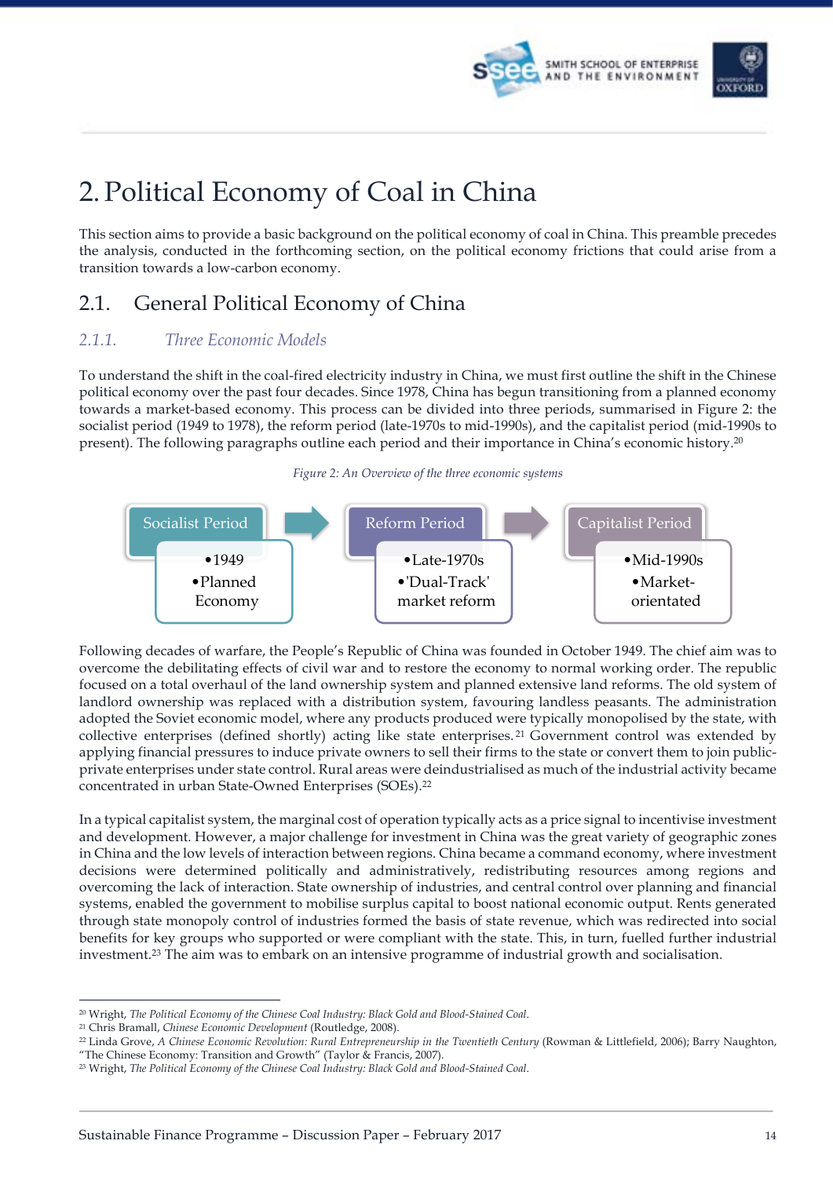# 2. Political Economy of Coal in China

This section aims to provide a basic background on the political economy of coal in China. This preamble precedes the analysis, conducted in the forthcoming section, on the political economy frictions that could arise from a transition towards a low-carbon economy.

## 2.1. General Political Economy of China

### *2.1.1. Three Economic Models*

To understand the shift in the coal-fired electricity industry in China, we must first outline the shift in the Chinese political economy over the past four decades. Since 1978, China has begun transitioning from a planned economy towards a market-based economy. This process can be divided into three periods, summarised in Figure 2: the socialist period (1949 to 1978), the reform period (late-1970s to mid-1990s), and the capitalist period (mid-1990s to present). The following paragraphs outline each period and their importance in China's economic history.[20]

*Figure 2: An Overview of the three economic systems*

| Socialist Period | Reform Period | Capitalist Period |
|---|---|---|
| •1949<br>•Planned Economy | •Late-1970s<br>•'Dual-Track' market reform | •Mid-1990s<br>•Market-orientated |

Following decades of warfare, the People's Republic of China was founded in October 1949. The chief aim was to overcome the debilitating effects of civil war and to restore the economy to normal working order. The republic focused on a total overhaul of the land ownership system and planned extensive land reforms. The old system of landlord ownership was replaced with a distribution system, favouring landless peasants. The administration adopted the Soviet economic model, where any products produced were typically monopolised by the state, with collective enterprises (defined shortly) acting like state enterprises.[21] Government control was extended by applying financial pressures to induce private owners to sell their firms to the state or convert them to join public-private enterprises under state control. Rural areas were deindustrialised as much of the industrial activity became concentrated in urban State-Owned Enterprises (SOEs).[22]

In a typical capitalist system, the marginal cost of operation typically acts as a price signal to incentivise investment and development. However, a major challenge for investment in China was the great variety of geographic zones in China and the low levels of interaction between regions. China became a command economy, where investment decisions were determined politically and administratively, redistributing resources among regions and overcoming the lack of interaction. State ownership of industries, and central control over planning and financial systems, enabled the government to mobilise surplus capital to boost national economic output. Rents generated through state monopoly control of industries formed the basis of state revenue, which was redirected into social benefits for key groups who supported or were compliant with the state. This, in turn, fuelled further industrial investment.[23] The aim was to embark on an intensive programme of industrial growth and socialisation.

---

[20] Wright, *The Political Economy of the Chinese Coal Industry: Black Gold and Blood-Stained Coal*.

[21] Chris Bramall, *Chinese Economic Development* (Routledge, 2008).

[22] Linda Grove, *A Chinese Economic Revolution: Rural Entrepreneurship in the Twentieth Century* (Rowman & Littlefield, 2006); Barry Naughton, "The Chinese Economy: Transition and Growth" (Taylor & Francis, 2007).

[23] Wright, *The Political Economy of the Chinese Coal Industry: Black Gold and Blood-Stained Coal*.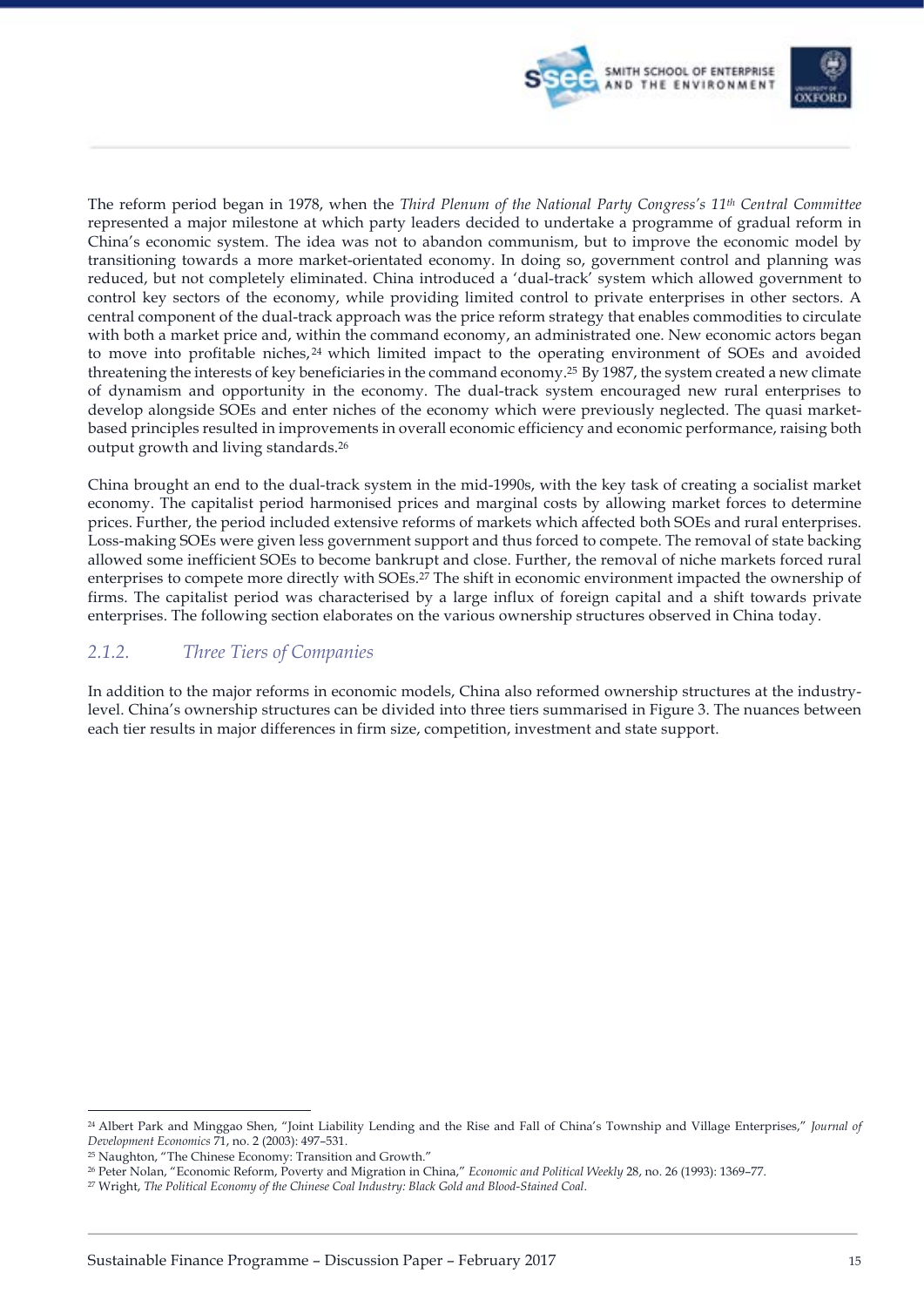The reform period began in 1978, when the *Third Plenum of the National Party Congress's 11th Central Committee* represented a major milestone at which party leaders decided to undertake a programme of gradual reform in China's economic system. The idea was not to abandon communism, but to improve the economic model by transitioning towards a more market-orientated economy. In doing so, government control and planning was reduced, but not completely eliminated. China introduced a 'dual-track' system which allowed government to control key sectors of the economy, while providing limited control to private enterprises in other sectors. A central component of the dual-track approach was the price reform strategy that enables commodities to circulate with both a market price and, within the command economy, an administrated one. New economic actors began to move into profitable niches,[24] which limited impact to the operating environment of SOEs and avoided threatening the interests of key beneficiaries in the command economy.[25] By 1987, the system created a new climate of dynamism and opportunity in the economy. The dual-track system encouraged new rural enterprises to develop alongside SOEs and enter niches of the economy which were previously neglected. The quasi market-based principles resulted in improvements in overall economic efficiency and economic performance, raising both output growth and living standards.[26]

China brought an end to the dual-track system in the mid-1990s, with the key task of creating a socialist market economy. The capitalist period harmonised prices and marginal costs by allowing market forces to determine prices. Further, the period included extensive reforms of markets which affected both SOEs and rural enterprises. Loss-making SOEs were given less government support and thus forced to compete. The removal of state backing allowed some inefficient SOEs to become bankrupt and close. Further, the removal of niche markets forced rural enterprises to compete more directly with SOEs.[27] The shift in economic environment impacted the ownership of firms. The capitalist period was characterised by a large influx of foreign capital and a shift towards private enterprises. The following section elaborates on the various ownership structures observed in China today.

### *2.1.2. Three Tiers of Companies*

In addition to the major reforms in economic models, China also reformed ownership structures at the industry-level. China's ownership structures can be divided into three tiers summarised in Figure 3. The nuances between each tier results in major differences in firm size, competition, investment and state support.

---

[24] Albert Park and Minggao Shen, "Joint Liability Lending and the Rise and Fall of China's Township and Village Enterprises," *Journal of Development Economics* 71, no. 2 (2003): 497–531.

[25] Naughton, "The Chinese Economy: Transition and Growth."

[26] Peter Nolan, "Economic Reform, Poverty and Migration in China," *Economic and Political Weekly* 28, no. 26 (1993): 1369–77.

[27] Wright, *The Political Economy of the Chinese Coal Industry: Black Gold and Blood-Stained Coal*.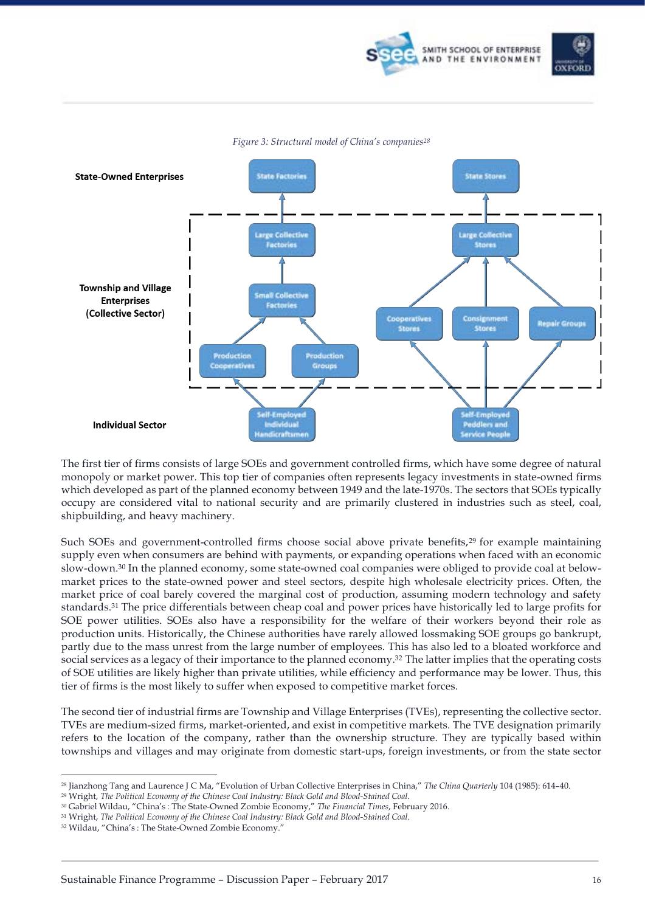*Figure 3: Structural model of China's companies*[28]

**State-Owned Enterprises**

State Factories | State Stores

**Township and Village Enterprises (Collective Sector)**

Large Collective Factories | Large Collective Stores

Small Collective Factories | Cooperatives Stores | Consignment Stores | Repair Groups

Production Cooperatives | Production Groups

**Individual Sector**

Self-Employed Individual Handicraftsmen | Self-Employed Peddlers and Service People

The first tier of firms consists of large SOEs and government controlled firms, which have some degree of natural monopoly or market power. This top tier of companies often represents legacy investments in state-owned firms which developed as part of the planned economy between 1949 and the late-1970s. The sectors that SOEs typically occupy are considered vital to national security and are primarily clustered in industries such as steel, coal, shipbuilding, and heavy machinery.

Such SOEs and government-controlled firms choose social above private benefits,[29] for example maintaining supply even when consumers are behind with payments, or expanding operations when faced with an economic slow-down.[30] In the planned economy, some state-owned coal companies were obliged to provide coal at below-market prices to the state-owned power and steel sectors, despite high wholesale electricity prices. Often, the market price of coal barely covered the marginal cost of production, assuming modern technology and safety standards.[31] The price differentials between cheap coal and power prices have historically led to large profits for SOE power utilities. SOEs also have a responsibility for the welfare of their workers beyond their role as production units. Historically, the Chinese authorities have rarely allowed lossmaking SOE groups go bankrupt, partly due to the mass unrest from the large number of employees. This has also led to a bloated workforce and social services as a legacy of their importance to the planned economy.[32] The latter implies that the operating costs of SOE utilities are likely higher than private utilities, while efficiency and performance may be lower. Thus, this tier of firms is the most likely to suffer when exposed to competitive market forces.

The second tier of industrial firms are Township and Village Enterprises (TVEs), representing the collective sector. TVEs are medium-sized firms, market-oriented, and exist in competitive markets. The TVE designation primarily refers to the location of the company, rather than the ownership structure. They are typically based within townships and villages and may originate from domestic start-ups, foreign investments, or from the state sector

---

[28] Jianzhong Tang and Laurence J C Ma, "Evolution of Urban Collective Enterprises in China," *The China Quarterly* 104 (1985): 614–40.

[29] Wright, *The Political Economy of the Chinese Coal Industry: Black Gold and Blood-Stained Coal*.

[30] Gabriel Wildau, "China's : The State-Owned Zombie Economy," *The Financial Times*, February 2016.

[31] Wright, *The Political Economy of the Chinese Coal Industry: Black Gold and Blood-Stained Coal*.

[32] Wildau, "China's : The State-Owned Zombie Economy."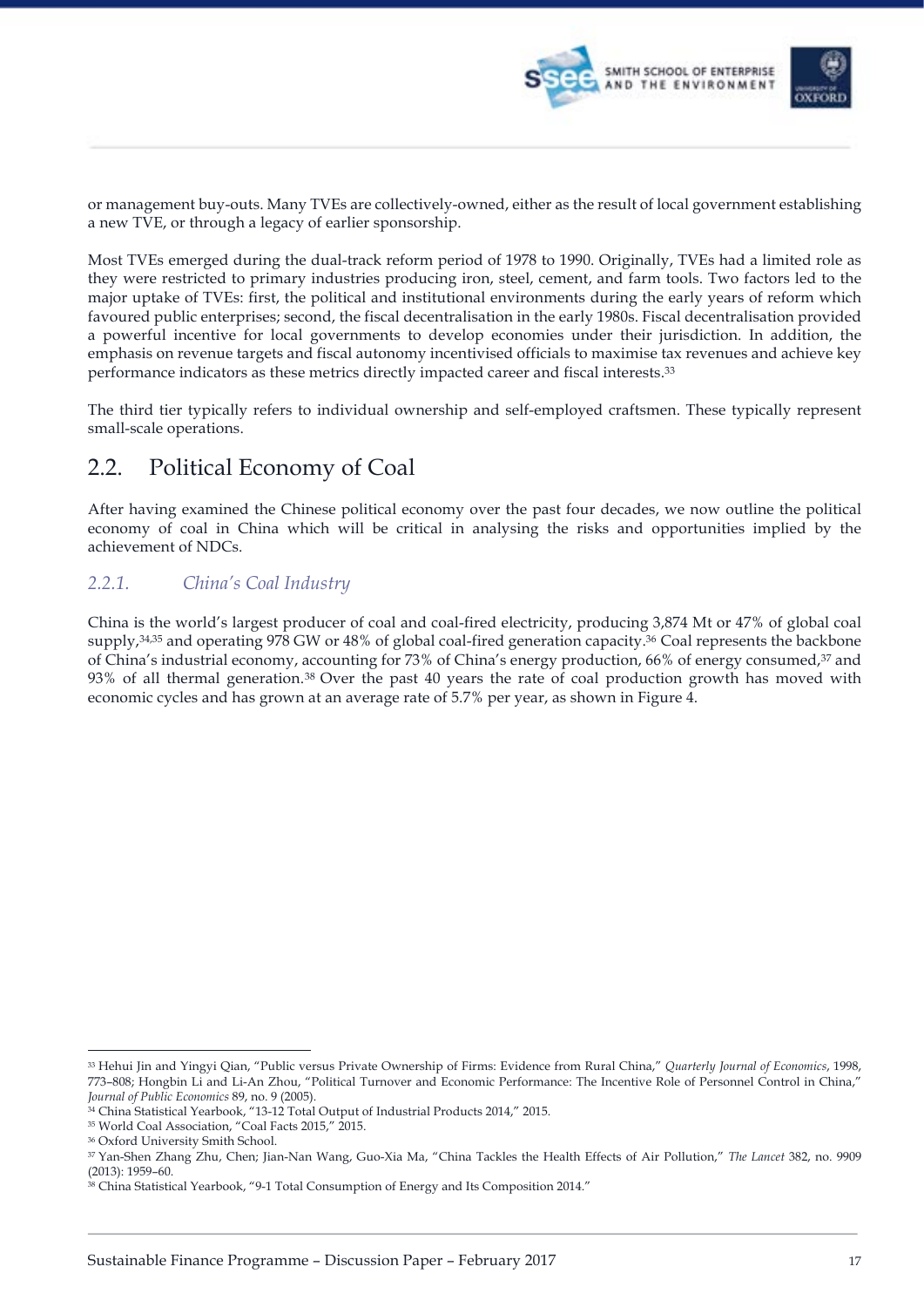or management buy-outs. Many TVEs are collectively-owned, either as the result of local government establishing a new TVE, or through a legacy of earlier sponsorship.

Most TVEs emerged during the dual-track reform period of 1978 to 1990. Originally, TVEs had a limited role as they were restricted to primary industries producing iron, steel, cement, and farm tools. Two factors led to the major uptake of TVEs: first, the political and institutional environments during the early years of reform which favoured public enterprises; second, the fiscal decentralisation in the early 1980s. Fiscal decentralisation provided a powerful incentive for local governments to develop economies under their jurisdiction. In addition, the emphasis on revenue targets and fiscal autonomy incentivised officials to maximise tax revenues and achieve key performance indicators as these metrics directly impacted career and fiscal interests.[33]

The third tier typically refers to individual ownership and self-employed craftsmen. These typically represent small-scale operations.

## 2.2. Political Economy of Coal

After having examined the Chinese political economy over the past four decades, we now outline the political economy of coal in China which will be critical in analysing the risks and opportunities implied by the achievement of NDCs.

### *2.2.1. China's Coal Industry*

China is the world's largest producer of coal and coal-fired electricity, producing 3,874 Mt or 47% of global coal supply,[34,35] and operating 978 GW or 48% of global coal-fired generation capacity.[36] Coal represents the backbone of China's industrial economy, accounting for 73% of China's energy production, 66% of energy consumed,[37] and 93% of all thermal generation.[38] Over the past 40 years the rate of coal production growth has moved with economic cycles and has grown at an average rate of 5.7% per year, as shown in Figure 4.

---

[33] Hehui Jin and Yingyi Qian, "Public versus Private Ownership of Firms: Evidence from Rural China," *Quarterly Journal of Economics*, 1998, 773–808; Hongbin Li and Li-An Zhou, "Political Turnover and Economic Performance: The Incentive Role of Personnel Control in China," *Journal of Public Economics* 89, no. 9 (2005).

[34] China Statistical Yearbook, "13-12 Total Output of Industrial Products 2014," 2015.

[35] World Coal Association, "Coal Facts 2015," 2015.

[36] Oxford University Smith School.

[37] Yan-Shen Zhang Zhu, Chen; Jian-Nan Wang, Guo-Xia Ma, "China Tackles the Health Effects of Air Pollution," *The Lancet* 382, no. 9909 (2013): 1959–60.

[38] China Statistical Yearbook, "9-1 Total Consumption of Energy and Its Composition 2014."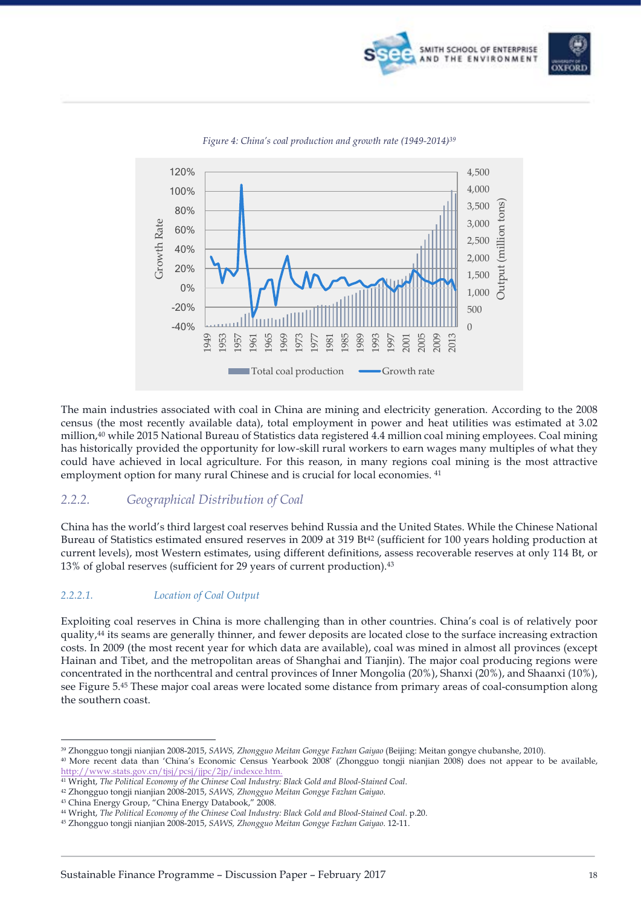*Figure 4: China's coal production and growth rate (1949-2014)*[39]

The main industries associated with coal in China are mining and electricity generation. According to the 2008 census (the most recently available data), total employment in power and heat utilities was estimated at 3.02 million,[40] while 2015 National Bureau of Statistics data registered 4.4 million coal mining employees. Coal mining has historically provided the opportunity for low-skill rural workers to earn wages many multiples of what they could have achieved in local agriculture. For this reason, in many regions coal mining is the most attractive employment option for many rural Chinese and is crucial for local economies. [41]

## 2.2.2. Geographical Distribution of Coal

China has the world's third largest coal reserves behind Russia and the United States. While the Chinese National Bureau of Statistics estimated ensured reserves in 2009 at 319 Bt[42] (sufficient for 100 years holding production at current levels), most Western estimates, using different definitions, assess recoverable reserves at only 114 Bt, or 13% of global reserves (sufficient for 29 years of current production).[43]

### 2.2.2.1. Location of Coal Output

Exploiting coal reserves in China is more challenging than in other countries. China's coal is of relatively poor quality,[44] its seams are generally thinner, and fewer deposits are located close to the surface increasing extraction costs. In 2009 (the most recent year for which data are available), coal was mined in almost all provinces (except Hainan and Tibet, and the metropolitan areas of Shanghai and Tianjin). The major coal producing regions were concentrated in the northcentral and central provinces of Inner Mongolia (20%), Shanxi (20%), and Shaanxi (10%), see Figure 5.[45] These major coal areas were located some distance from primary areas of coal-consumption along the southern coast.

---

[39] Zhongguo tongji nianjian 2008-2015, *SAWS, Zhongguo Meitan Gongye Fazhan Gaiyao* (Beijing: Meitan gongye chubanshe, 2010).
[40] More recent data than 'China's Economic Census Yearbook 2008' (Zhongguo tongji nianjian 2008) does not appear to be available, http://www.stats.gov.cn/tjsj/pcsj/jjpc/2jp/indexce.htm.
[41] Wright, *The Political Economy of the Chinese Coal Industry: Black Gold and Blood-Stained Coal*.
[42] Zhongguo tongji nianjian 2008-2015, *SAWS, Zhongguo Meitan Gongye Fazhan Gaiyao*.
[43] China Energy Group, "China Energy Databook," 2008.
[44] Wright, *The Political Economy of the Chinese Coal Industry: Black Gold and Blood-Stained Coal*. p.20.
[45] Zhongguo tongji nianjian 2008-2015, *SAWS, Zhongguo Meitan Gongye Fazhan Gaiyao*. 12-11.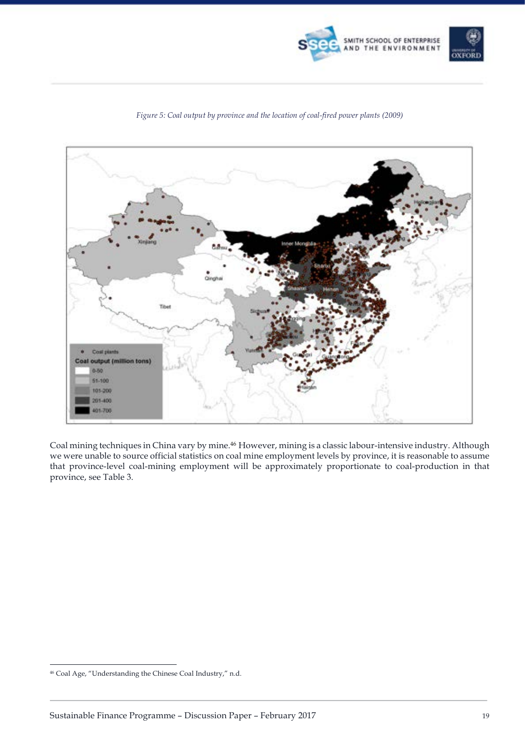*Figure 5: Coal output by province and the location of coal-fired power plants (2009)*

Coal mining techniques in China vary by mine.[46] However, mining is a classic labour-intensive industry. Although we were unable to source official statistics on coal mine employment levels by province, it is reasonable to assume that province-level coal-mining employment will be approximately proportionate to coal-production in that province, see Table 3.

[46] Coal Age, "Understanding the Chinese Coal Industry," n.d.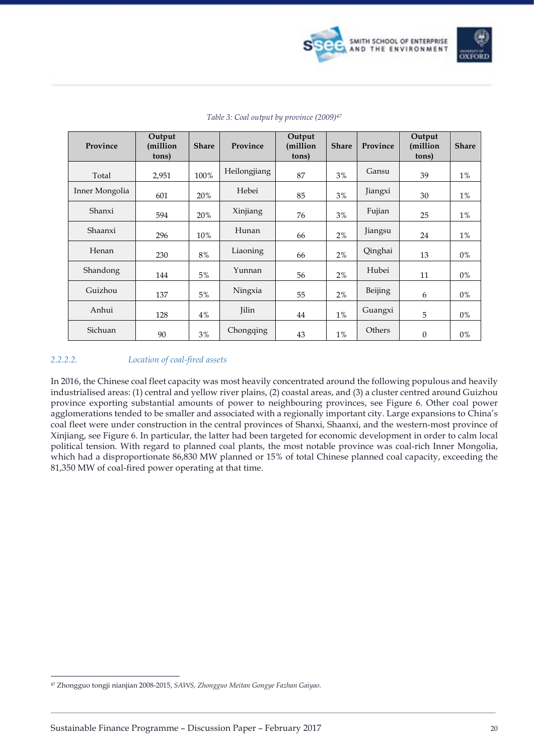*Table 3: Coal output by province (2009)[47]*

| Province | Output (million tons) | Share | Province | Output (million tons) | Share | Province | Output (million tons) | Share |
|---|---|---|---|---|---|---|---|---|
| Total | 2,951 | 100% | Heilongjiang | 87 | 3% | Gansu | 39 | 1% |
| Inner Mongolia | 601 | 20% | Hebei | 85 | 3% | Jiangxi | 30 | 1% |
| Shanxi | 594 | 20% | Xinjiang | 76 | 3% | Fujian | 25 | 1% |
| Shaanxi | 296 | 10% | Hunan | 66 | 2% | Jiangsu | 24 | 1% |
| Henan | 230 | 8% | Liaoning | 66 | 2% | Qinghai | 13 | 0% |
| Shandong | 144 | 5% | Yunnan | 56 | 2% | Hubei | 11 | 0% |
| Guizhou | 137 | 5% | Ningxia | 55 | 2% | Beijing | 6 | 0% |
| Anhui | 128 | 4% | Jilin | 44 | 1% | Guangxi | 5 | 0% |
| Sichuan | 90 | 3% | Chongqing | 43 | 1% | Others | 0 | 0% |

#### *2.2.2.2. Location of coal-fired assets*

In 2016, the Chinese coal fleet capacity was most heavily concentrated around the following populous and heavily industrialised areas: (1) central and yellow river plains, (2) coastal areas, and (3) a cluster centred around Guizhou province exporting substantial amounts of power to neighbouring provinces, see Figure 6. Other coal power agglomerations tended to be smaller and associated with a regionally important city. Large expansions to China's coal fleet were under construction in the central provinces of Shanxi, Shaanxi, and the western-most province of Xinjiang, see Figure 6. In particular, the latter had been targeted for economic development in order to calm local political tension. With regard to planned coal plants, the most notable province was coal-rich Inner Mongolia, which had a disproportionate 86,830 MW planned or 15% of total Chinese planned coal capacity, exceeding the 81,350 MW of coal-fired power operating at that time.

[47] Zhongguo tongji nianjian 2008-2015, *SAWS, Zhongguo Meitan Gongye Fazhan Gaiyao.*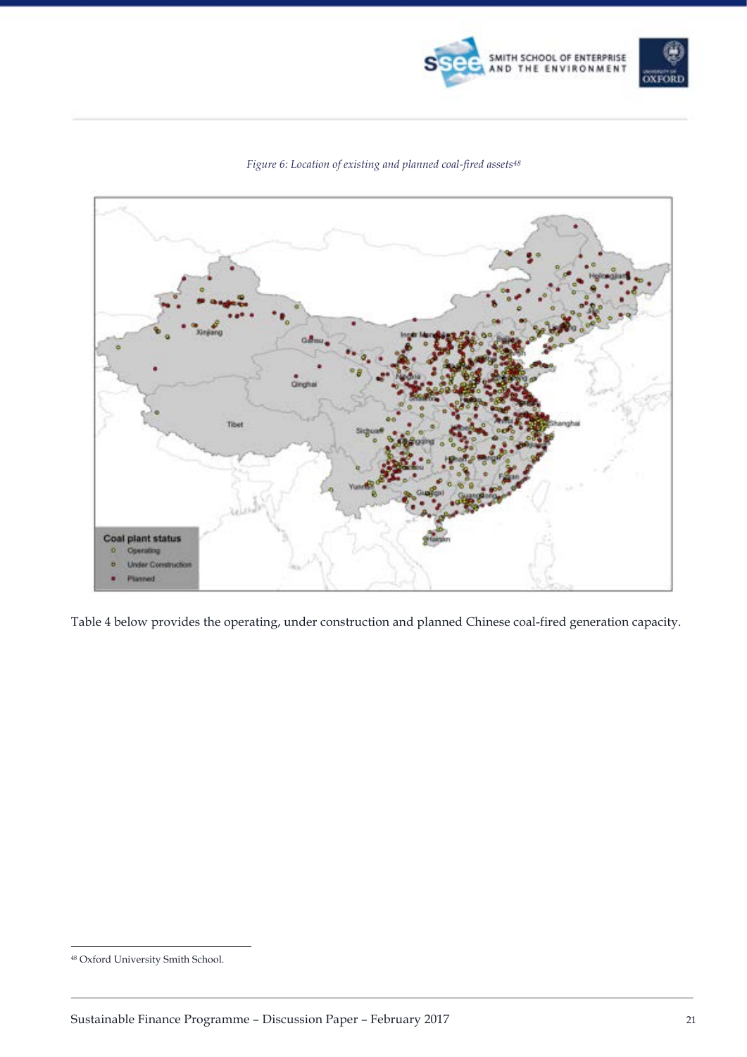*Figure 6: Location of existing and planned coal-fired assets[48]*

Table 4 below provides the operating, under construction and planned Chinese coal-fired generation capacity.

[48] Oxford University Smith School.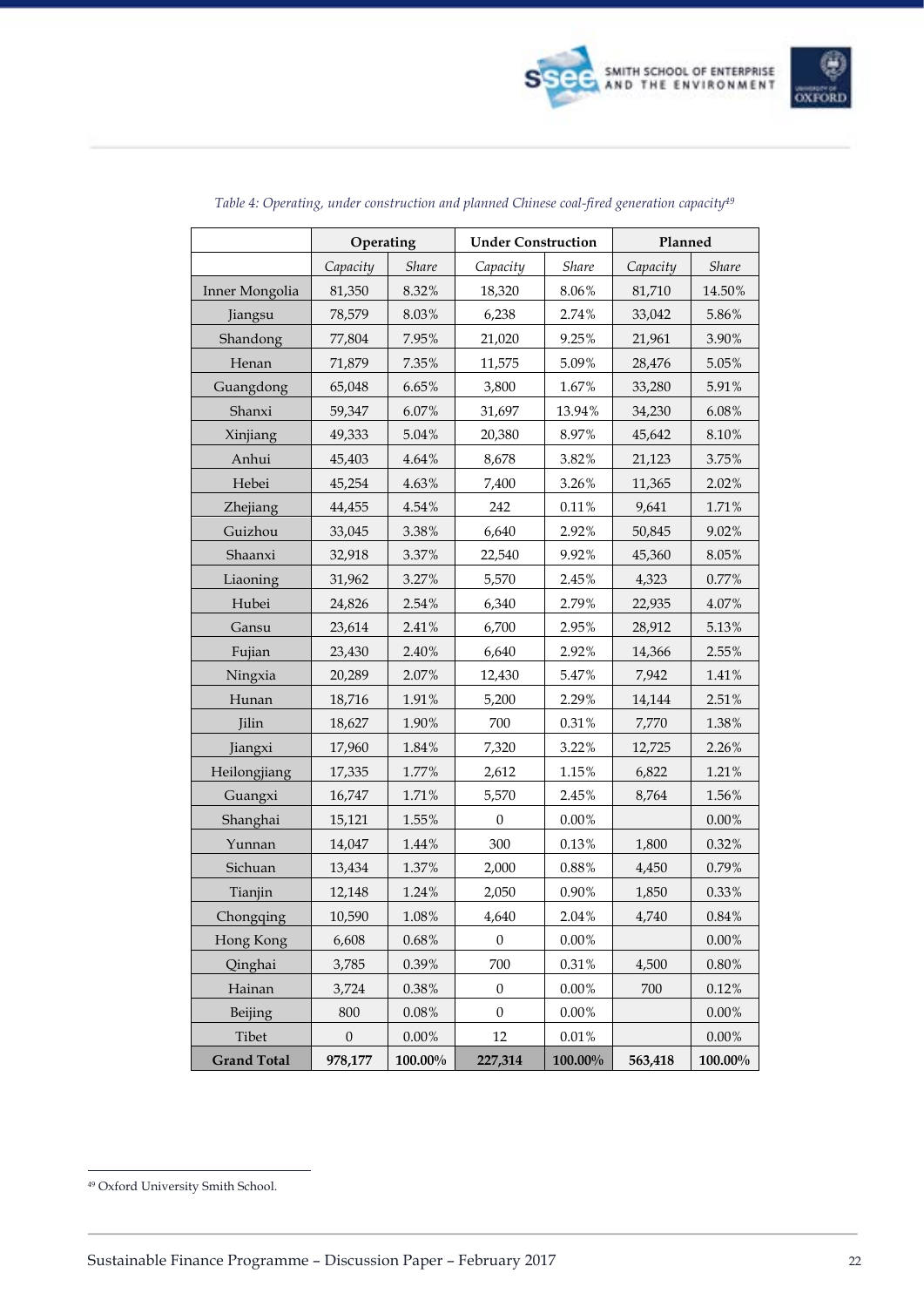*Table 4: Operating, under construction and planned Chinese coal-fired generation capacity*[49]

| | Operating | | Under Construction | | Planned | |
|---|---|---|---|---|---|---|
| | *Capacity* | *Share* | *Capacity* | *Share* | *Capacity* | *Share* |
| Inner Mongolia | 81,350 | 8.32% | 18,320 | 8.06% | 81,710 | 14.50% |
| Jiangsu | 78,579 | 8.03% | 6,238 | 2.74% | 33,042 | 5.86% |
| Shandong | 77,804 | 7.95% | 21,020 | 9.25% | 21,961 | 3.90% |
| Henan | 71,879 | 7.35% | 11,575 | 5.09% | 28,476 | 5.05% |
| Guangdong | 65,048 | 6.65% | 3,800 | 1.67% | 33,280 | 5.91% |
| Shanxi | 59,347 | 6.07% | 31,697 | 13.94% | 34,230 | 6.08% |
| Xinjiang | 49,333 | 5.04% | 20,380 | 8.97% | 45,642 | 8.10% |
| Anhui | 45,403 | 4.64% | 8,678 | 3.82% | 21,123 | 3.75% |
| Hebei | 45,254 | 4.63% | 7,400 | 3.26% | 11,365 | 2.02% |
| Zhejiang | 44,455 | 4.54% | 242 | 0.11% | 9,641 | 1.71% |
| Guizhou | 33,045 | 3.38% | 6,640 | 2.92% | 50,845 | 9.02% |
| Shaanxi | 32,918 | 3.37% | 22,540 | 9.92% | 45,360 | 8.05% |
| Liaoning | 31,962 | 3.27% | 5,570 | 2.45% | 4,323 | 0.77% |
| Hubei | 24,826 | 2.54% | 6,340 | 2.79% | 22,935 | 4.07% |
| Gansu | 23,614 | 2.41% | 6,700 | 2.95% | 28,912 | 5.13% |
| Fujian | 23,430 | 2.40% | 6,640 | 2.92% | 14,366 | 2.55% |
| Ningxia | 20,289 | 2.07% | 12,430 | 5.47% | 7,942 | 1.41% |
| Hunan | 18,716 | 1.91% | 5,200 | 2.29% | 14,144 | 2.51% |
| Jilin | 18,627 | 1.90% | 700 | 0.31% | 7,770 | 1.38% |
| Jiangxi | 17,960 | 1.84% | 7,320 | 3.22% | 12,725 | 2.26% |
| Heilongjiang | 17,335 | 1.77% | 2,612 | 1.15% | 6,822 | 1.21% |
| Guangxi | 16,747 | 1.71% | 5,570 | 2.45% | 8,764 | 1.56% |
| Shanghai | 15,121 | 1.55% | 0 | 0.00% | | 0.00% |
| Yunnan | 14,047 | 1.44% | 300 | 0.13% | 1,800 | 0.32% |
| Sichuan | 13,434 | 1.37% | 2,000 | 0.88% | 4,450 | 0.79% |
| Tianjin | 12,148 | 1.24% | 2,050 | 0.90% | 1,850 | 0.33% |
| Chongqing | 10,590 | 1.08% | 4,640 | 2.04% | 4,740 | 0.84% |
| Hong Kong | 6,608 | 0.68% | 0 | 0.00% | | 0.00% |
| Qinghai | 3,785 | 0.39% | 700 | 0.31% | 4,500 | 0.80% |
| Hainan | 3,724 | 0.38% | 0 | 0.00% | 700 | 0.12% |
| Beijing | 800 | 0.08% | 0 | 0.00% | | 0.00% |
| Tibet | 0 | 0.00% | 12 | 0.01% | | 0.00% |
| **Grand Total** | **978,177** | **100.00%** | **227,314** | **100.00%** | **563,418** | **100.00%** |

[49] Oxford University Smith School.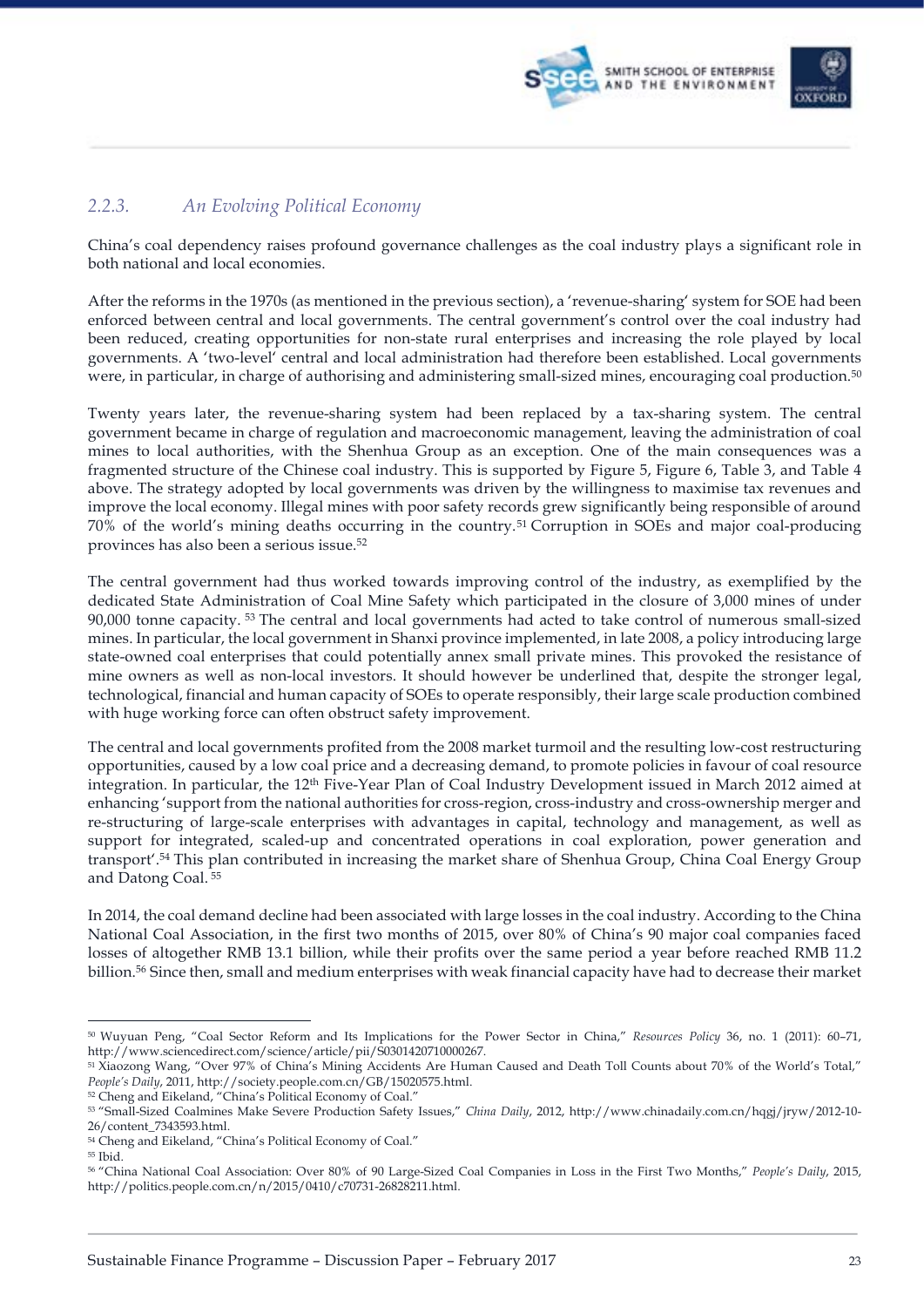### *2.2.3. An Evolving Political Economy*

China's coal dependency raises profound governance challenges as the coal industry plays a significant role in both national and local economies.

After the reforms in the 1970s (as mentioned in the previous section), a 'revenue-sharing' system for SOE had been enforced between central and local governments. The central government's control over the coal industry had been reduced, creating opportunities for non-state rural enterprises and increasing the role played by local governments. A 'two-level' central and local administration had therefore been established. Local governments were, in particular, in charge of authorising and administering small-sized mines, encouraging coal production.[50]

Twenty years later, the revenue-sharing system had been replaced by a tax-sharing system. The central government became in charge of regulation and macroeconomic management, leaving the administration of coal mines to local authorities, with the Shenhua Group as an exception. One of the main consequences was a fragmented structure of the Chinese coal industry. This is supported by Figure 5, Figure 6, Table 3, and Table 4 above. The strategy adopted by local governments was driven by the willingness to maximise tax revenues and improve the local economy. Illegal mines with poor safety records grew significantly being responsible of around 70% of the world's mining deaths occurring in the country.[51] Corruption in SOEs and major coal-producing provinces has also been a serious issue.[52]

The central government had thus worked towards improving control of the industry, as exemplified by the dedicated State Administration of Coal Mine Safety which participated in the closure of 3,000 mines of under 90,000 tonne capacity. [53] The central and local governments had acted to take control of numerous small-sized mines. In particular, the local government in Shanxi province implemented, in late 2008, a policy introducing large state-owned coal enterprises that could potentially annex small private mines. This provoked the resistance of mine owners as well as non-local investors. It should however be underlined that, despite the stronger legal, technological, financial and human capacity of SOEs to operate responsibly, their large scale production combined with huge working force can often obstruct safety improvement.

The central and local governments profited from the 2008 market turmoil and the resulting low-cost restructuring opportunities, caused by a low coal price and a decreasing demand, to promote policies in favour of coal resource integration. In particular, the 12th Five-Year Plan of Coal Industry Development issued in March 2012 aimed at enhancing 'support from the national authorities for cross-region, cross-industry and cross-ownership merger and re-structuring of large-scale enterprises with advantages in capital, technology and management, as well as support for integrated, scaled-up and concentrated operations in coal exploration, power generation and transport'.[54] This plan contributed in increasing the market share of Shenhua Group, China Coal Energy Group and Datong Coal. [55]

In 2014, the coal demand decline had been associated with large losses in the coal industry. According to the China National Coal Association, in the first two months of 2015, over 80% of China's 90 major coal companies faced losses of altogether RMB 13.1 billion, while their profits over the same period a year before reached RMB 11.2 billion.[56] Since then, small and medium enterprises with weak financial capacity have had to decrease their market

---

[50] Wuyuan Peng, "Coal Sector Reform and Its Implications for the Power Sector in China," *Resources Policy* 36, no. 1 (2011): 60–71, http://www.sciencedirect.com/science/article/pii/S0301420710000267.

[51] Xiaozong Wang, "Over 97% of China's Mining Accidents Are Human Caused and Death Toll Counts about 70% of the World's Total," *People's Daily*, 2011, http://society.people.com.cn/GB/15020575.html.

[52] Cheng and Eikeland, "China's Political Economy of Coal."

[53] "Small-Sized Coalmines Make Severe Production Safety Issues," *China Daily*, 2012, http://www.chinadaily.com.cn/hqgj/jryw/2012-10-26/content_7343593.html.

[54] Cheng and Eikeland, "China's Political Economy of Coal."

[55] Ibid.

[56] "China National Coal Association: Over 80% of 90 Large-Sized Coal Companies in Loss in the First Two Months," *People's Daily*, 2015, http://politics.people.com.cn/n/2015/0410/c70731-26828211.html.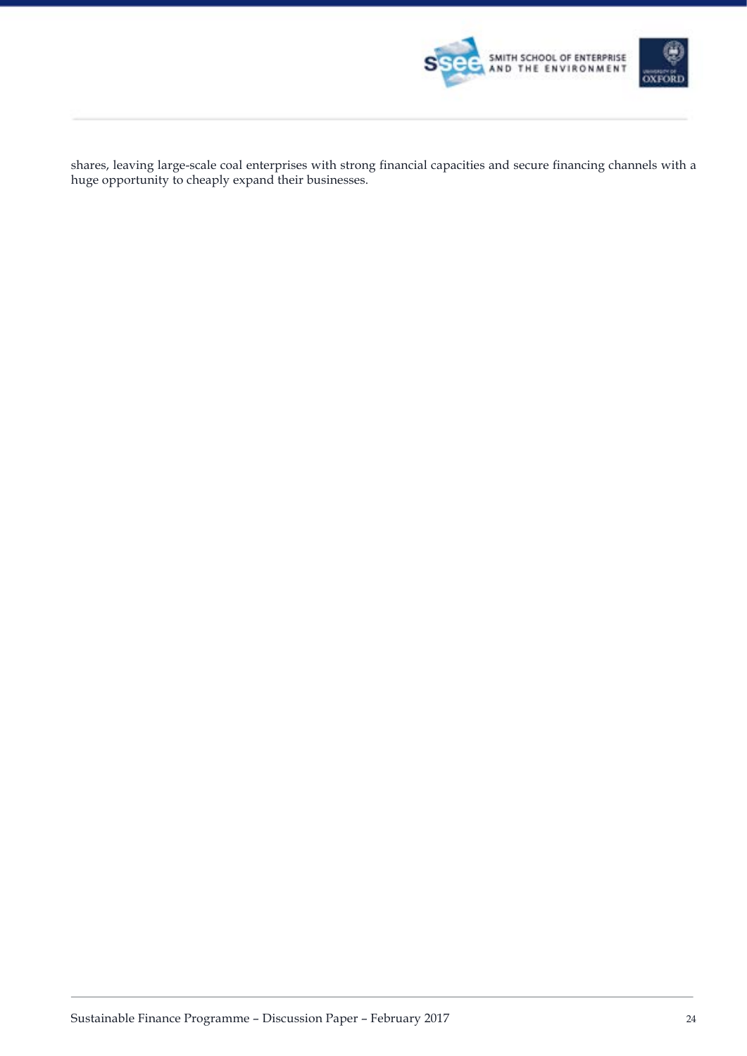shares, leaving large-scale coal enterprises with strong financial capacities and secure financing channels with a huge opportunity to cheaply expand their businesses.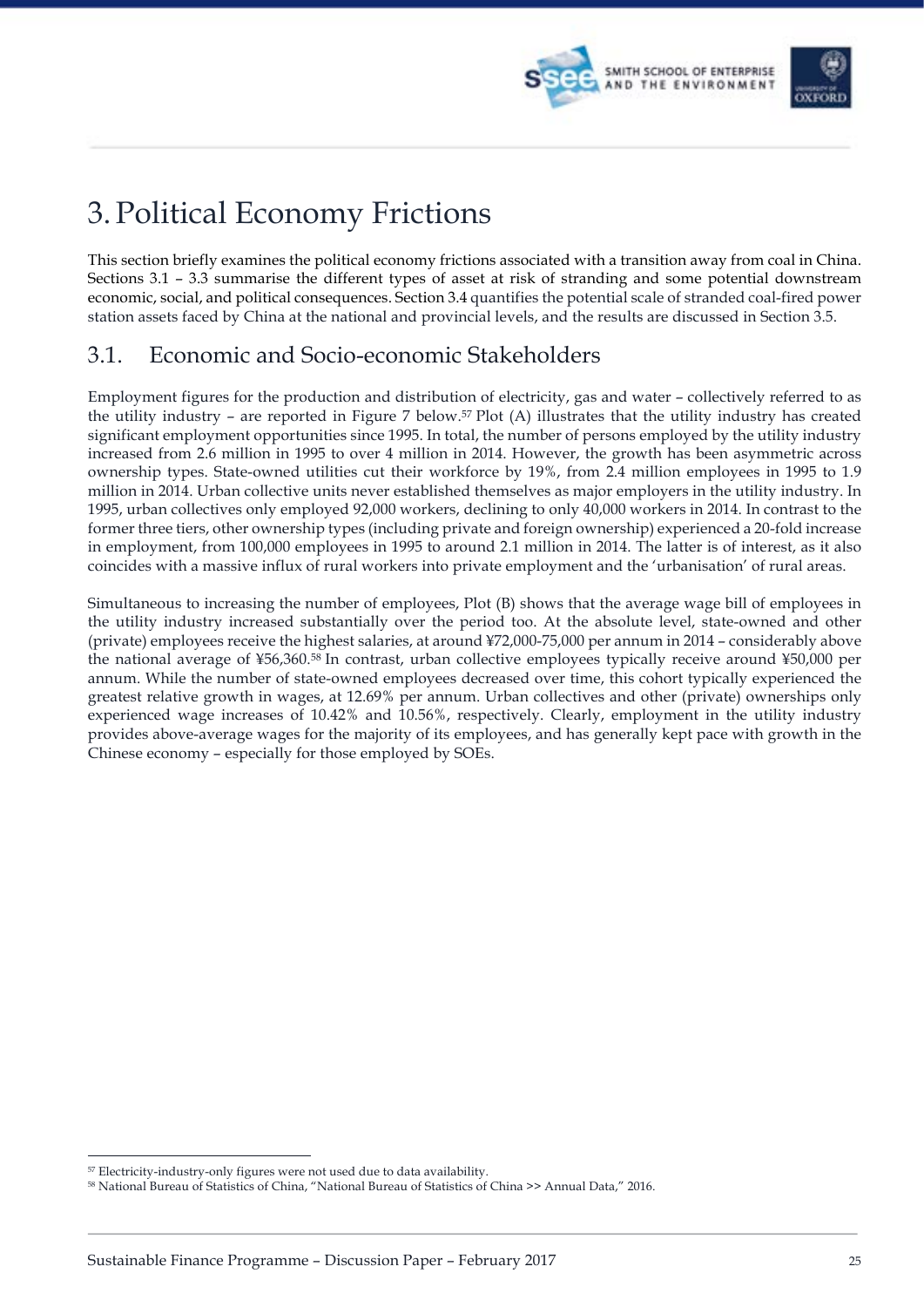# 3. Political Economy Frictions

This section briefly examines the political economy frictions associated with a transition away from coal in China. Sections 3.1 – 3.3 summarise the different types of asset at risk of stranding and some potential downstream economic, social, and political consequences. Section 3.4 quantifies the potential scale of stranded coal-fired power station assets faced by China at the national and provincial levels, and the results are discussed in Section 3.5.

## 3.1. Economic and Socio-economic Stakeholders

Employment figures for the production and distribution of electricity, gas and water – collectively referred to as the utility industry – are reported in Figure 7 below.[57] Plot (A) illustrates that the utility industry has created significant employment opportunities since 1995. In total, the number of persons employed by the utility industry increased from 2.6 million in 1995 to over 4 million in 2014. However, the growth has been asymmetric across ownership types. State-owned utilities cut their workforce by 19%, from 2.4 million employees in 1995 to 1.9 million in 2014. Urban collective units never established themselves as major employers in the utility industry. In 1995, urban collectives only employed 92,000 workers, declining to only 40,000 workers in 2014. In contrast to the former three tiers, other ownership types (including private and foreign ownership) experienced a 20-fold increase in employment, from 100,000 employees in 1995 to around 2.1 million in 2014. The latter is of interest, as it also coincides with a massive influx of rural workers into private employment and the 'urbanisation' of rural areas.

Simultaneous to increasing the number of employees, Plot (B) shows that the average wage bill of employees in the utility industry increased substantially over the period too. At the absolute level, state-owned and other (private) employees receive the highest salaries, at around ¥72,000-75,000 per annum in 2014 – considerably above the national average of ¥56,360.[58] In contrast, urban collective employees typically receive around ¥50,000 per annum. While the number of state-owned employees decreased over time, this cohort typically experienced the greatest relative growth in wages, at 12.69% per annum. Urban collectives and other (private) ownerships only experienced wage increases of 10.42% and 10.56%, respectively. Clearly, employment in the utility industry provides above-average wages for the majority of its employees, and has generally kept pace with growth in the Chinese economy – especially for those employed by SOEs.

---

[57] Electricity-industry-only figures were not used due to data availability.

[58] National Bureau of Statistics of China, "National Bureau of Statistics of China >> Annual Data," 2016.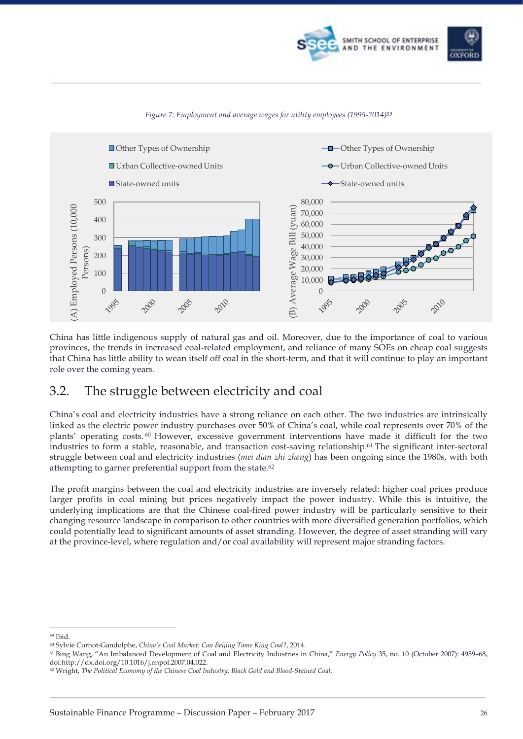*Figure 7: Employment and average wages for utility employees (1995-2014)*[59]

China has little indigenous supply of natural gas and oil. Moreover, due to the importance of coal to various provinces, the trends in increased coal-related employment, and reliance of many SOEs on cheap coal suggests that China has little ability to wean itself off coal in the short-term, and that it will continue to play an important role over the coming years.

## 3.2. The struggle between electricity and coal

China's coal and electricity industries have a strong reliance on each other. The two industries are intrinsically linked as the electric power industry purchases over 50% of China's coal, while coal represents over 70% of the plants' operating costs.[60] However, excessive government interventions have made it difficult for the two industries to form a stable, reasonable, and transaction cost-saving relationship.[61] The significant inter-sectoral struggle between coal and electricity industries (*mei dian zhi zheng*) has been ongoing since the 1980s, with both attempting to garner preferential support from the state.[62]

The profit margins between the coal and electricity industries are inversely related: higher coal prices produce larger profits in coal mining but prices negatively impact the power industry. While this is intuitive, the underlying implications are that the Chinese coal-fired power industry will be particularly sensitive to their changing resource landscape in comparison to other countries with more diversified generation portfolios, which could potentially lead to significant amounts of asset stranding. However, the degree of asset stranding will vary at the province-level, where regulation and/or coal availability will represent major stranding factors.

---

[59] Ibid.

[60] Sylvie Cornot-Gandolphe, *China's Coal Market: Can Beijing Tame King Coal?*, 2014.

[61] Bing Wang, "An Imbalanced Development of Coal and Electricity Industries in China," *Energy Policy* 35, no. 10 (October 2007): 4959–68, doi:http://dx.doi.org/10.1016/j.enpol.2007.04.022.

[62] Wright, *The Political Economy of the Chinese Coal Industry: Black Gold and Blood-Stained Coal*.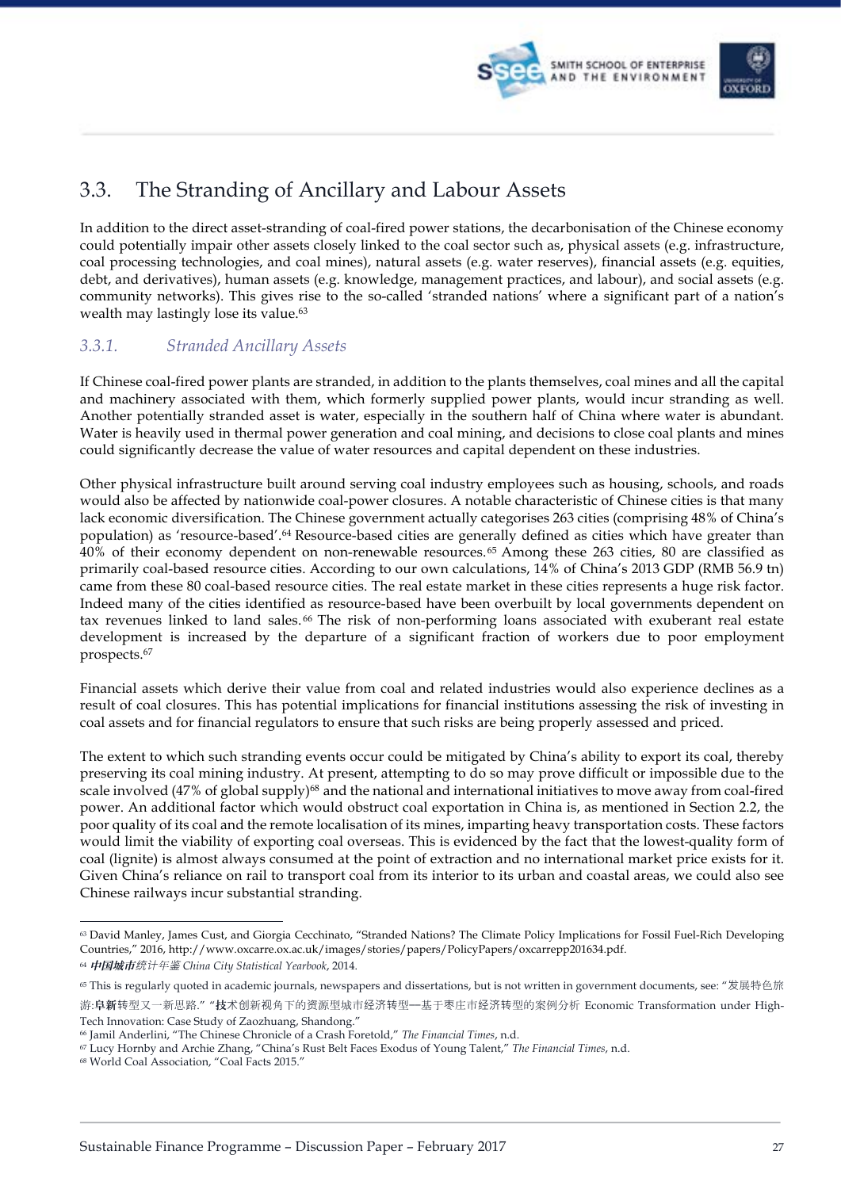## 3.3. The Stranding of Ancillary and Labour Assets

In addition to the direct asset-stranding of coal-fired power stations, the decarbonisation of the Chinese economy could potentially impair other assets closely linked to the coal sector such as, physical assets (e.g. infrastructure, coal processing technologies, and coal mines), natural assets (e.g. water reserves), financial assets (e.g. equities, debt, and derivatives), human assets (e.g. knowledge, management practices, and labour), and social assets (e.g. community networks). This gives rise to the so-called 'stranded nations' where a significant part of a nation's wealth may lastingly lose its value.[63]

### 3.3.1. *Stranded Ancillary Assets*

If Chinese coal-fired power plants are stranded, in addition to the plants themselves, coal mines and all the capital and machinery associated with them, which formerly supplied power plants, would incur stranding as well. Another potentially stranded asset is water, especially in the southern half of China where water is abundant. Water is heavily used in thermal power generation and coal mining, and decisions to close coal plants and mines could significantly decrease the value of water resources and capital dependent on these industries.

Other physical infrastructure built around serving coal industry employees such as housing, schools, and roads would also be affected by nationwide coal-power closures. A notable characteristic of Chinese cities is that many lack economic diversification. The Chinese government actually categorises 263 cities (comprising 48% of China's population) as 'resource-based'.[64] Resource-based cities are generally defined as cities which have greater than 40% of their economy dependent on non-renewable resources.[65] Among these 263 cities, 80 are classified as primarily coal-based resource cities. According to our own calculations, 14% of China's 2013 GDP (RMB 56.9 tn) came from these 80 coal-based resource cities. The real estate market in these cities represents a huge risk factor. Indeed many of the cities identified as resource-based have been overbuilt by local governments dependent on tax revenues linked to land sales.[66] The risk of non-performing loans associated with exuberant real estate development is increased by the departure of a significant fraction of workers due to poor employment prospects.[67]

Financial assets which derive their value from coal and related industries would also experience declines as a result of coal closures. This has potential implications for financial institutions assessing the risk of investing in coal assets and for financial regulators to ensure that such risks are being properly assessed and priced.

The extent to which such stranding events occur could be mitigated by China's ability to export its coal, thereby preserving its coal mining industry. At present, attempting to do so may prove difficult or impossible due to the scale involved (47% of global supply)[68] and the national and international initiatives to move away from coal-fired power. An additional factor which would obstruct coal exportation in China is, as mentioned in Section 2.2, the poor quality of its coal and the remote localisation of its mines, imparting heavy transportation costs. These factors would limit the viability of exporting coal overseas. This is evidenced by the fact that the lowest-quality form of coal (lignite) is almost always consumed at the point of extraction and no international market price exists for it. Given China's reliance on rail to transport coal from its interior to its urban and coastal areas, we could also see Chinese railways incur substantial stranding.

---

[63] David Manley, James Cust, and Giorgia Cecchinato, "Stranded Nations? The Climate Policy Implications for Fossil Fuel-Rich Developing Countries," 2016, http://www.oxcarre.ox.ac.uk/images/stories/papers/PolicyPapers/oxcarrepp201634.pdf.

[64] ***中国城市****统计年鉴 China City Statistical Yearbook*, 2014.

[65] This is regularly quoted in academic journals, newspapers and dissertations, but is not written in government documents, see: "发展特色旅游:**阜新**转型又一新思路." "**技**术创新视角下的资源型城市经济转型—基于枣庄市经济转型的案例分析 Economic Transformation under High-Tech Innovation: Case Study of Zaozhuang, Shandong."

[66] Jamil Anderlini, "The Chinese Chronicle of a Crash Foretold," *The Financial Times*, n.d.

[67] Lucy Hornby and Archie Zhang, "China's Rust Belt Faces Exodus of Young Talent," *The Financial Times*, n.d.

[68] World Coal Association, "Coal Facts 2015."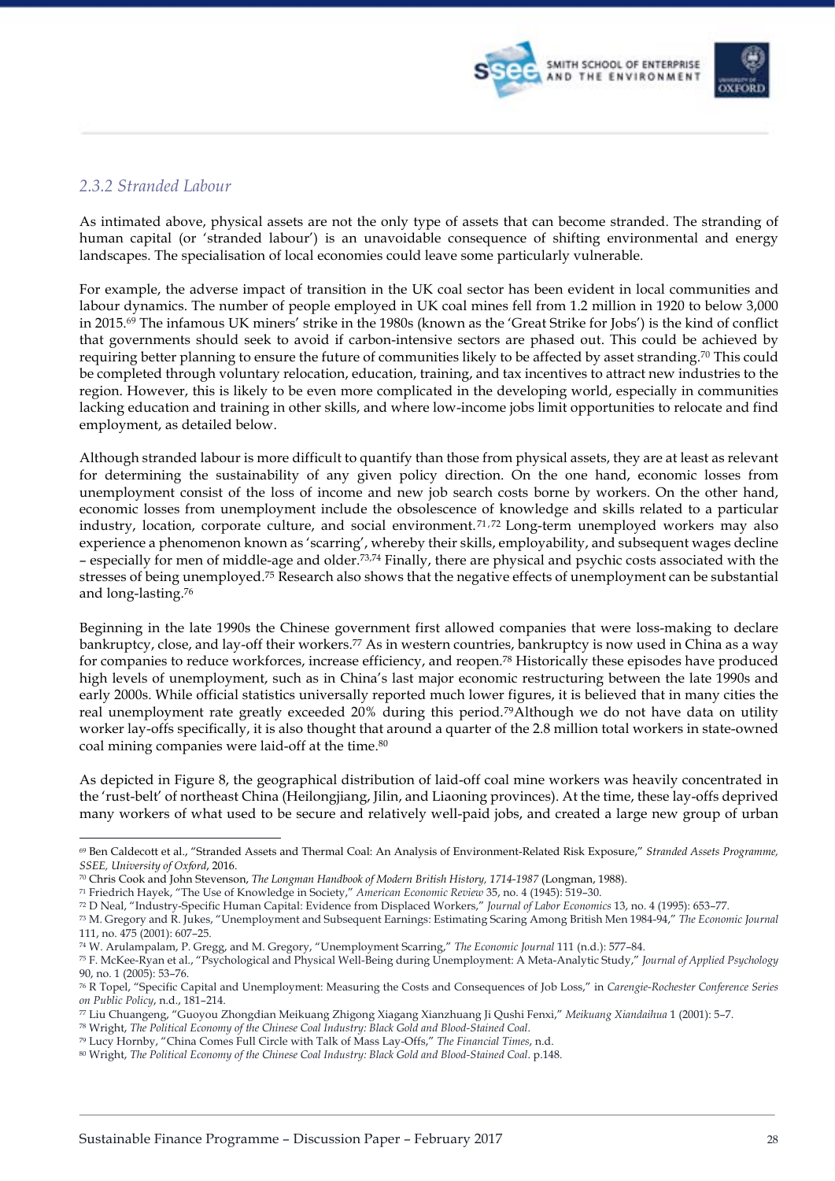### *2.3.2 Stranded Labour*

As intimated above, physical assets are not the only type of assets that can become stranded. The stranding of human capital (or 'stranded labour') is an unavoidable consequence of shifting environmental and energy landscapes. The specialisation of local economies could leave some particularly vulnerable.

For example, the adverse impact of transition in the UK coal sector has been evident in local communities and labour dynamics. The number of people employed in UK coal mines fell from 1.2 million in 1920 to below 3,000 in 2015.[69] The infamous UK miners' strike in the 1980s (known as the 'Great Strike for Jobs') is the kind of conflict that governments should seek to avoid if carbon-intensive sectors are phased out. This could be achieved by requiring better planning to ensure the future of communities likely to be affected by asset stranding.[70] This could be completed through voluntary relocation, education, training, and tax incentives to attract new industries to the region. However, this is likely to be even more complicated in the developing world, especially in communities lacking education and training in other skills, and where low-income jobs limit opportunities to relocate and find employment, as detailed below.

Although stranded labour is more difficult to quantify than those from physical assets, they are at least as relevant for determining the sustainability of any given policy direction. On the one hand, economic losses from unemployment consist of the loss of income and new job search costs borne by workers. On the other hand, economic losses from unemployment include the obsolescence of knowledge and skills related to a particular industry, location, corporate culture, and social environment.[71,72] Long-term unemployed workers may also experience a phenomenon known as 'scarring', whereby their skills, employability, and subsequent wages decline – especially for men of middle-age and older.[73,74] Finally, there are physical and psychic costs associated with the stresses of being unemployed.[75] Research also shows that the negative effects of unemployment can be substantial and long-lasting.[76]

Beginning in the late 1990s the Chinese government first allowed companies that were loss-making to declare bankruptcy, close, and lay-off their workers.[77] As in western countries, bankruptcy is now used in China as a way for companies to reduce workforces, increase efficiency, and reopen.[78] Historically these episodes have produced high levels of unemployment, such as in China's last major economic restructuring between the late 1990s and early 2000s. While official statistics universally reported much lower figures, it is believed that in many cities the real unemployment rate greatly exceeded 20% during this period.[79] Although we do not have data on utility worker lay-offs specifically, it is also thought that around a quarter of the 2.8 million total workers in state-owned coal mining companies were laid-off at the time.[80]

As depicted in Figure 8, the geographical distribution of laid-off coal mine workers was heavily concentrated in the 'rust-belt' of northeast China (Heilongjiang, Jilin, and Liaoning provinces). At the time, these lay-offs deprived many workers of what used to be secure and relatively well-paid jobs, and created a large new group of urban

---

[69] Ben Caldecott et al., "Stranded Assets and Thermal Coal: An Analysis of Environment-Related Risk Exposure," *Stranded Assets Programme, SSEE, University of Oxford*, 2016.

[70] Chris Cook and John Stevenson, *The Longman Handbook of Modern British History, 1714-1987* (Longman, 1988).

[71] Friedrich Hayek, "The Use of Knowledge in Society," *American Economic Review* 35, no. 4 (1945): 519–30.

[72] D Neal, "Industry-Specific Human Capital: Evidence from Displaced Workers," *Journal of Labor Economics* 13, no. 4 (1995): 653–77.

[73] M. Gregory and R. Jukes, "Unemployment and Subsequent Earnings: Estimating Scaring Among British Men 1984-94," *The Economic Journal* 111, no. 475 (2001): 607–25.

[74] W. Arulampalam, P. Gregg, and M. Gregory, "Unemployment Scarring," *The Economic Journal* 111 (n.d.): 577–84.

[75] F. McKee-Ryan et al., "Psychological and Physical Well-Being during Unemployment: A Meta-Analytic Study," *Journal of Applied Psychology* 90, no. 1 (2005): 53–76.

[76] R Topel, "Specific Capital and Unemployment: Measuring the Costs and Consequences of Job Loss," in *Carengie-Rochester Conference Series on Public Policy*, n.d., 181–214.

[77] Liu Chuangeng, "Guoyou Zhongdian Meikuang Zhigong Xiagang Xianzhuang Ji Qushi Fenxi," *Meikuang Xiandaihua* 1 (2001): 5–7.

[78] Wright, *The Political Economy of the Chinese Coal Industry: Black Gold and Blood-Stained Coal*.

[79] Lucy Hornby, "China Comes Full Circle with Talk of Mass Lay-Offs," *The Financial Times*, n.d.

[80] Wright, *The Political Economy of the Chinese Coal Industry: Black Gold and Blood-Stained Coal*. p.148.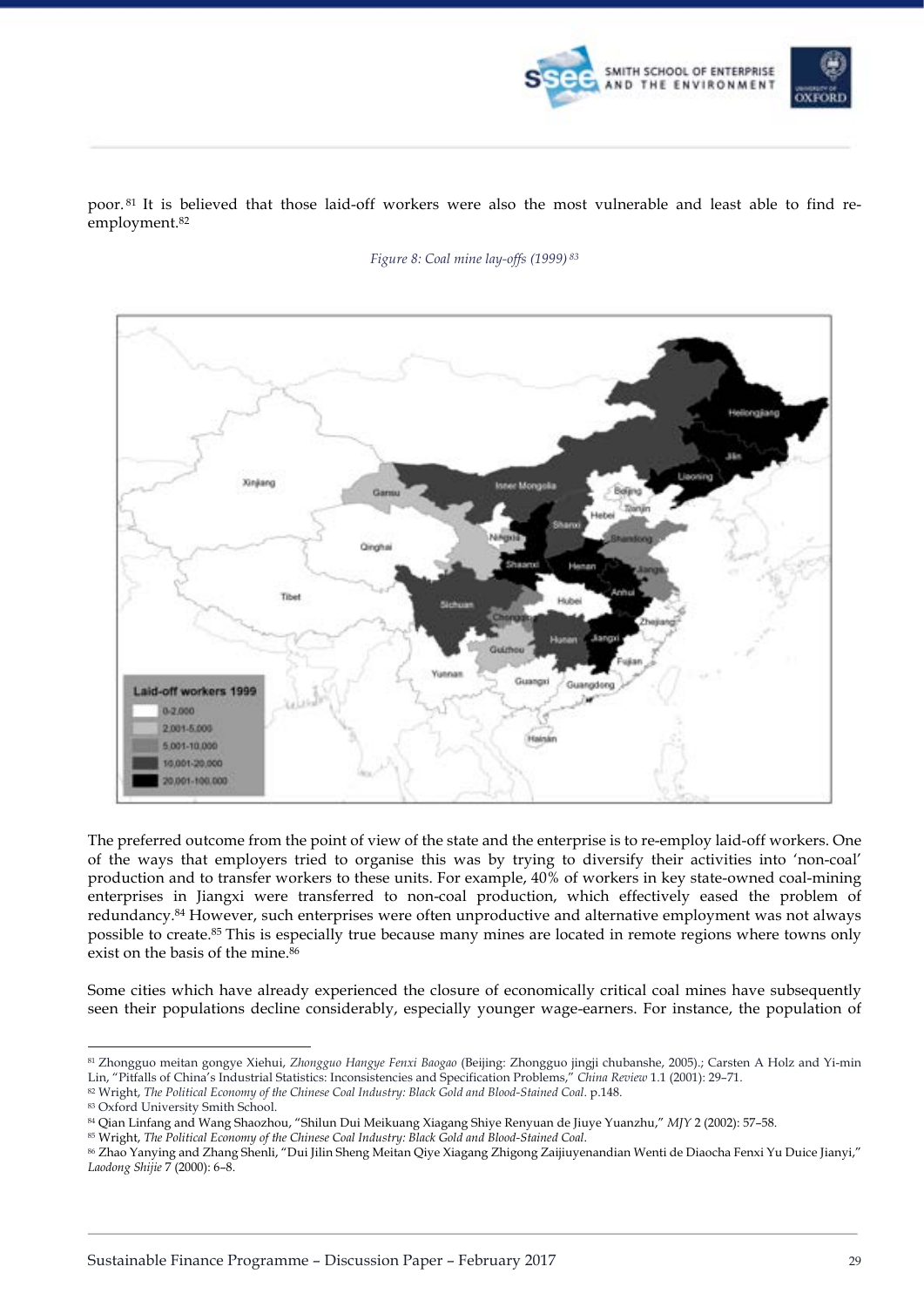poor.[81] It is believed that those laid-off workers were also the most vulnerable and least able to find re-employment.[82]

*Figure 8: Coal mine lay-offs (1999)* [83]

The preferred outcome from the point of view of the state and the enterprise is to re-employ laid-off workers. One of the ways that employers tried to organise this was by trying to diversify their activities into 'non-coal' production and to transfer workers to these units. For example, 40% of workers in key state-owned coal-mining enterprises in Jiangxi were transferred to non-coal production, which effectively eased the problem of redundancy.[84] However, such enterprises were often unproductive and alternative employment was not always possible to create.[85] This is especially true because many mines are located in remote regions where towns only exist on the basis of the mine.[86]

Some cities which have already experienced the closure of economically critical coal mines have subsequently seen their populations decline considerably, especially younger wage-earners. For instance, the population of

---

[81] Zhongguo meitan gongye Xiehui, *Zhongguo Hangye Fenxi Baogao* (Beijing: Zhongguo jingji chubanshe, 2005).; Carsten A Holz and Yi-min Lin, "Pitfalls of China's Industrial Statistics: Inconsistencies and Specification Problems," *China Review* 1.1 (2001): 29–71.

[82] Wright, *The Political Economy of the Chinese Coal Industry: Black Gold and Blood-Stained Coal*. p.148.

[83] Oxford University Smith School.

[84] Qian Linfang and Wang Shaozhou, "Shilun Dui Meikuang Xiagang Shiye Renyuan de Jiuye Yuanzhu," *MJY* 2 (2002): 57–58.

[85] Wright, *The Political Economy of the Chinese Coal Industry: Black Gold and Blood-Stained Coal*.

[86] Zhao Yanying and Zhang Shenli, "Dui Jilin Sheng Meitan Qiye Xiagang Zhigong Zaijiuyenandian Wenti de Diaocha Fenxi Yu Duice Jianyi," *Laodong Shijie* 7 (2000): 6–8.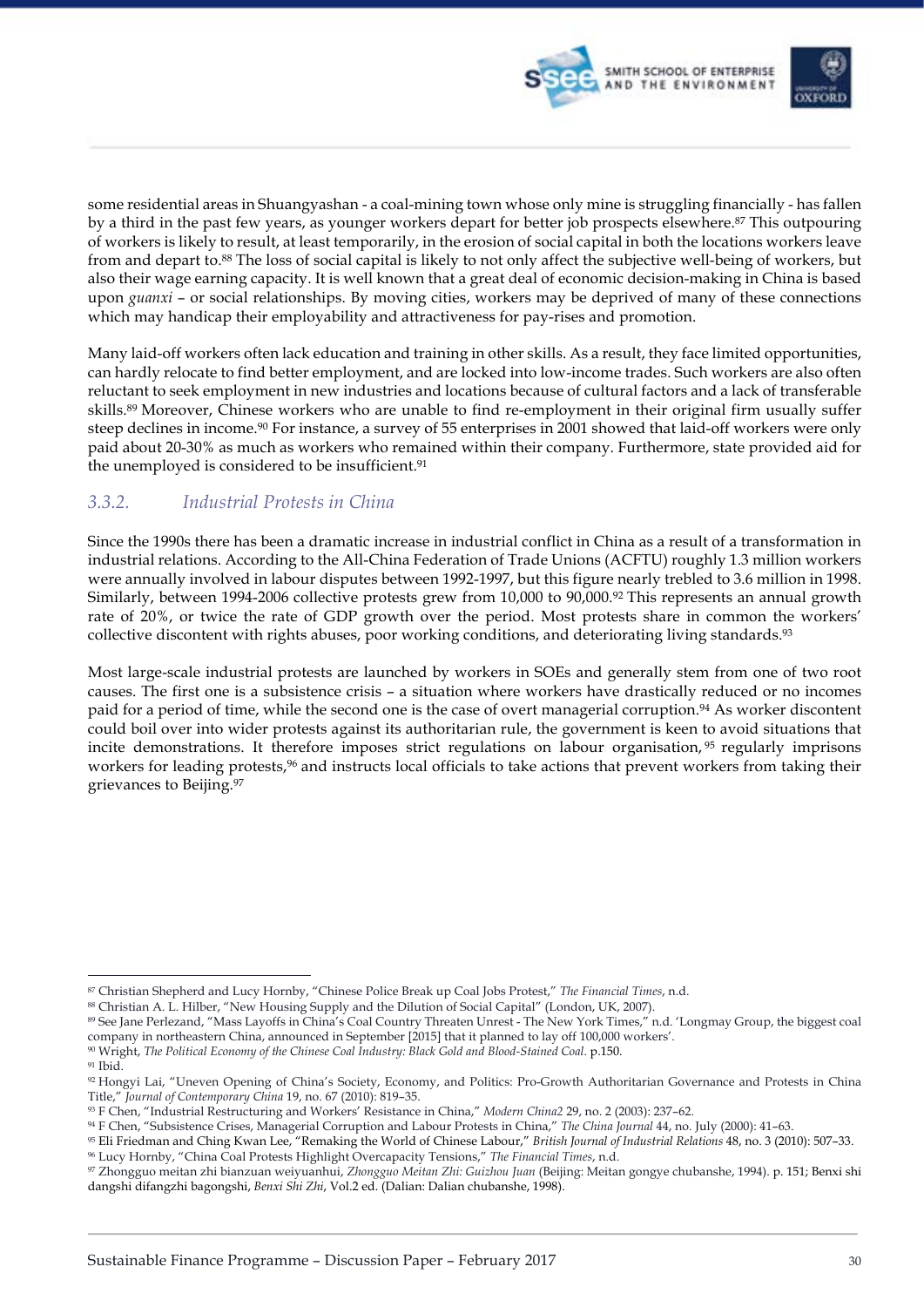some residential areas in Shuangyashan - a coal-mining town whose only mine is struggling financially - has fallen by a third in the past few years, as younger workers depart for better job prospects elsewhere.[87] This outpouring of workers is likely to result, at least temporarily, in the erosion of social capital in both the locations workers leave from and depart to.[88] The loss of social capital is likely to not only affect the subjective well-being of workers, but also their wage earning capacity. It is well known that a great deal of economic decision-making in China is based upon *guanxi* – or social relationships. By moving cities, workers may be deprived of many of these connections which may handicap their employability and attractiveness for pay-rises and promotion.

Many laid-off workers often lack education and training in other skills. As a result, they face limited opportunities, can hardly relocate to find better employment, and are locked into low-income trades. Such workers are also often reluctant to seek employment in new industries and locations because of cultural factors and a lack of transferable skills.[89] Moreover, Chinese workers who are unable to find re-employment in their original firm usually suffer steep declines in income.[90] For instance, a survey of 55 enterprises in 2001 showed that laid-off workers were only paid about 20-30% as much as workers who remained within their company. Furthermore, state provided aid for the unemployed is considered to be insufficient.[91]

### *3.3.2. Industrial Protests in China*

Since the 1990s there has been a dramatic increase in industrial conflict in China as a result of a transformation in industrial relations. According to the All-China Federation of Trade Unions (ACFTU) roughly 1.3 million workers were annually involved in labour disputes between 1992-1997, but this figure nearly trebled to 3.6 million in 1998. Similarly, between 1994-2006 collective protests grew from 10,000 to 90,000.[92] This represents an annual growth rate of 20%, or twice the rate of GDP growth over the period. Most protests share in common the workers' collective discontent with rights abuses, poor working conditions, and deteriorating living standards.[93]

Most large-scale industrial protests are launched by workers in SOEs and generally stem from one of two root causes. The first one is a subsistence crisis – a situation where workers have drastically reduced or no incomes paid for a period of time, while the second one is the case of overt managerial corruption.[94] As worker discontent could boil over into wider protests against its authoritarian rule, the government is keen to avoid situations that incite demonstrations. It therefore imposes strict regulations on labour organisation,[95] regularly imprisons workers for leading protests,[96] and instructs local officials to take actions that prevent workers from taking their grievances to Beijing.[97]

---

[87] Christian Shepherd and Lucy Hornby, "Chinese Police Break up Coal Jobs Protest," *The Financial Times*, n.d.

[88] Christian A. L. Hilber, "New Housing Supply and the Dilution of Social Capital" (London, UK, 2007).

[89] See Jane Perlezand, "Mass Layoffs in China's Coal Country Threaten Unrest - The New York Times," n.d. 'Longmay Group, the biggest coal company in northeastern China, announced in September [2015] that it planned to lay off 100,000 workers'.

[90] Wright, *The Political Economy of the Chinese Coal Industry: Black Gold and Blood-Stained Coal*. p.150.

[91] Ibid.

[92] Hongyi Lai, "Uneven Opening of China's Society, Economy, and Politics: Pro-Growth Authoritarian Governance and Protests in China Title," *Journal of Contemporary China* 19, no. 67 (2010): 819–35.

[93] F Chen, "Industrial Restructuring and Workers' Resistance in China," *Modern China2* 29, no. 2 (2003): 237–62.

[94] F Chen, "Subsistence Crises, Managerial Corruption and Labour Protests in China," *The China Journal* 44, no. July (2000): 41–63.

[95] Eli Friedman and Ching Kwan Lee, "Remaking the World of Chinese Labour," *British Journal of Industrial Relations* 48, no. 3 (2010): 507–33.

[96] Lucy Hornby, "China Coal Protests Highlight Overcapacity Tensions," *The Financial Times*, n.d.

[97] Zhongguo meitan zhi bianzuan weiyuanhui, *Zhongguo Meitan Zhi: Guizhou Juan* (Beijing: Meitan gongye chubanshe, 1994). p. 151; Benxi shi dangshi difangzhi bagongshi, *Benxi Shi Zhi*, Vol.2 ed. (Dalian: Dalian chubanshe, 1998).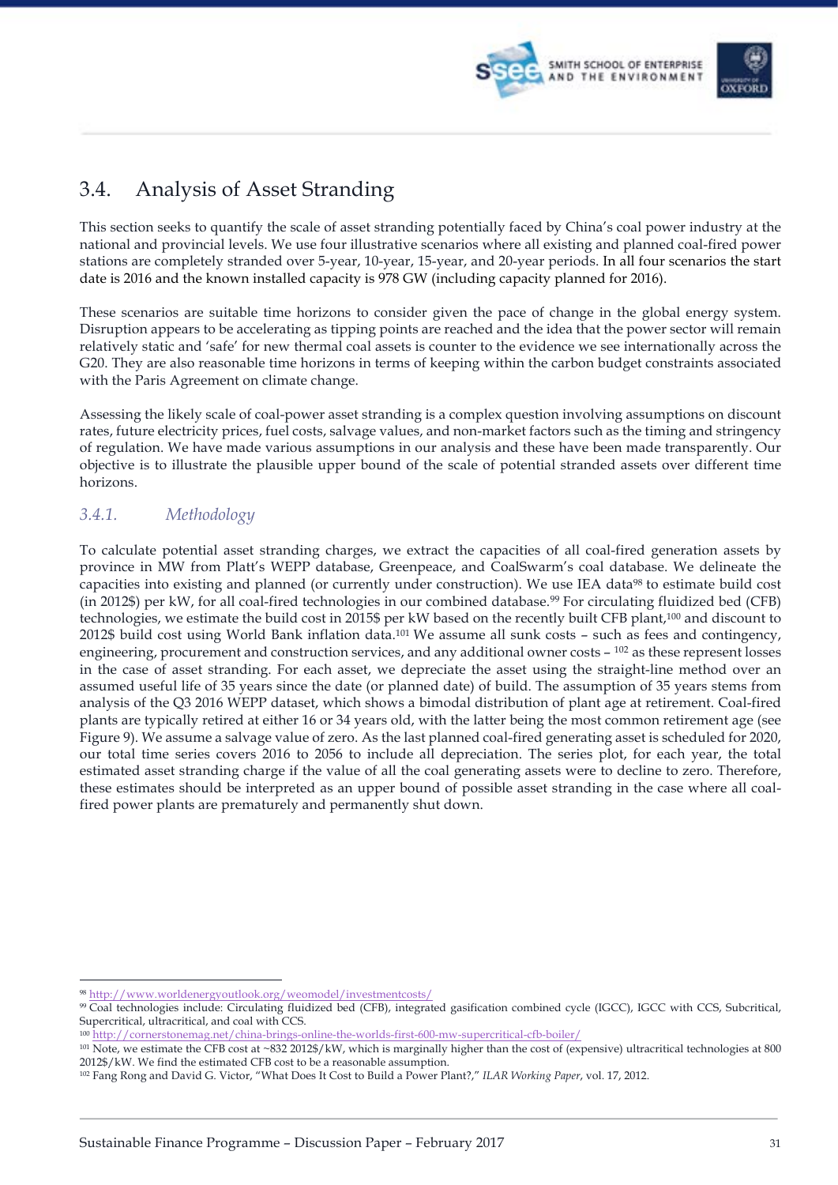## 3.4. Analysis of Asset Stranding

This section seeks to quantify the scale of asset stranding potentially faced by China's coal power industry at the national and provincial levels. We use four illustrative scenarios where all existing and planned coal-fired power stations are completely stranded over 5-year, 10-year, 15-year, and 20-year periods. In all four scenarios the start date is 2016 and the known installed capacity is 978 GW (including capacity planned for 2016).

These scenarios are suitable time horizons to consider given the pace of change in the global energy system. Disruption appears to be accelerating as tipping points are reached and the idea that the power sector will remain relatively static and 'safe' for new thermal coal assets is counter to the evidence we see internationally across the G20. They are also reasonable time horizons in terms of keeping within the carbon budget constraints associated with the Paris Agreement on climate change.

Assessing the likely scale of coal-power asset stranding is a complex question involving assumptions on discount rates, future electricity prices, fuel costs, salvage values, and non-market factors such as the timing and stringency of regulation. We have made various assumptions in our analysis and these have been made transparently. Our objective is to illustrate the plausible upper bound of the scale of potential stranded assets over different time horizons.

### *3.4.1. Methodology*

To calculate potential asset stranding charges, we extract the capacities of all coal-fired generation assets by province in MW from Platt's WEPP database, Greenpeace, and CoalSwarm's coal database. We delineate the capacities into existing and planned (or currently under construction). We use IEA data[98] to estimate build cost (in 2012$) per kW, for all coal-fired technologies in our combined database.[99] For circulating fluidized bed (CFB) technologies, we estimate the build cost in 2015$ per kW based on the recently built CFB plant,[100] and discount to 2012$ build cost using World Bank inflation data.[101] We assume all sunk costs – such as fees and contingency, engineering, procurement and construction services, and any additional owner costs – [102] as these represent losses in the case of asset stranding. For each asset, we depreciate the asset using the straight-line method over an assumed useful life of 35 years since the date (or planned date) of build. The assumption of 35 years stems from analysis of the Q3 2016 WEPP dataset, which shows a bimodal distribution of plant age at retirement. Coal-fired plants are typically retired at either 16 or 34 years old, with the latter being the most common retirement age (see Figure 9). We assume a salvage value of zero. As the last planned coal-fired generating asset is scheduled for 2020, our total time series covers 2016 to 2056 to include all depreciation. The series plot, for each year, the total estimated asset stranding charge if the value of all the coal generating assets were to decline to zero. Therefore, these estimates should be interpreted as an upper bound of possible asset stranding in the case where all coal-fired power plants are prematurely and permanently shut down.

---

[98] http://www.worldenergyoutlook.org/weomodel/investmentcosts/

[99] Coal technologies include: Circulating fluidized bed (CFB), integrated gasification combined cycle (IGCC), IGCC with CCS, Subcritical, Supercritical, ultracritical, and coal with CCS.

[100] http://cornerstonemag.net/china-brings-online-the-worlds-first-600-mw-supercritical-cfb-boiler/

[101] Note, we estimate the CFB cost at ~832 2012$/kW, which is marginally higher than the cost of (expensive) ultracritical technologies at 800 2012$/kW. We find the estimated CFB cost to be a reasonable assumption.

[102] Fang Rong and David G. Victor, "What Does It Cost to Build a Power Plant?," *ILAR Working Paper*, vol. 17, 2012.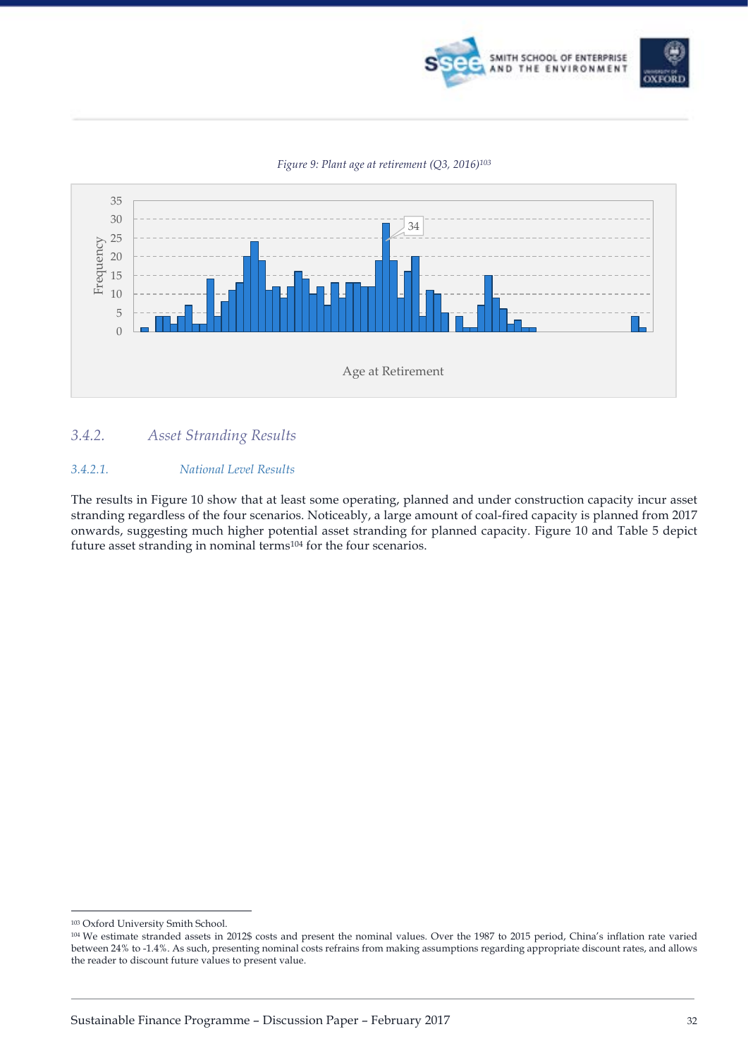*Figure 9: Plant age at retirement (Q3, 2016)*[103]

### 3.4.2. Asset Stranding Results

#### 3.4.2.1. National Level Results

The results in Figure 10 show that at least some operating, planned and under construction capacity incur asset stranding regardless of the four scenarios. Noticeably, a large amount of coal-fired capacity is planned from 2017 onwards, suggesting much higher potential asset stranding for planned capacity. Figure 10 and Table 5 depict future asset stranding in nominal terms[104] for the four scenarios.

---

[103] Oxford University Smith School.

[104] We estimate stranded assets in 2012$ costs and present the nominal values. Over the 1987 to 2015 period, China's inflation rate varied between 24% to -1.4%. As such, presenting nominal costs refrains from making assumptions regarding appropriate discount rates, and allows the reader to discount future values to present value.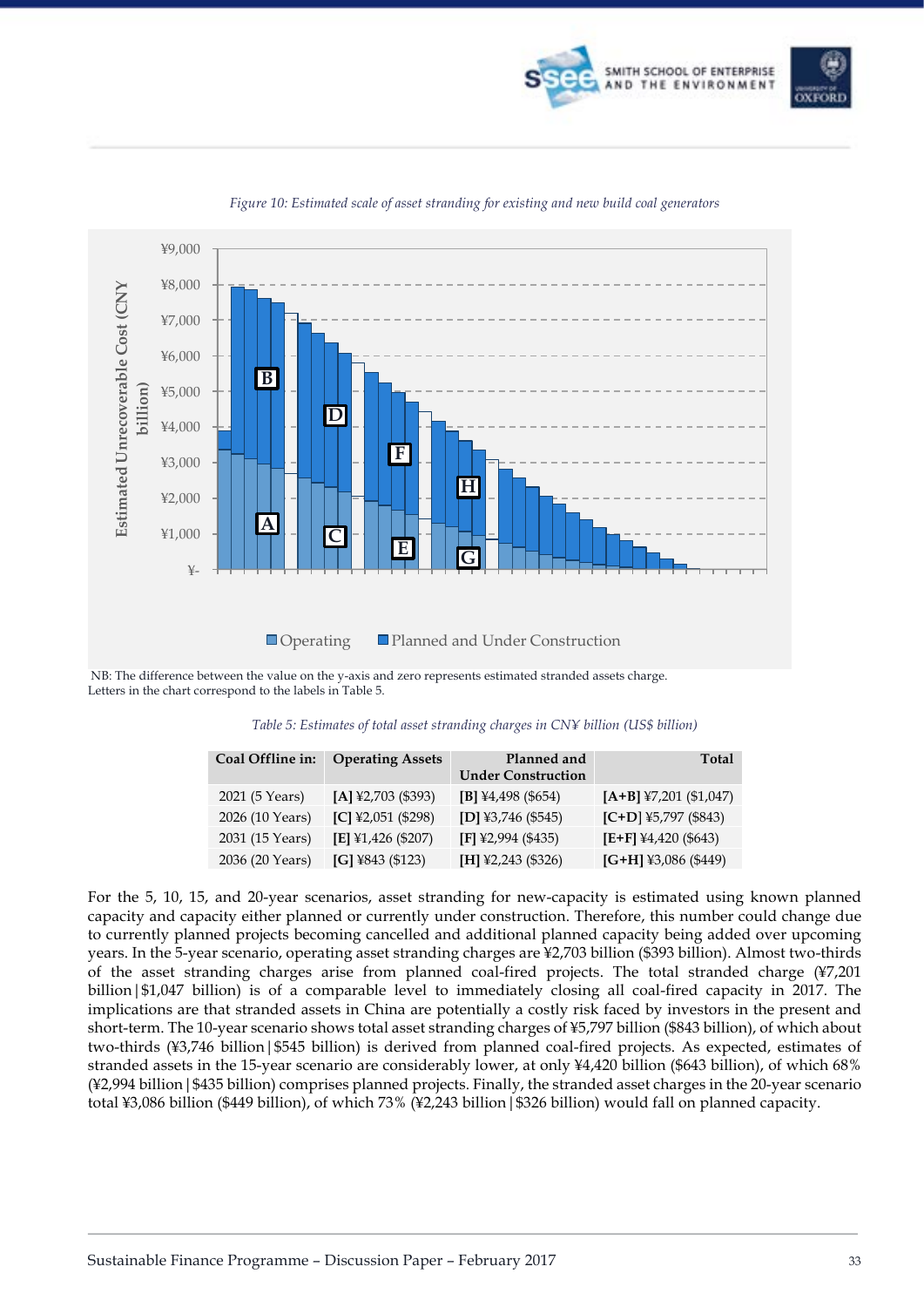*Figure 10: Estimated scale of asset stranding for existing and new build coal generators*

NB: The difference between the value on the y-axis and zero represents estimated stranded assets charge.
Letters in the chart correspond to the labels in Table 5.

*Table 5: Estimates of total asset stranding charges in CN¥ billion (US$ billion)*

| Coal Offline in: | Operating Assets | Planned and Under Construction | Total |
|---|---|---|---|
| 2021 (5 Years) | **[A]** ¥2,703 ($393) | **[B]** ¥4,498 ($654) | **[A+B]** ¥7,201 ($1,047) |
| 2026 (10 Years) | **[C]** ¥2,051 ($298) | **[D]** ¥3,746 ($545) | **[C+D]** ¥5,797 ($843) |
| 2031 (15 Years) | **[E]** ¥1,426 ($207) | **[F]** ¥2,994 ($435) | **[E+F]** ¥4,420 ($643) |
| 2036 (20 Years) | **[G]** ¥843 ($123) | **[H]** ¥2,243 ($326) | **[G+H]** ¥3,086 ($449) |

For the 5, 10, 15, and 20-year scenarios, asset stranding for new-capacity is estimated using known planned capacity and capacity either planned or currently under construction. Therefore, this number could change due to currently planned projects becoming cancelled and additional planned capacity being added over upcoming years. In the 5-year scenario, operating asset stranding charges are ¥2,703 billion ($393 billion). Almost two-thirds of the asset stranding charges arise from planned coal-fired projects. The total stranded charge (¥7,201 billion|$1,047 billion) is of a comparable level to immediately closing all coal-fired capacity in 2017. The implications are that stranded assets in China are potentially a costly risk faced by investors in the present and short-term. The 10-year scenario shows total asset stranding charges of ¥5,797 billion ($843 billion), of which about two-thirds (¥3,746 billion|$545 billion) is derived from planned coal-fired projects. As expected, estimates of stranded assets in the 15-year scenario are considerably lower, at only ¥4,420 billion ($643 billion), of which 68% (¥2,994 billion|$435 billion) comprises planned projects. Finally, the stranded asset charges in the 20-year scenario total ¥3,086 billion ($449 billion), of which 73% (¥2,243 billion|$326 billion) would fall on planned capacity.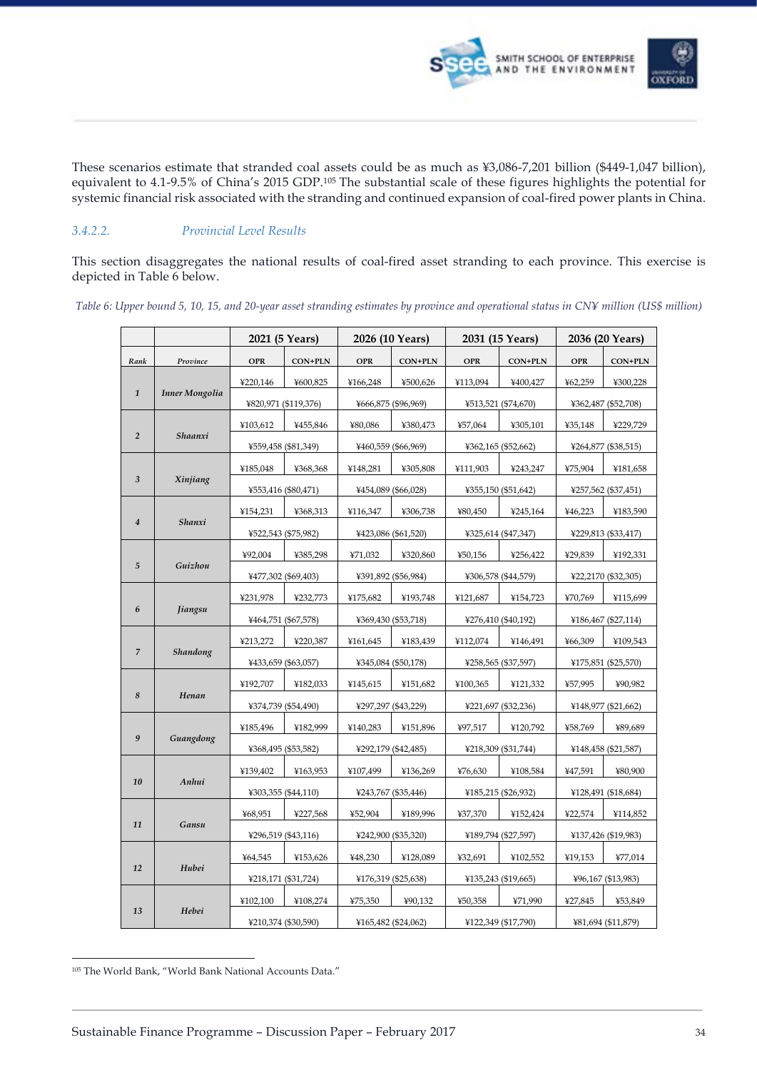These scenarios estimate that stranded coal assets could be as much as ¥3,086-7,201 billion ($449-1,047 billion), equivalent to 4.1-9.5% of China's 2015 GDP.[105] The substantial scale of these figures highlights the potential for systemic financial risk associated with the stranding and continued expansion of coal-fired power plants in China.

#### *3.4.2.2. Provincial Level Results*

This section disaggregates the national results of coal-fired asset stranding to each province. This exercise is depicted in Table 6 below.

*Table 6: Upper bound 5, 10, 15, and 20-year asset stranding estimates by province and operational status in CN¥ million (US$ million)*

| Rank | Province | 2021 (5 Years) | | 2026 (10 Years) | | 2031 (15 Years) | | 2036 (20 Years) | |
|---|---|---|---|---|---|---|---|---|---|
| | | OPR | CON+PLN | OPR | CON+PLN | OPR | CON+PLN | OPR | CON+PLN |
| 1 | Inner Mongolia | ¥220,146 | ¥600,825 | ¥166,248 | ¥500,626 | ¥113,094 | ¥400,427 | ¥62,259 | ¥300,228 |
| | | ¥820,971 ($119,376) | | ¥666,875 ($96,969) | | ¥513,521 ($74,670) | | ¥362,487 ($52,708) | |
| 2 | Shaanxi | ¥103,612 | ¥455,846 | ¥80,086 | ¥380,473 | ¥57,064 | ¥305,101 | ¥35,148 | ¥229,729 |
| | | ¥559,458 ($81,349) | | ¥460,559 ($66,969) | | ¥362,165 ($52,662) | | ¥264,877 ($38,515) | |
| 3 | Xinjiang | ¥185,048 | ¥368,368 | ¥148,281 | ¥305,808 | ¥111,903 | ¥243,247 | ¥75,904 | ¥181,658 |
| | | ¥553,416 ($80,471) | | ¥454,089 ($66,028) | | ¥355,150 ($51,642) | | ¥257,562 ($37,451) | |
| 4 | Shanxi | ¥154,231 | ¥368,313 | ¥116,347 | ¥306,738 | ¥80,450 | ¥245,164 | ¥46,223 | ¥183,590 |
| | | ¥522,543 ($75,982) | | ¥423,086 ($61,520) | | ¥325,614 ($47,347) | | ¥229,813 ($33,417) | |
| 5 | Guizhou | ¥92,004 | ¥385,298 | ¥71,032 | ¥320,860 | ¥50,156 | ¥256,422 | ¥29,839 | ¥192,331 |
| | | ¥477,302 ($69,403) | | ¥391,892 ($56,984) | | ¥306,578 ($44,579) | | ¥22,2170 ($32,305) | |
| 6 | Jiangsu | ¥231,978 | ¥232,773 | ¥175,682 | ¥193,748 | ¥121,687 | ¥154,723 | ¥70,769 | ¥115,699 |
| | | ¥464,751 ($67,578) | | ¥369,430 ($53,718) | | ¥276,410 ($40,192) | | ¥186,467 ($27,114) | |
| 7 | Shandong | ¥213,272 | ¥220,387 | ¥161,645 | ¥183,439 | ¥112,074 | ¥146,491 | ¥66,309 | ¥109,543 |
| | | ¥433,659 ($63,057) | | ¥345,084 ($50,178) | | ¥258,565 ($37,597) | | ¥175,851 ($25,570) | |
| 8 | Henan | ¥192,707 | ¥182,033 | ¥145,615 | ¥151,682 | ¥100,365 | ¥121,332 | ¥57,995 | ¥90,982 |
| | | ¥374,739 ($54,490) | | ¥297,297 ($43,229) | | ¥221,697 ($32,236) | | ¥148,977 ($21,662) | |
| 9 | Guangdong | ¥185,496 | ¥182,999 | ¥140,283 | ¥151,896 | ¥97,517 | ¥120,792 | ¥58,769 | ¥89,689 |
| | | ¥368,495 ($53,582) | | ¥292,179 ($42,485) | | ¥218,309 ($31,744) | | ¥148,458 ($21,587) | |
| 10 | Anhui | ¥139,402 | ¥163,953 | ¥107,499 | ¥136,269 | ¥76,630 | ¥108,584 | ¥47,591 | ¥80,900 |
| | | ¥303,355 ($44,110) | | ¥243,767 ($35,446) | | ¥185,215 ($26,932) | | ¥128,491 ($18,684) | |
| 11 | Gansu | ¥68,951 | ¥227,568 | ¥52,904 | ¥189,996 | ¥37,370 | ¥152,424 | ¥22,574 | ¥114,852 |
| | | ¥296,519 ($43,116) | | ¥242,900 ($35,320) | | ¥189,794 ($27,597) | | ¥137,426 ($19,983) | |
| 12 | Hubei | ¥64,545 | ¥153,626 | ¥48,230 | ¥128,089 | ¥32,691 | ¥102,552 | ¥19,153 | ¥77,014 |
| | | ¥218,171 ($31,724) | | ¥176,319 ($25,638) | | ¥135,243 ($19,665) | | ¥96,167 ($13,983) | |
| 13 | Hebei | ¥102,100 | ¥108,274 | ¥75,350 | ¥90,132 | ¥50,358 | ¥71,990 | ¥27,845 | ¥53,849 |
| | | ¥210,374 ($30,590) | | ¥165,482 ($24,062) | | ¥122,349 ($17,790) | | ¥81,694 ($11,879) | |

[105] The World Bank, "World Bank National Accounts Data."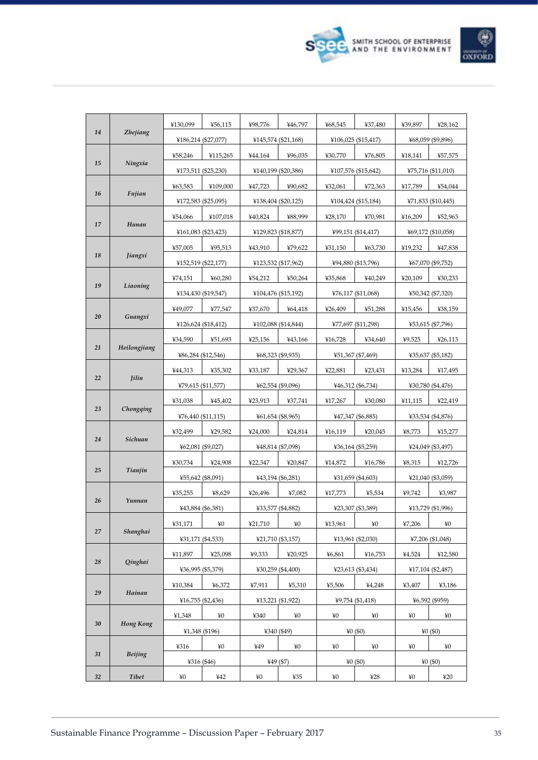| | | | | | | | | | |
|---|---|---|---|---|---|---|---|---|---|
| 14 | *Zhejiang* | ¥130,099 | ¥56,115 | ¥98,776 | ¥46,797 | ¥68,545 | ¥37,480 | ¥39,897 | ¥28,162 |
| | | ¥186,214 ($27,077) | | ¥145,574 ($21,168) | | ¥106,025 ($15,417) | | ¥68,059 ($9,896) | |
| 15 | *Ningxia* | ¥58,246 | ¥115,265 | ¥44,164 | ¥96,035 | ¥30,770 | ¥76,805 | ¥18,141 | ¥57,575 |
| | | ¥173,511 ($25,230) | | ¥140,199 ($20,386) | | ¥107,576 ($15,642) | | ¥75,716 ($11,010) | |
| 16 | *Fujian* | ¥63,583 | ¥109,000 | ¥47,723 | ¥90,682 | ¥32,061 | ¥72,363 | ¥17,789 | ¥54,044 |
| | | ¥172,583 ($25,095) | | ¥138,404 ($20,125) | | ¥104,424 ($15,184) | | ¥71,833 ($10,445) | |
| 17 | *Hunan* | ¥54,066 | ¥107,018 | ¥40,824 | ¥88,999 | ¥28,170 | ¥70,981 | ¥16,209 | ¥52,963 |
| | | ¥161,083 ($23,423) | | ¥129,823 ($18,877) | | ¥99,151 ($14,417) | | ¥69,172 ($10,058) | |
| 18 | *Jiangxi* | ¥57,005 | ¥95,513 | ¥43,910 | ¥79,622 | ¥31,150 | ¥63,730 | ¥19,232 | ¥47,838 |
| | | ¥152,519 ($22,177) | | ¥123,532 ($17,962) | | ¥94,880 ($13,796) | | ¥67,070 ($9,752) | |
| 19 | *Liaoning* | ¥74,151 | ¥60,280 | ¥54,212 | ¥50,264 | ¥35,868 | ¥40,249 | ¥20,109 | ¥30,233 |
| | | ¥134,430 ($19,547) | | ¥104,476 ($15,192) | | ¥76,117 ($11,068) | | ¥50,342 ($7,320) | |
| 20 | *Guangxi* | ¥49,077 | ¥77,547 | ¥37,670 | ¥64,418 | ¥26,409 | ¥51,288 | ¥15,456 | ¥38,159 |
| | | ¥126,624 ($18,412) | | ¥102,088 ($14,844) | | ¥77,697 ($11,298) | | ¥53,615 ($7,796) | |
| 21 | *Heilongjiang* | ¥34,590 | ¥51,693 | ¥25,156 | ¥43,166 | ¥16,728 | ¥34,640 | ¥9,525 | ¥26,113 |
| | | ¥86,284 ($12,546) | | ¥68,323 ($9,935) | | ¥51,367 ($7,469) | | ¥35,637 ($5,182) | |
| 22 | *Jilin* | ¥44,313 | ¥35,302 | ¥33,187 | ¥29,367 | ¥22,881 | ¥23,431 | ¥13,284 | ¥17,495 |
| | | ¥79,615 ($11,577) | | ¥62,554 ($9,096) | | ¥46,312 ($6,734) | | ¥30,780 ($4,476) | |
| 23 | *Chongqing* | ¥31,038 | ¥45,402 | ¥23,913 | ¥37,741 | ¥17,267 | ¥30,080 | ¥11,115 | ¥22,419 |
| | | ¥76,440 ($11,115) | | ¥61,654 ($8,965) | | ¥47,347 ($6,885) | | ¥33,534 ($4,876) | |
| 24 | *Sichuan* | ¥32,499 | ¥29,582 | ¥24,000 | ¥24,814 | ¥16,119 | ¥20,045 | ¥8,773 | ¥15,277 |
| | | ¥62,081 ($9,027) | | ¥48,814 ($7,098) | | ¥36,164 ($5,259) | | ¥24,049 ($3,497) | |
| 25 | *Tianjin* | ¥30,734 | ¥24,908 | ¥22,347 | ¥20,847 | ¥14,872 | ¥16,786 | ¥8,315 | ¥12,726 |
| | | ¥55,642 ($8,091) | | ¥43,194 ($6,281) | | ¥31,659 ($4,603) | | ¥21,040 ($3,059) | |
| 26 | *Yunnan* | ¥35,255 | ¥8,629 | ¥26,496 | ¥7,082 | ¥17,773 | ¥5,534 | ¥9,742 | ¥3,987 |
| | | ¥43,884 ($6,381) | | ¥33,577 ($4,882) | | ¥23,307 ($3,389) | | ¥13,729 ($1,996) | |
| 27 | *Shanghai* | ¥31,171 | ¥0 | ¥21,710 | ¥0 | ¥13,961 | ¥0 | ¥7,206 | ¥0 |
| | | ¥31,171 ($4,533) | | ¥21,710 ($3,157) | | ¥13,961 ($2,030) | | ¥7,206 ($1,048) | |
| 28 | *Qinghai* | ¥11,897 | ¥25,098 | ¥9,333 | ¥20,925 | ¥6,861 | ¥16,753 | ¥4,524 | ¥12,580 |
| | | ¥36,995 ($5,379) | | ¥30,259 ($4,400) | | ¥23,613 ($3,434) | | ¥17,104 ($2,487) | |
| 29 | *Hainan* | ¥10,384 | ¥6,372 | ¥7,911 | ¥5,310 | ¥5,506 | ¥4,248 | ¥3,407 | ¥3,186 |
| | | ¥16,755 ($2,436) | | ¥13,221 ($1,922) | | ¥9,754 ($1,418) | | ¥6,592 ($959) | |
| 30 | *Hong Kong* | ¥1,348 | ¥0 | ¥340 | ¥0 | ¥0 | ¥0 | ¥0 | ¥0 |
| | | ¥1,348 ($196) | | ¥340 ($49) | | ¥0 ($0) | | ¥0 ($0) | |
| 31 | *Beijing* | ¥316 | ¥0 | ¥49 | ¥0 | ¥0 | ¥0 | ¥0 | ¥0 |
| | | ¥316 ($46) | | ¥49 ($7) | | ¥0 ($0) | | ¥0 ($0) | |
| 32 | *Tibet* | ¥0 | ¥42 | ¥0 | ¥35 | ¥0 | ¥28 | ¥0 | ¥20 |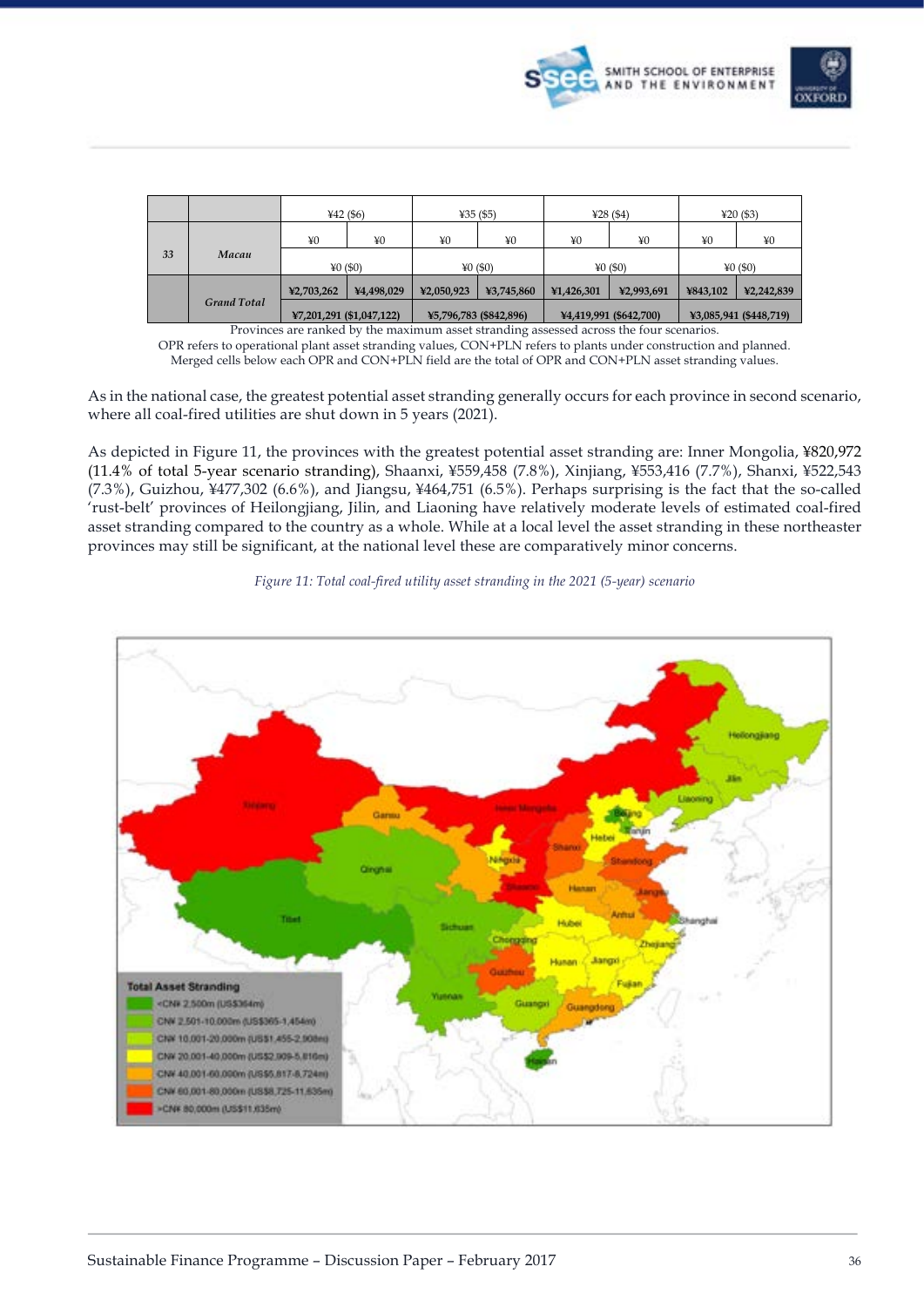| | | ¥42 ($6) | | ¥35 ($5) | | ¥28 ($4) | | ¥20 ($3) | |
|---|---|---|---|---|---|---|---|---|---|
| 33 | *Macau* | ¥0 | ¥0 | ¥0 | ¥0 | ¥0 | ¥0 | ¥0 | ¥0 |
| | | ¥0 ($0) | | ¥0 ($0) | | ¥0 ($0) | | ¥0 ($0) | |
| | *Grand Total* | ¥2,703,262 | ¥4,498,029 | ¥2,050,923 | ¥3,745,860 | ¥1,426,301 | ¥2,993,691 | ¥843,102 | ¥2,242,839 |
| | | ¥7,201,291 ($1,047,122) | | ¥5,796,783 ($842,896) | | ¥4,419,991 ($642,700) | | ¥3,085,941 ($448,719) | |

Provinces are ranked by the maximum asset stranding assessed across the four scenarios.
OPR refers to operational plant asset stranding values, CON+PLN refers to plants under construction and planned.
Merged cells below each OPR and CON+PLN field are the total of OPR and CON+PLN asset stranding values.

As in the national case, the greatest potential asset stranding generally occurs for each province in second scenario, where all coal-fired utilities are shut down in 5 years (2021).

As depicted in Figure 11, the provinces with the greatest potential asset stranding are: Inner Mongolia, ¥820,972 (11.4% of total 5-year scenario stranding), Shaanxi, ¥559,458 (7.8%), Xinjiang, ¥553,416 (7.7%), Shanxi, ¥522,543 (7.3%), Guizhou, ¥477,302 (6.6%), and Jiangsu, ¥464,751 (6.5%). Perhaps surprising is the fact that the so-called 'rust-belt' provinces of Heilongjiang, Jilin, and Liaoning have relatively moderate levels of estimated coal-fired asset stranding compared to the country as a whole. While at a local level the asset stranding in these northeaster provinces may still be significant, at the national level these are comparatively minor concerns.

*Figure 11: Total coal-fired utility asset stranding in the 2021 (5-year) scenario*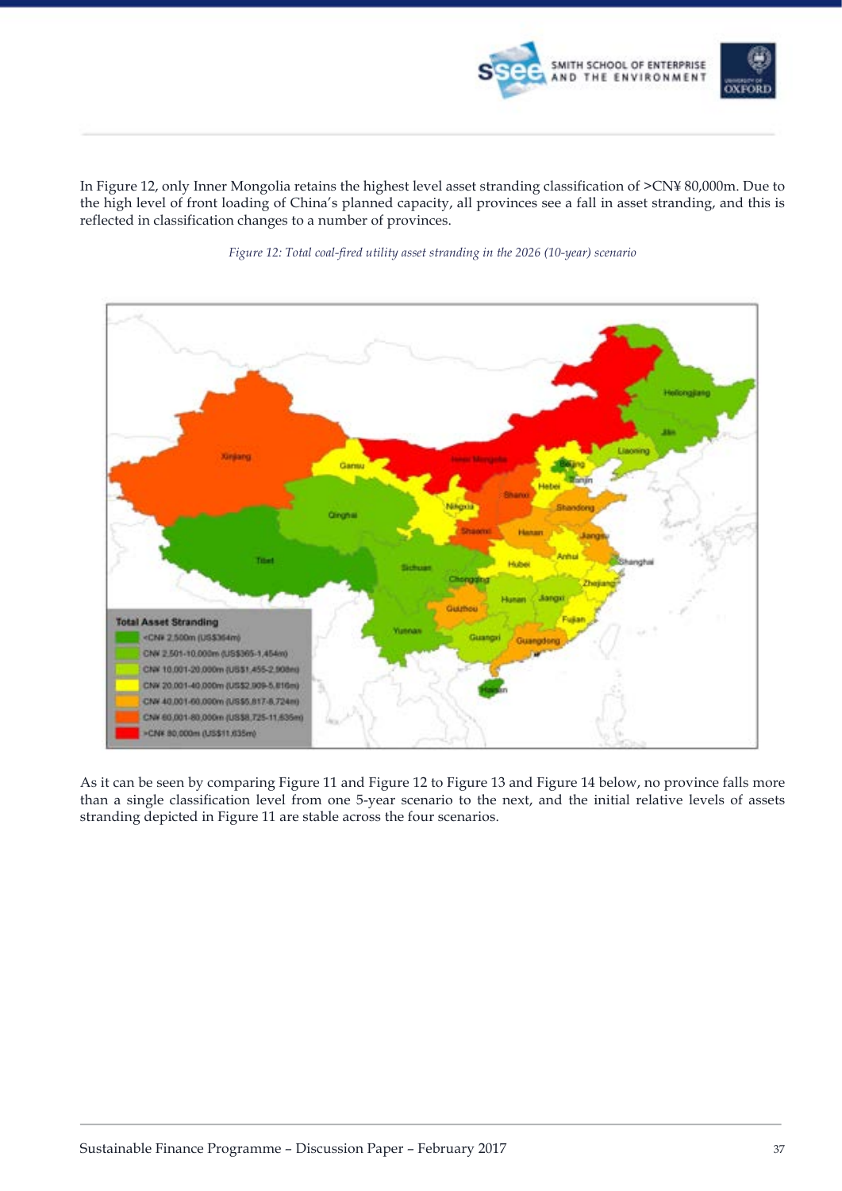In Figure 12, only Inner Mongolia retains the highest level asset stranding classification of >CN¥ 80,000m. Due to the high level of front loading of China's planned capacity, all provinces see a fall in asset stranding, and this is reflected in classification changes to a number of provinces.

*Figure 12: Total coal-fired utility asset stranding in the 2026 (10-year) scenario*

As it can be seen by comparing Figure 11 and Figure 12 to Figure 13 and Figure 14 below, no province falls more than a single classification level from one 5-year scenario to the next, and the initial relative levels of assets stranding depicted in Figure 11 are stable across the four scenarios.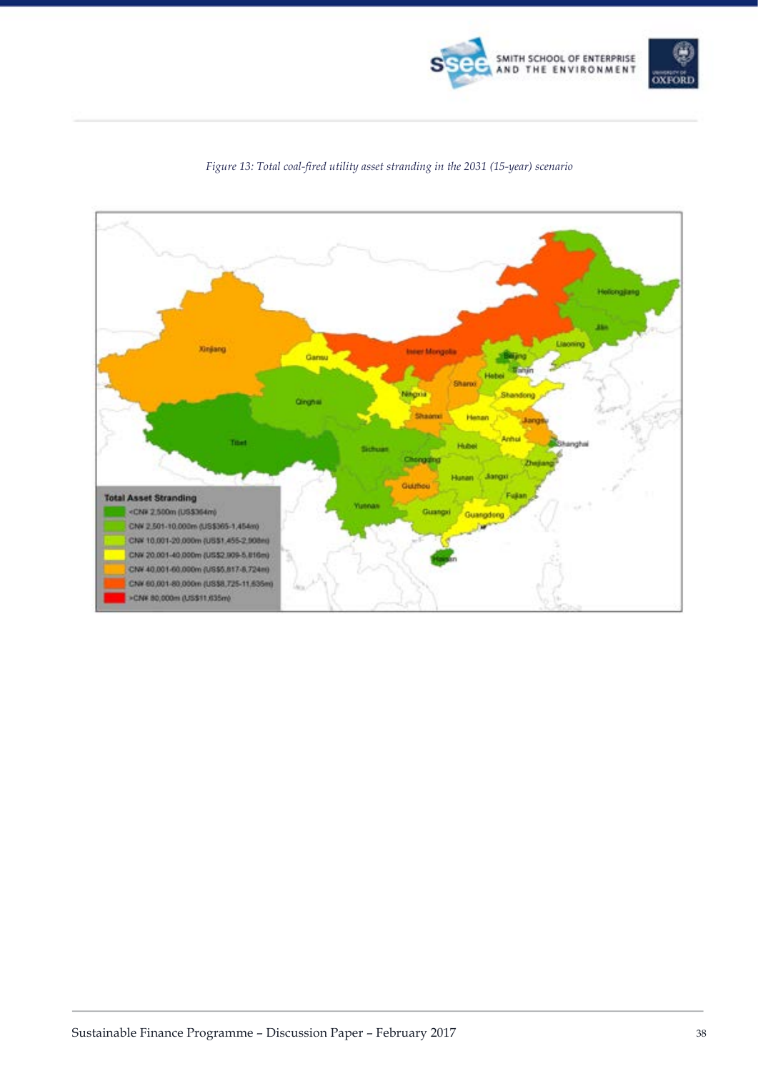*Figure 13: Total coal-fired utility asset stranding in the 2031 (15-year) scenario*

**Total Asset Stranding**

- <CN¥ 2,500m (US$364m)
- CN¥ 2,501-10,000m (US$365-1,454m)
- CN¥ 10,001-20,000m (US$1,455-2,908m)
- CN¥ 20,001-40,000m (US$2,909-5,816m)
- CN¥ 40,001-60,000m (US$5,817-8,724m)
- CN¥ 60,001-80,000m (US$8,725-11,635m)
- >CN¥ 80,000m (US$11,635m)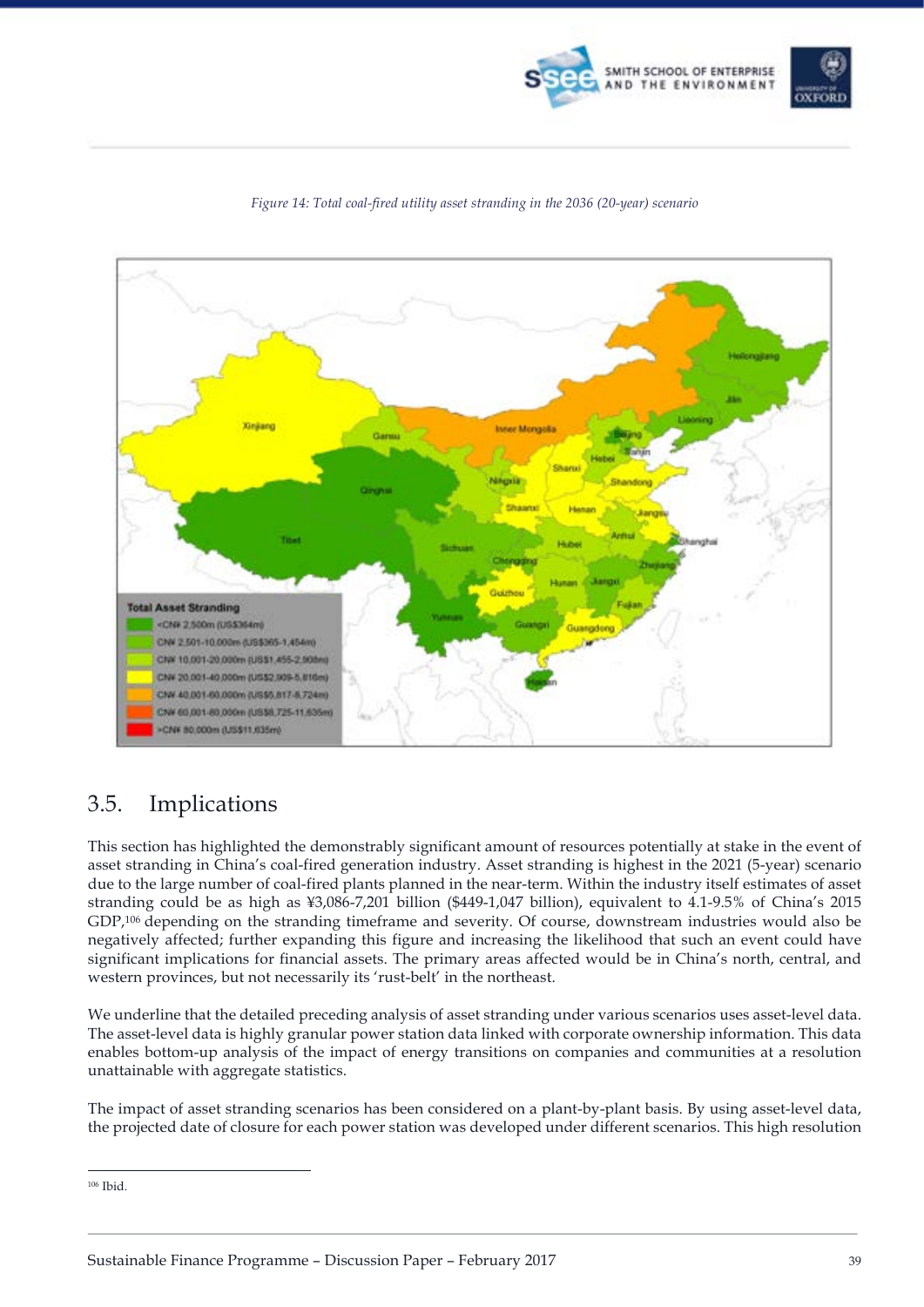*Figure 14: Total coal-fired utility asset stranding in the 2036 (20-year) scenario*

## 3.5. Implications

This section has highlighted the demonstrably significant amount of resources potentially at stake in the event of asset stranding in China's coal-fired generation industry. Asset stranding is highest in the 2021 (5-year) scenario due to the large number of coal-fired plants planned in the near-term. Within the industry itself estimates of asset stranding could be as high as ¥3,086-7,201 billion ($449-1,047 billion), equivalent to 4.1-9.5% of China's 2015 GDP,[106] depending on the stranding timeframe and severity. Of course, downstream industries would also be negatively affected; further expanding this figure and increasing the likelihood that such an event could have significant implications for financial assets. The primary areas affected would be in China's north, central, and western provinces, but not necessarily its 'rust-belt' in the northeast.

We underline that the detailed preceding analysis of asset stranding under various scenarios uses asset-level data. The asset-level data is highly granular power station data linked with corporate ownership information. This data enables bottom-up analysis of the impact of energy transitions on companies and communities at a resolution unattainable with aggregate statistics.

The impact of asset stranding scenarios has been considered on a plant-by-plant basis. By using asset-level data, the projected date of closure for each power station was developed under different scenarios. This high resolution

[106] Ibid.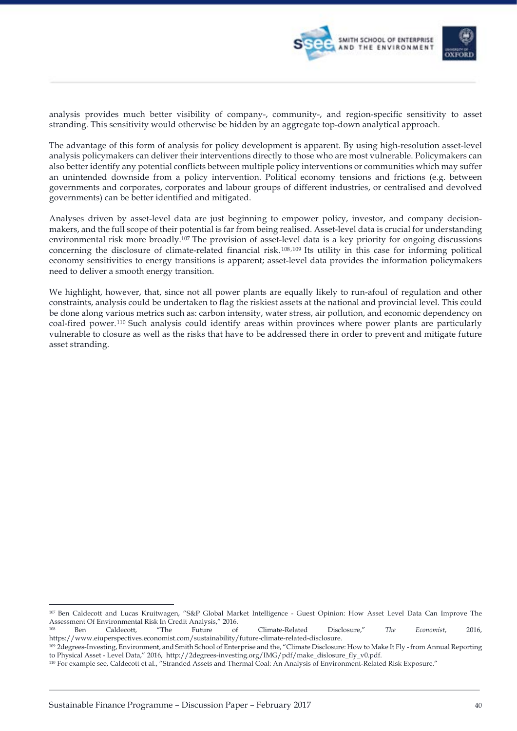analysis provides much better visibility of company-, community-, and region-specific sensitivity to asset stranding. This sensitivity would otherwise be hidden by an aggregate top-down analytical approach.

The advantage of this form of analysis for policy development is apparent. By using high-resolution asset-level analysis policymakers can deliver their interventions directly to those who are most vulnerable. Policymakers can also better identify any potential conflicts between multiple policy interventions or communities which may suffer an unintended downside from a policy intervention. Political economy tensions and frictions (e.g. between governments and corporates, corporates and labour groups of different industries, or centralised and devolved governments) can be better identified and mitigated.

Analyses driven by asset-level data are just beginning to empower policy, investor, and company decision-makers, and the full scope of their potential is far from being realised. Asset-level data is crucial for understanding environmental risk more broadly.[107] The provision of asset-level data is a key priority for ongoing discussions concerning the disclosure of climate-related financial risk.[108,109] Its utility in this case for informing political economy sensitivities to energy transitions is apparent; asset-level data provides the information policymakers need to deliver a smooth energy transition.

We highlight, however, that, since not all power plants are equally likely to run-afoul of regulation and other constraints, analysis could be undertaken to flag the riskiest assets at the national and provincial level. This could be done along various metrics such as: carbon intensity, water stress, air pollution, and economic dependency on coal-fired power.[110] Such analysis could identify areas within provinces where power plants are particularly vulnerable to closure as well as the risks that have to be addressed there in order to prevent and mitigate future asset stranding.

---

[107] Ben Caldecott and Lucas Kruitwagen, "S&P Global Market Intelligence - Guest Opinion: How Asset Level Data Can Improve The Assessment Of Environmental Risk In Credit Analysis," 2016.

[108] Ben Caldecott, "The Future of Climate-Related Disclosure," *The Economist*, 2016, https://www.eiuperspectives.economist.com/sustainability/future-climate-related-disclosure.

[109] 2degrees-Investing, Environment, and Smith School of Enterprise and the, "Climate Disclosure: How to Make It Fly - from Annual Reporting to Physical Asset - Level Data," 2016, http://2degrees-investing.org/IMG/pdf/make_dislosure_fly_v0.pdf.

[110] For example see, Caldecott et al., "Stranded Assets and Thermal Coal: An Analysis of Environment-Related Risk Exposure."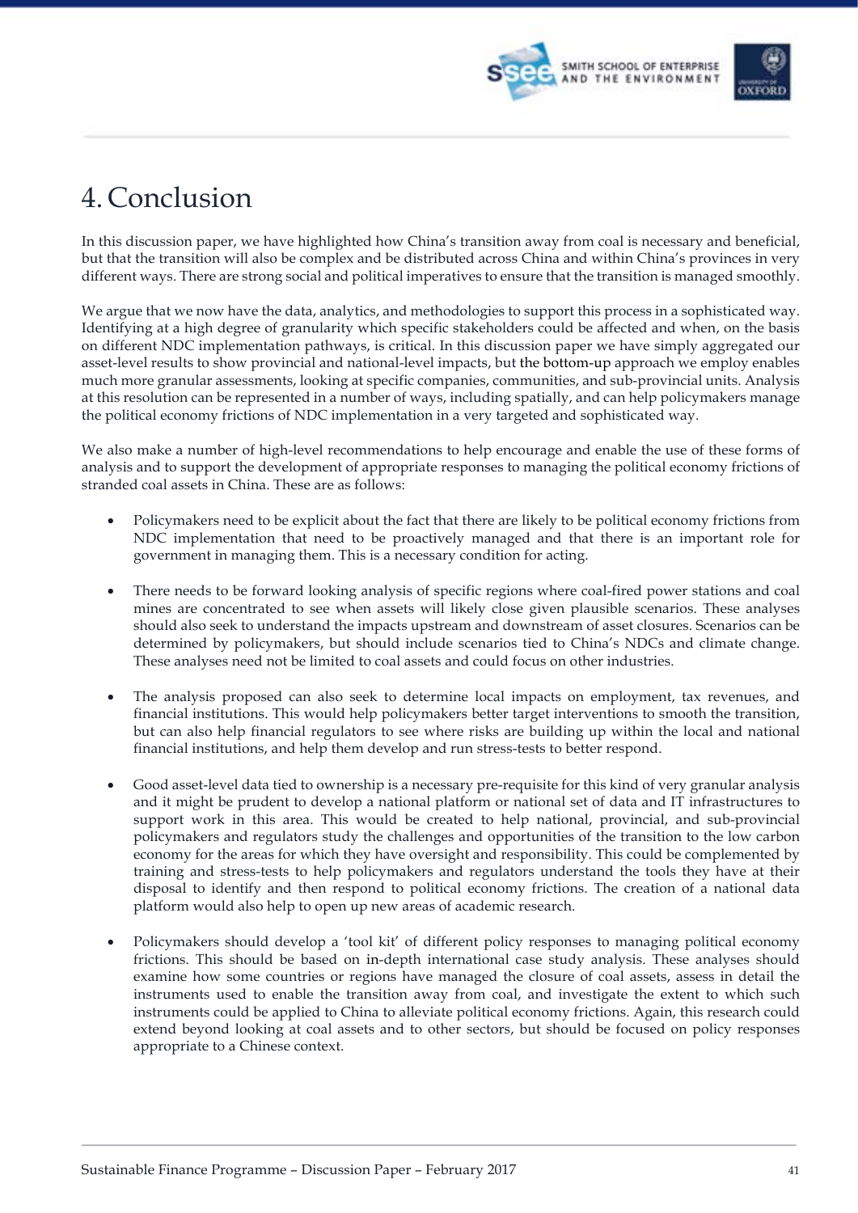# 4. Conclusion

In this discussion paper, we have highlighted how China's transition away from coal is necessary and beneficial, but that the transition will also be complex and be distributed across China and within China's provinces in very different ways. There are strong social and political imperatives to ensure that the transition is managed smoothly.

We argue that we now have the data, analytics, and methodologies to support this process in a sophisticated way. Identifying at a high degree of granularity which specific stakeholders could be affected and when, on the basis on different NDC implementation pathways, is critical. In this discussion paper we have simply aggregated our asset-level results to show provincial and national-level impacts, but the bottom-up approach we employ enables much more granular assessments, looking at specific companies, communities, and sub-provincial units. Analysis at this resolution can be represented in a number of ways, including spatially, and can help policymakers manage the political economy frictions of NDC implementation in a very targeted and sophisticated way.

We also make a number of high-level recommendations to help encourage and enable the use of these forms of analysis and to support the development of appropriate responses to managing the political economy frictions of stranded coal assets in China. These are as follows:

- Policymakers need to be explicit about the fact that there are likely to be political economy frictions from NDC implementation that need to be proactively managed and that there is an important role for government in managing them. This is a necessary condition for acting.
- There needs to be forward looking analysis of specific regions where coal-fired power stations and coal mines are concentrated to see when assets will likely close given plausible scenarios. These analyses should also seek to understand the impacts upstream and downstream of asset closures. Scenarios can be determined by policymakers, but should include scenarios tied to China's NDCs and climate change. These analyses need not be limited to coal assets and could focus on other industries.
- The analysis proposed can also seek to determine local impacts on employment, tax revenues, and financial institutions. This would help policymakers better target interventions to smooth the transition, but can also help financial regulators to see where risks are building up within the local and national financial institutions, and help them develop and run stress-tests to better respond.
- Good asset-level data tied to ownership is a necessary pre-requisite for this kind of very granular analysis and it might be prudent to develop a national platform or national set of data and IT infrastructures to support work in this area. This would be created to help national, provincial, and sub-provincial policymakers and regulators study the challenges and opportunities of the transition to the low carbon economy for the areas for which they have oversight and responsibility. This could be complemented by training and stress-tests to help policymakers and regulators understand the tools they have at their disposal to identify and then respond to political economy frictions. The creation of a national data platform would also help to open up new areas of academic research.
- Policymakers should develop a 'tool kit' of different policy responses to managing political economy frictions. This should be based on in-depth international case study analysis. These analyses should examine how some countries or regions have managed the closure of coal assets, assess in detail the instruments used to enable the transition away from coal, and investigate the extent to which such instruments could be applied to China to alleviate political economy frictions. Again, this research could extend beyond looking at coal assets and to other sectors, but should be focused on policy responses appropriate to a Chinese context.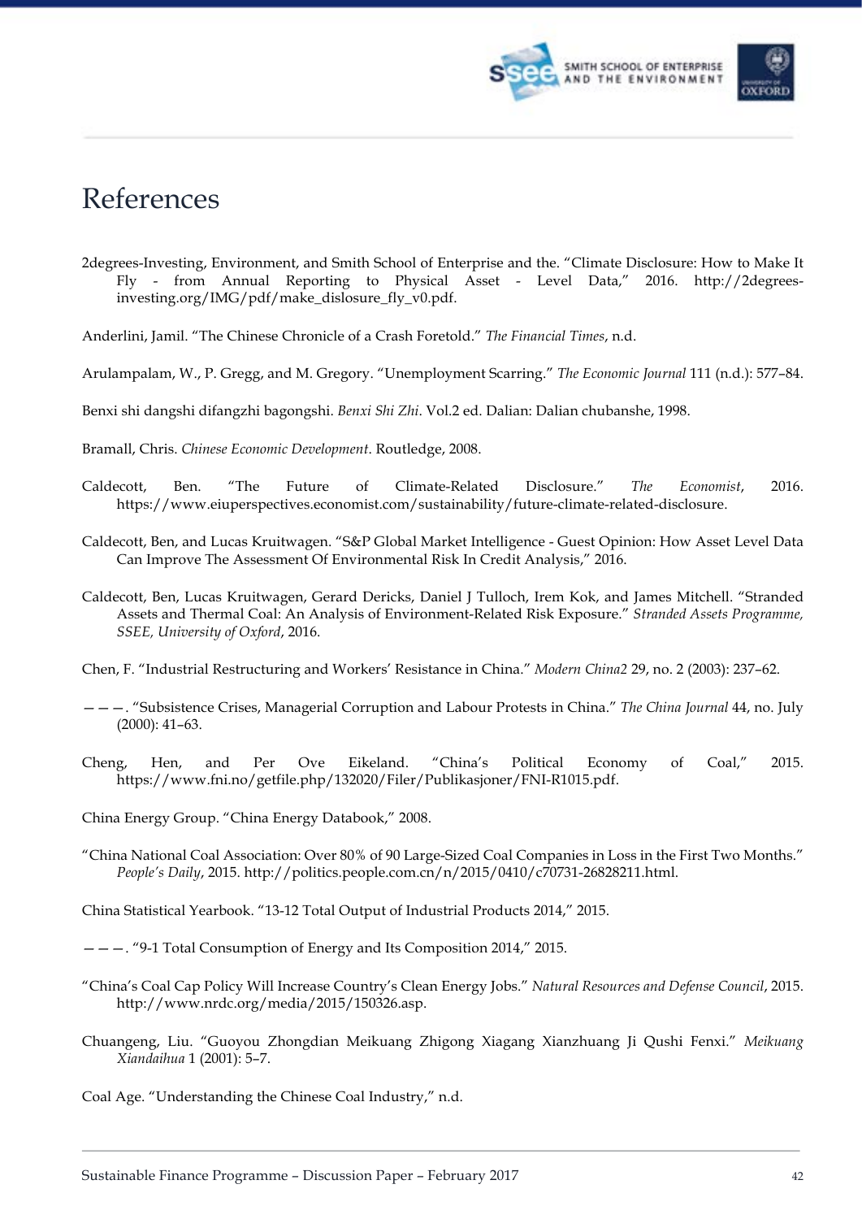# References

2degrees-Investing, Environment, and Smith School of Enterprise and the. "Climate Disclosure: How to Make It Fly - from Annual Reporting to Physical Asset - Level Data," 2016. http://2degrees-investing.org/IMG/pdf/make_dislosure_fly_v0.pdf.

Anderlini, Jamil. "The Chinese Chronicle of a Crash Foretold." *The Financial Times*, n.d.

Arulampalam, W., P. Gregg, and M. Gregory. "Unemployment Scarring." *The Economic Journal* 111 (n.d.): 577–84.

Benxi shi dangshi difangzhi bagongshi. *Benxi Shi Zhi*. Vol.2 ed. Dalian: Dalian chubanshe, 1998.

Bramall, Chris. *Chinese Economic Development*. Routledge, 2008.

Caldecott, Ben. "The Future of Climate-Related Disclosure." *The Economist*, 2016. https://www.eiuperspectives.economist.com/sustainability/future-climate-related-disclosure.

Caldecott, Ben, and Lucas Kruitwagen. "S&P Global Market Intelligence - Guest Opinion: How Asset Level Data Can Improve The Assessment Of Environmental Risk In Credit Analysis," 2016.

Caldecott, Ben, Lucas Kruitwagen, Gerard Dericks, Daniel J Tulloch, Irem Kok, and James Mitchell. "Stranded Assets and Thermal Coal: An Analysis of Environment-Related Risk Exposure." *Stranded Assets Programme, SSEE, University of Oxford*, 2016.

Chen, F. "Industrial Restructuring and Workers' Resistance in China." *Modern China2* 29, no. 2 (2003): 237–62.

———. "Subsistence Crises, Managerial Corruption and Labour Protests in China." *The China Journal* 44, no. July (2000): 41–63.

Cheng, Hen, and Per Ove Eikeland. "China's Political Economy of Coal," 2015. https://www.fni.no/getfile.php/132020/Filer/Publikasjoner/FNI-R1015.pdf.

China Energy Group. "China Energy Databook," 2008.

"China National Coal Association: Over 80% of 90 Large-Sized Coal Companies in Loss in the First Two Months." *People's Daily*, 2015. http://politics.people.com.cn/n/2015/0410/c70731-26828211.html.

China Statistical Yearbook. "13-12 Total Output of Industrial Products 2014," 2015.

———. "9-1 Total Consumption of Energy and Its Composition 2014," 2015.

"China's Coal Cap Policy Will Increase Country's Clean Energy Jobs." *Natural Resources and Defense Council*, 2015. http://www.nrdc.org/media/2015/150326.asp.

Chuangeng, Liu. "Guoyou Zhongdian Meikuang Zhigong Xiagang Xianzhuang Ji Qushi Fenxi." *Meikuang Xiandaihua* 1 (2001): 5–7.

Coal Age. "Understanding the Chinese Coal Industry," n.d.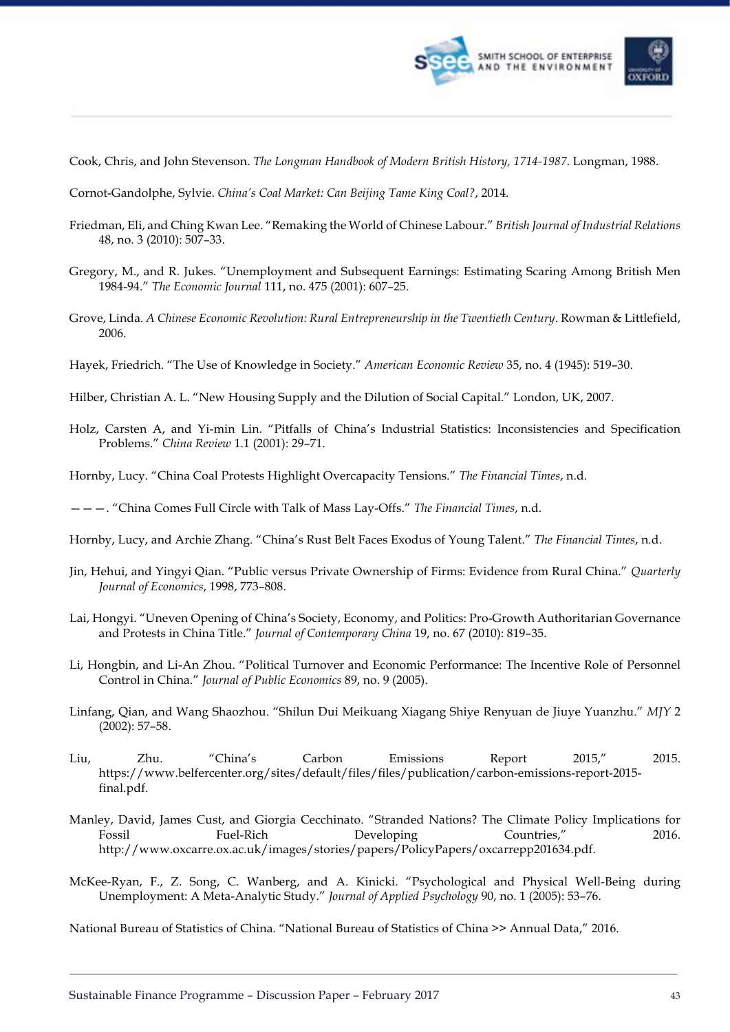Cook, Chris, and John Stevenson. *The Longman Handbook of Modern British History, 1714-1987*. Longman, 1988.

Cornot-Gandolphe, Sylvie. *China's Coal Market: Can Beijing Tame King Coal?*, 2014.

Friedman, Eli, and Ching Kwan Lee. "Remaking the World of Chinese Labour." *British Journal of Industrial Relations* 48, no. 3 (2010): 507–33.

Gregory, M., and R. Jukes. "Unemployment and Subsequent Earnings: Estimating Scaring Among British Men 1984-94." *The Economic Journal* 111, no. 475 (2001): 607–25.

Grove, Linda. *A Chinese Economic Revolution: Rural Entrepreneurship in the Twentieth Century*. Rowman & Littlefield, 2006.

Hayek, Friedrich. "The Use of Knowledge in Society." *American Economic Review* 35, no. 4 (1945): 519–30.

Hilber, Christian A. L. "New Housing Supply and the Dilution of Social Capital." London, UK, 2007.

Holz, Carsten A, and Yi-min Lin. "Pitfalls of China's Industrial Statistics: Inconsistencies and Specification Problems." *China Review* 1.1 (2001): 29–71.

Hornby, Lucy. "China Coal Protests Highlight Overcapacity Tensions." *The Financial Times*, n.d.

———. "China Comes Full Circle with Talk of Mass Lay-Offs." *The Financial Times*, n.d.

Hornby, Lucy, and Archie Zhang. "China's Rust Belt Faces Exodus of Young Talent." *The Financial Times*, n.d.

Jin, Hehui, and Yingyi Qian. "Public versus Private Ownership of Firms: Evidence from Rural China." *Quarterly Journal of Economics*, 1998, 773–808.

Lai, Hongyi. "Uneven Opening of China's Society, Economy, and Politics: Pro-Growth Authoritarian Governance and Protests in China Title." *Journal of Contemporary China* 19, no. 67 (2010): 819–35.

Li, Hongbin, and Li-An Zhou. "Political Turnover and Economic Performance: The Incentive Role of Personnel Control in China." *Journal of Public Economics* 89, no. 9 (2005).

Linfang, Qian, and Wang Shaozhou. "Shilun Dui Meikuang Xiagang Shiye Renyuan de Jiuye Yuanzhu." *MJY* 2 (2002): 57–58.

Liu, Zhu. "China's Carbon Emissions Report 2015," 2015. https://www.belfercenter.org/sites/default/files/files/publication/carbon-emissions-report-2015-final.pdf.

Manley, David, James Cust, and Giorgia Cecchinato. "Stranded Nations? The Climate Policy Implications for Fossil Fuel-Rich Developing Countries," 2016. http://www.oxcarre.ox.ac.uk/images/stories/papers/PolicyPapers/oxcarrepp201634.pdf.

McKee-Ryan, F., Z. Song, C. Wanberg, and A. Kinicki. "Psychological and Physical Well-Being during Unemployment: A Meta-Analytic Study." *Journal of Applied Psychology* 90, no. 1 (2005): 53–76.

National Bureau of Statistics of China. "National Bureau of Statistics of China >> Annual Data," 2016.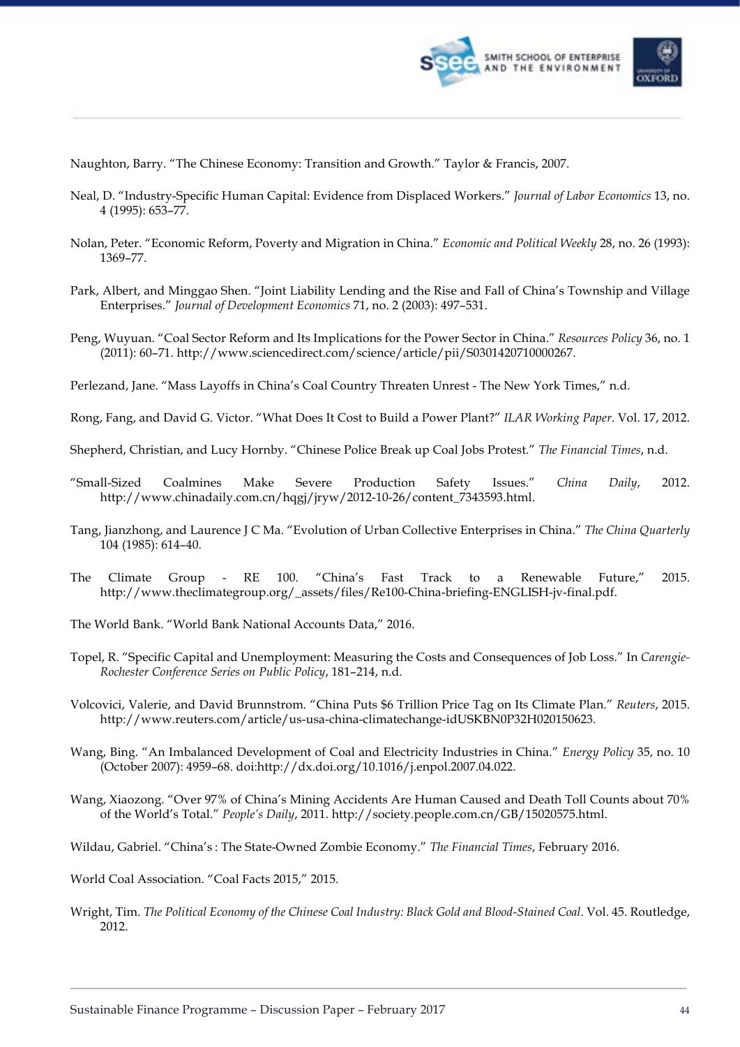Naughton, Barry. "The Chinese Economy: Transition and Growth." Taylor & Francis, 2007.

Neal, D. "Industry-Specific Human Capital: Evidence from Displaced Workers." *Journal of Labor Economics* 13, no. 4 (1995): 653–77.

Nolan, Peter. "Economic Reform, Poverty and Migration in China." *Economic and Political Weekly* 28, no. 26 (1993): 1369–77.

Park, Albert, and Minggao Shen. "Joint Liability Lending and the Rise and Fall of China's Township and Village Enterprises." *Journal of Development Economics* 71, no. 2 (2003): 497–531.

Peng, Wuyuan. "Coal Sector Reform and Its Implications for the Power Sector in China." *Resources Policy* 36, no. 1 (2011): 60–71. http://www.sciencedirect.com/science/article/pii/S0301420710000267.

Perlezand, Jane. "Mass Layoffs in China's Coal Country Threaten Unrest - The New York Times," n.d.

Rong, Fang, and David G. Victor. "What Does It Cost to Build a Power Plant?" *ILAR Working Paper*. Vol. 17, 2012.

Shepherd, Christian, and Lucy Hornby. "Chinese Police Break up Coal Jobs Protest." *The Financial Times*, n.d.

"Small-Sized Coalmines Make Severe Production Safety Issues." *China Daily*, 2012. http://www.chinadaily.com.cn/hqgj/jryw/2012-10-26/content_7343593.html.

Tang, Jianzhong, and Laurence J C Ma. "Evolution of Urban Collective Enterprises in China." *The China Quarterly* 104 (1985): 614–40.

The Climate Group - RE 100. "China's Fast Track to a Renewable Future," 2015. http://www.theclimategroup.org/_assets/files/Re100-China-briefing-ENGLISH-jv-final.pdf.

The World Bank. "World Bank National Accounts Data," 2016.

Topel, R. "Specific Capital and Unemployment: Measuring the Costs and Consequences of Job Loss." In *Carengie-Rochester Conference Series on Public Policy*, 181–214, n.d.

Volcovici, Valerie, and David Brunnstrom. "China Puts $6 Trillion Price Tag on Its Climate Plan." *Reuters*, 2015. http://www.reuters.com/article/us-usa-china-climatechange-idUSKBN0P32H020150623.

Wang, Bing. "An Imbalanced Development of Coal and Electricity Industries in China." *Energy Policy* 35, no. 10 (October 2007): 4959–68. doi:http://dx.doi.org/10.1016/j.enpol.2007.04.022.

Wang, Xiaozong. "Over 97% of China's Mining Accidents Are Human Caused and Death Toll Counts about 70% of the World's Total." *People's Daily*, 2011. http://society.people.com.cn/GB/15020575.html.

Wildau, Gabriel. "China's : The State-Owned Zombie Economy." *The Financial Times*, February 2016.

World Coal Association. "Coal Facts 2015," 2015.

Wright, Tim. *The Political Economy of the Chinese Coal Industry: Black Gold and Blood-Stained Coal*. Vol. 45. Routledge, 2012.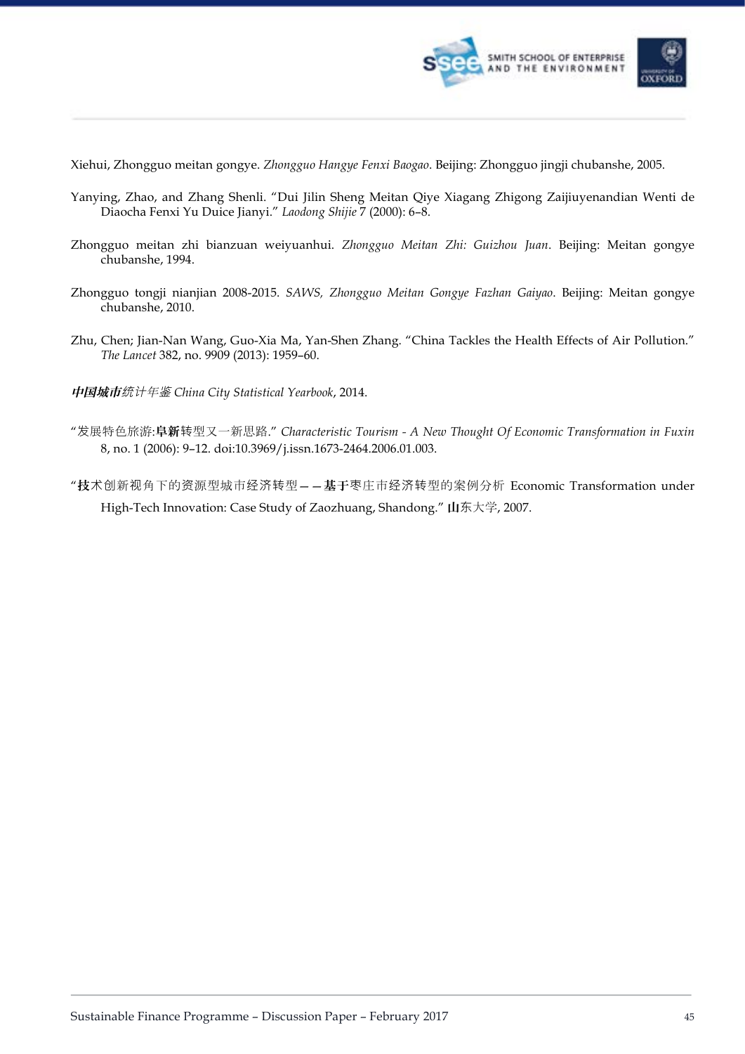Xiehui, Zhongguo meitan gongye. *Zhongguo Hangye Fenxi Baogao*. Beijing: Zhongguo jingji chubanshe, 2005.

Yanying, Zhao, and Zhang Shenli. "Dui Jilin Sheng Meitan Qiye Xiagang Zhigong Zaijiuyenandian Wenti de Diaocha Fenxi Yu Duice Jianyi." *Laodong Shijie* 7 (2000): 6–8.

Zhongguo meitan zhi bianzuan weiyuanhui. *Zhongguo Meitan Zhi: Guizhou Juan*. Beijing: Meitan gongye chubanshe, 1994.

Zhongguo tongji nianjian 2008-2015. *SAWS, Zhongguo Meitan Gongye Fazhan Gaiyao*. Beijing: Meitan gongye chubanshe, 2010.

Zhu, Chen; Jian-Nan Wang, Guo-Xia Ma, Yan-Shen Zhang. "China Tackles the Health Effects of Air Pollution." *The Lancet* 382, no. 9909 (2013): 1959–60.

*中国城市统计年鉴 China City Statistical Yearbook*, 2014.

"发展特色旅游:阜新转型又一新思路." *Characteristic Tourism - A New Thought Of Economic Transformation in Fuxin* 8, no. 1 (2006): 9–12. doi:10.3969/j.issn.1673-2464.2006.01.003.

"技术创新视角下的资源型城市经济转型——基于枣庄市经济转型的案例分析 Economic Transformation under High-Tech Innovation: Case Study of Zaozhuang, Shandong." 山东大学, 2007.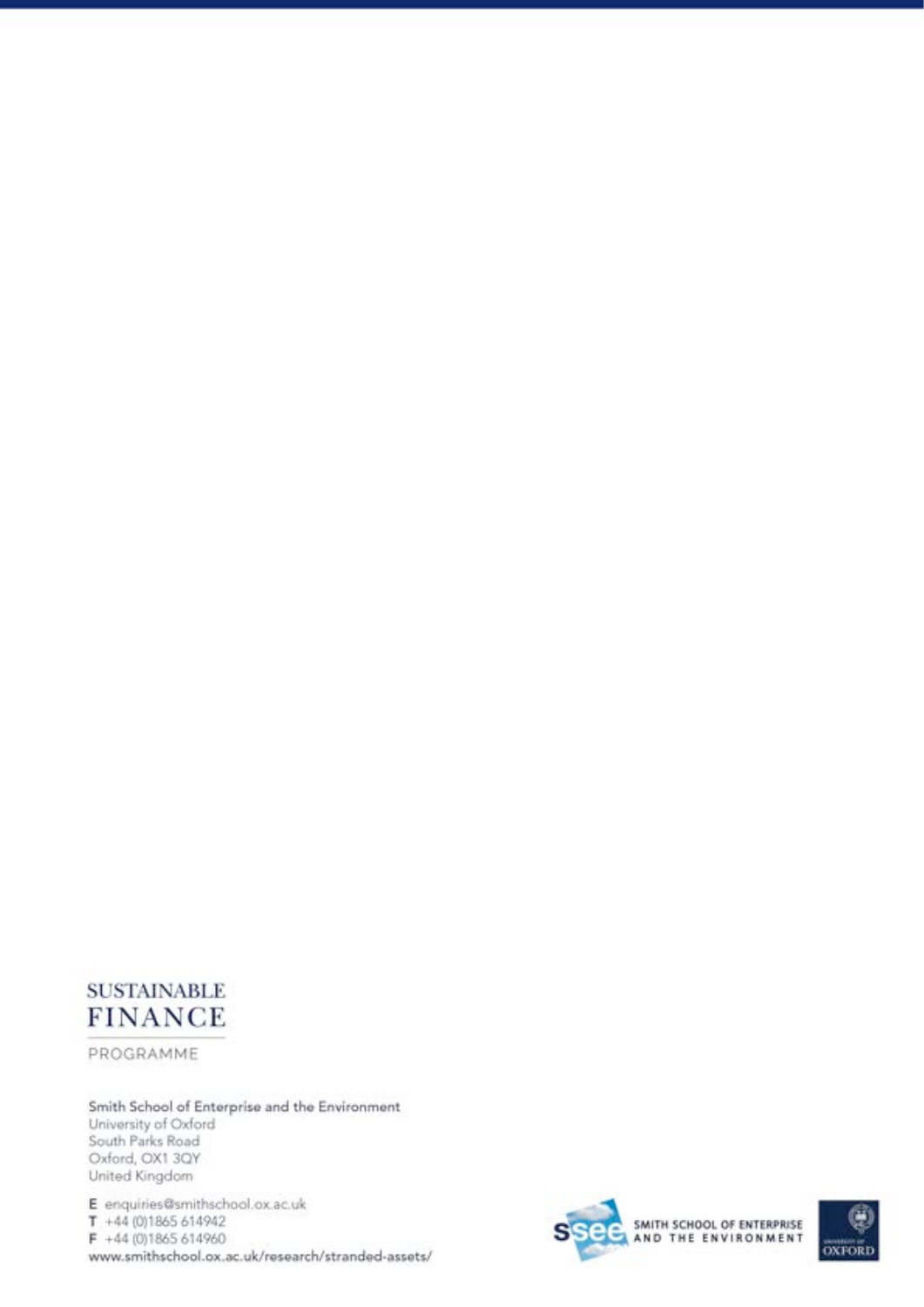SUSTAINABLE
FINANCE

PROGRAMME

Smith School of Enterprise and the Environment
University of Oxford
South Parks Road
Oxford, OX1 3QY
United Kingdom

E enquiries@smithschool.ox.ac.uk
T +44 (0)1865 614942
F +44 (0)1865 614960
www.smithschool.ox.ac.uk/research/stranded-assets/

SMITH SCHOOL OF ENTERPRISE AND THE ENVIRONMENT